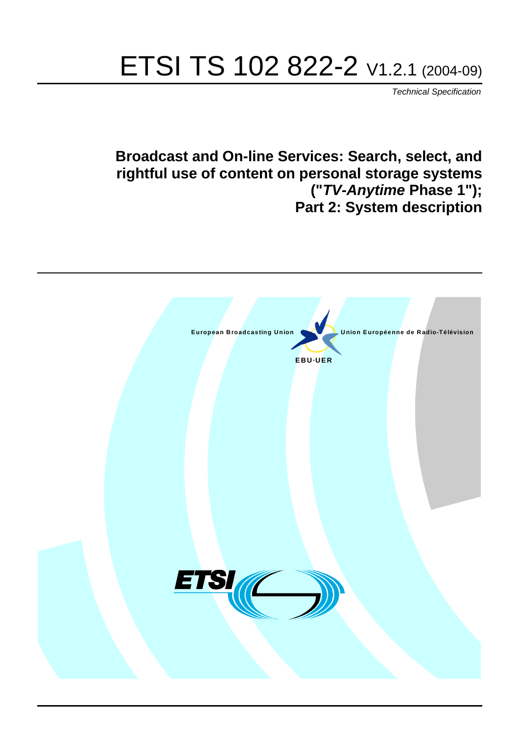# ETSI TS 102 822-2 V1.2.1 (2004-09)

*Technical Specification*

## Broadcast and On-line Services: Search, select, and rightful use of content on personal storage systems ("*TV-Anytime* Phase 1"); Part 2: System description

European Broadcasting Union

Union Européenne de Radio-Télévision

EBU·UER

ETSI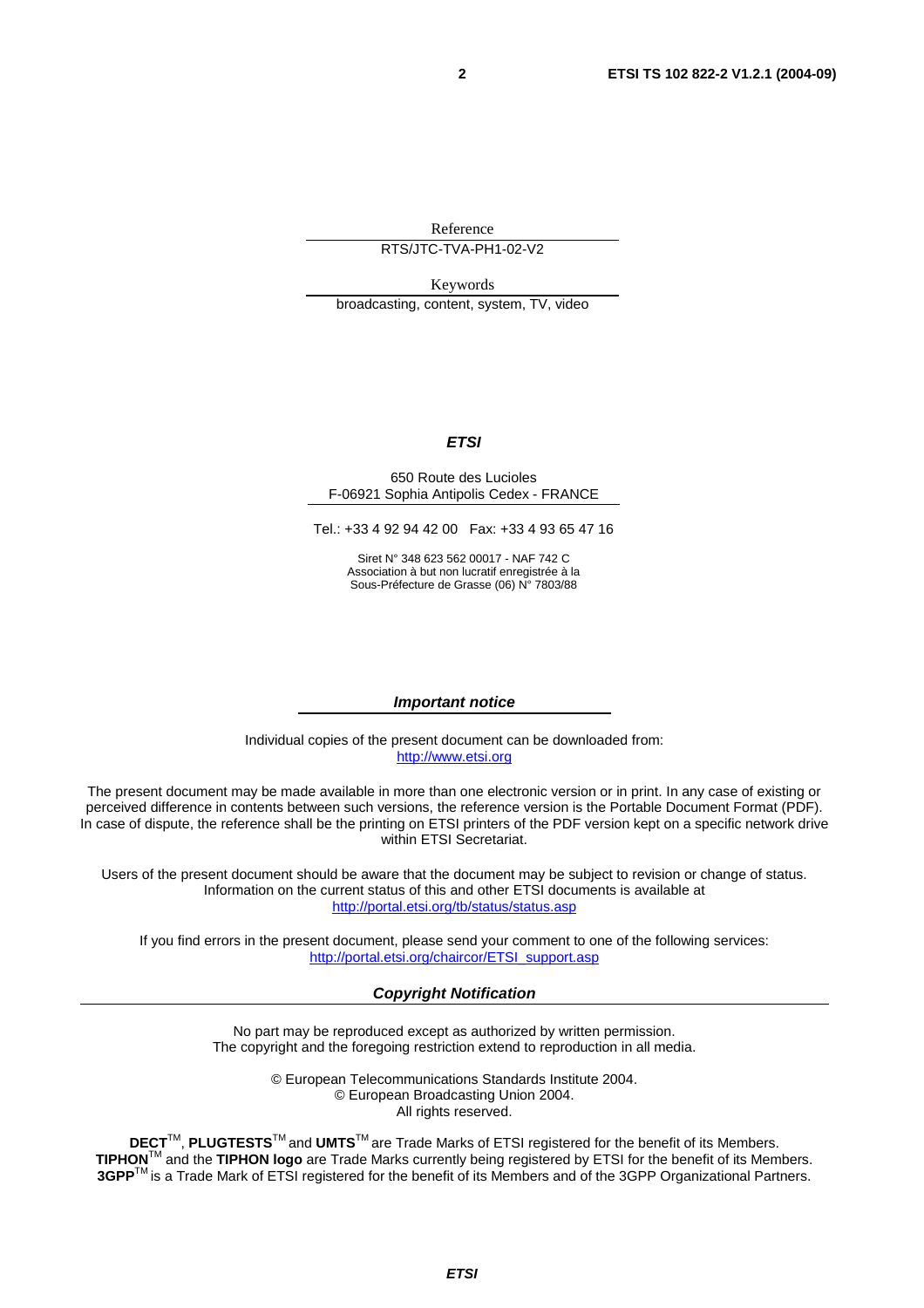Reference

RTS/JTC-TVA-PH1-02-V2

Keywords

broadcasting, content, system, TV, video

***ETSI***

650 Route des Lucioles
F-06921 Sophia Antipolis Cedex - FRANCE

Tel.: +33 4 92 94 42 00   Fax: +33 4 93 65 47 16

Siret N° 348 623 562 00017 - NAF 742 C
Association à but non lucratif enregistrée à la
Sous-Préfecture de Grasse (06) N° 7803/88

***Important notice***

Individual copies of the present document can be downloaded from:
http://www.etsi.org

The present document may be made available in more than one electronic version or in print. In any case of existing or perceived difference in contents between such versions, the reference version is the Portable Document Format (PDF). In case of dispute, the reference shall be the printing on ETSI printers of the PDF version kept on a specific network drive within ETSI Secretariat.

Users of the present document should be aware that the document may be subject to revision or change of status. Information on the current status of this and other ETSI documents is available at
http://portal.etsi.org/tb/status/status.asp

If you find errors in the present document, please send your comment to one of the following services:
http://portal.etsi.org/chaircor/ETSI_support.asp

***Copyright Notification***

No part may be reproduced except as authorized by written permission.
The copyright and the foregoing restriction extend to reproduction in all media.

© European Telecommunications Standards Institute 2004.
© European Broadcasting Union 2004.
All rights reserved.

**DECT**TM, **PLUGTESTS**TM and **UMTS**TM are Trade Marks of ETSI registered for the benefit of its Members.
**TIPHON**TM and the **TIPHON logo** are Trade Marks currently being registered by ETSI for the benefit of its Members.
**3GPP**TM is a Trade Mark of ETSI registered for the benefit of its Members and of the 3GPP Organizational Partners.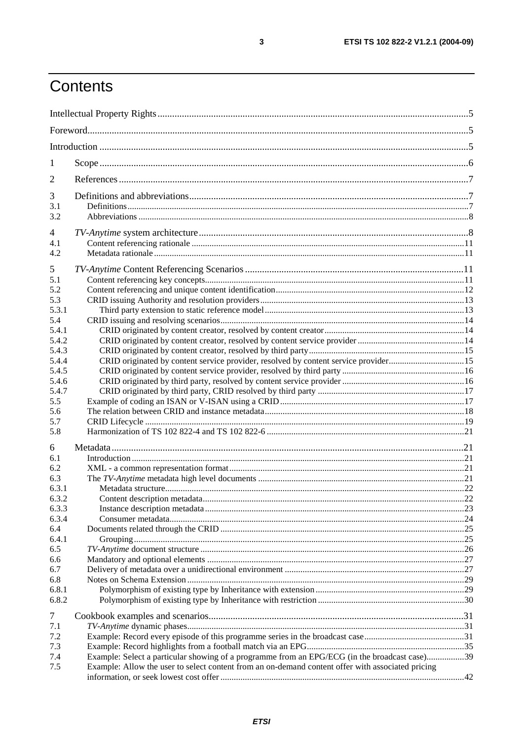# Contents

Intellectual Property Rights ....................................................................................................................5

Foreword....................................................................................................................................................5

Introduction ................................................................................................................................................5

1 Scope ......................................................................................................................................................6

2 References ..............................................................................................................................................7

3 Definitions and abbreviations..................................................................................................................7
3.1 Definitions..............................................................................................................................................7
3.2 Abbreviations ..........................................................................................................................................8

4 *TV-Anytime* system architecture..........................................................................................................8
4.1 Content referencing rationale ................................................................................................................11
4.2 Metadata rationale.................................................................................................................................11

5 *TV-Anytime* Content Referencing Scenarios .....................................................................................11
5.1 Content referencing key concepts..........................................................................................................11
5.2 Content referencing and unique content identification..........................................................................12
5.3 CRID issuing Authority and resolution providers..................................................................................13
5.3.1 Third party extension to static reference model..................................................................................13
5.4 CRID issuing and resolving scenarios...................................................................................................14
5.4.1 CRID originated by content creator, resolved by content creator........................................................14
5.4.2 CRID originated by content creator, resolved by content service provider..........................................14
5.4.3 CRID originated by content creator, resolved by third party...............................................................15
5.4.4 CRID originated by content service provider, resolved by content service provider............................15
5.4.5 CRID originated by content service provider, resolved by third party.................................................16
5.4.6 CRID originated by third party, resolved by content service provider.................................................16
5.4.7 CRID originated by third party, CRID resolved by third party............................................................17
5.5 Example of coding an ISAN or V-ISAN using a CRID.........................................................................17
5.6 The relation between CRID and instance metadata................................................................................18
5.7 CRID Lifecycle .....................................................................................................................................19
5.8 Harmonization of TS 102 822-4 and TS 102 822-6 ..............................................................................21

6 Metadata................................................................................................................................................21
6.1 Introduction ...........................................................................................................................................21
6.2 XML - a common representation format................................................................................................21
6.3 The *TV-Anytime* metadata high level documents .................................................................................21
6.3.1 Metadata structure............................................................................................................................22
6.3.2 Content description metadata...........................................................................................................22
6.3.3 Instance description metadata...........................................................................................................23
6.3.4 Consumer metadata..........................................................................................................................24
6.4 Documents related through the CRID ...................................................................................................25
6.4.1 Grouping..........................................................................................................................................25
6.5 *TV-Anytime* document structure ..........................................................................................................26
6.6 Mandatory and optional elements .........................................................................................................27
6.7 Delivery of metadata over a unidirectional environment .......................................................................27
6.8 Notes on Schema Extension ..................................................................................................................29
6.8.1 Polymorphism of existing type by Inheritance with extension..........................................................29
6.8.2 Polymorphism of existing type by Inheritance with restriction .........................................................30

7 Cookbook examples and scenarios........................................................................................................31
7.1 *TV-Anytime* dynamic phases.................................................................................................................31
7.2 Example: Record every episode of this programme series in the broadcast case...................................31
7.3 Example: Record highlights from a football match via an EPG.............................................................35
7.4 Example: Select a particular showing of a programme from an EPG/ECG (in the broadcast case)........39
7.5 Example: Allow the user to select content from an on-demand content offer with associated pricing information, or seek lowest cost offer ...................................................................................................42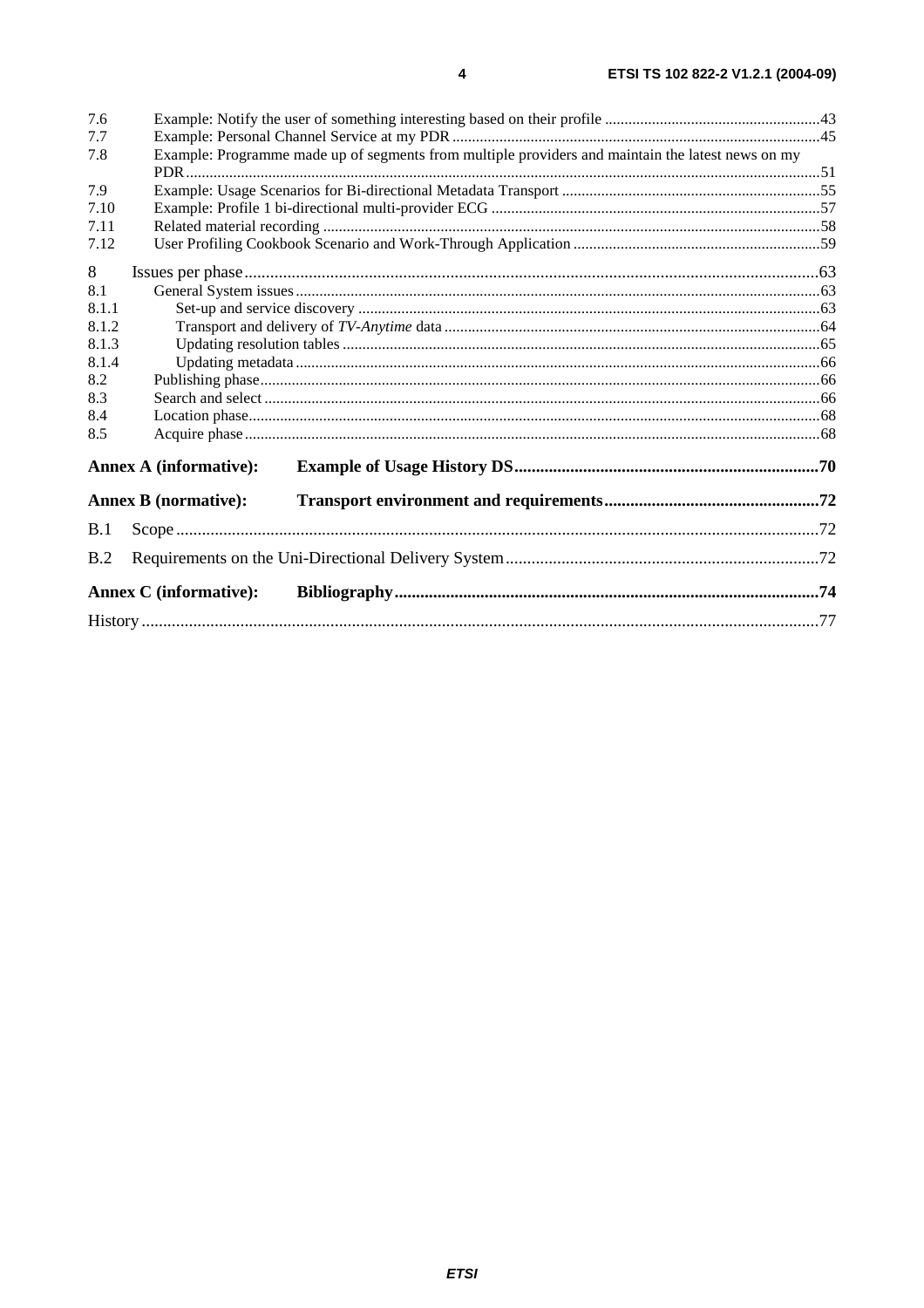7.6 Example: Notify the user of something interesting based on their profile ....................................................... 43
7.7 Example: Personal Channel Service at my PDR ............................................................................................. 45
7.8 Example: Programme made up of segments from multiple providers and maintain the latest news on my PDR ................................................................................................................................................................ 51
7.9 Example: Usage Scenarios for Bi-directional Metadata Transport .................................................................. 55
7.10 Example: Profile 1 bi-directional multi-provider ECG .................................................................................... 57
7.11 Related material recording ............................................................................................................................... 58
7.12 User Profiling Cookbook Scenario and Work-Through Application ............................................................... 59

8 Issues per phase ..................................................................................................................................... 63
8.1 General System issues ...................................................................................................................................... 63
8.1.1 Set-up and service discovery ...................................................................................................................... 63
8.1.2 Transport and delivery of *TV-Anytime* data ................................................................................................ 64
8.1.3 Updating resolution tables .......................................................................................................................... 65
8.1.4 Updating metadata ...................................................................................................................................... 66
8.2 Publishing phase ............................................................................................................................................... 66
8.3 Search and select .............................................................................................................................................. 66
8.4 Location phase .................................................................................................................................................. 68
8.5 Acquire phase ................................................................................................................................................... 68

**Annex A (informative): Example of Usage History DS ...................................................................... 70**

**Annex B (normative): Transport environment and requirements ................................................. 72**

B.1 Scope ..................................................................................................................................................... 72

B.2 Requirements on the Uni-Directional Delivery System ......................................................................... 72

**Annex C (informative): Bibliography .................................................................................................. 74**

History ............................................................................................................................................................ 77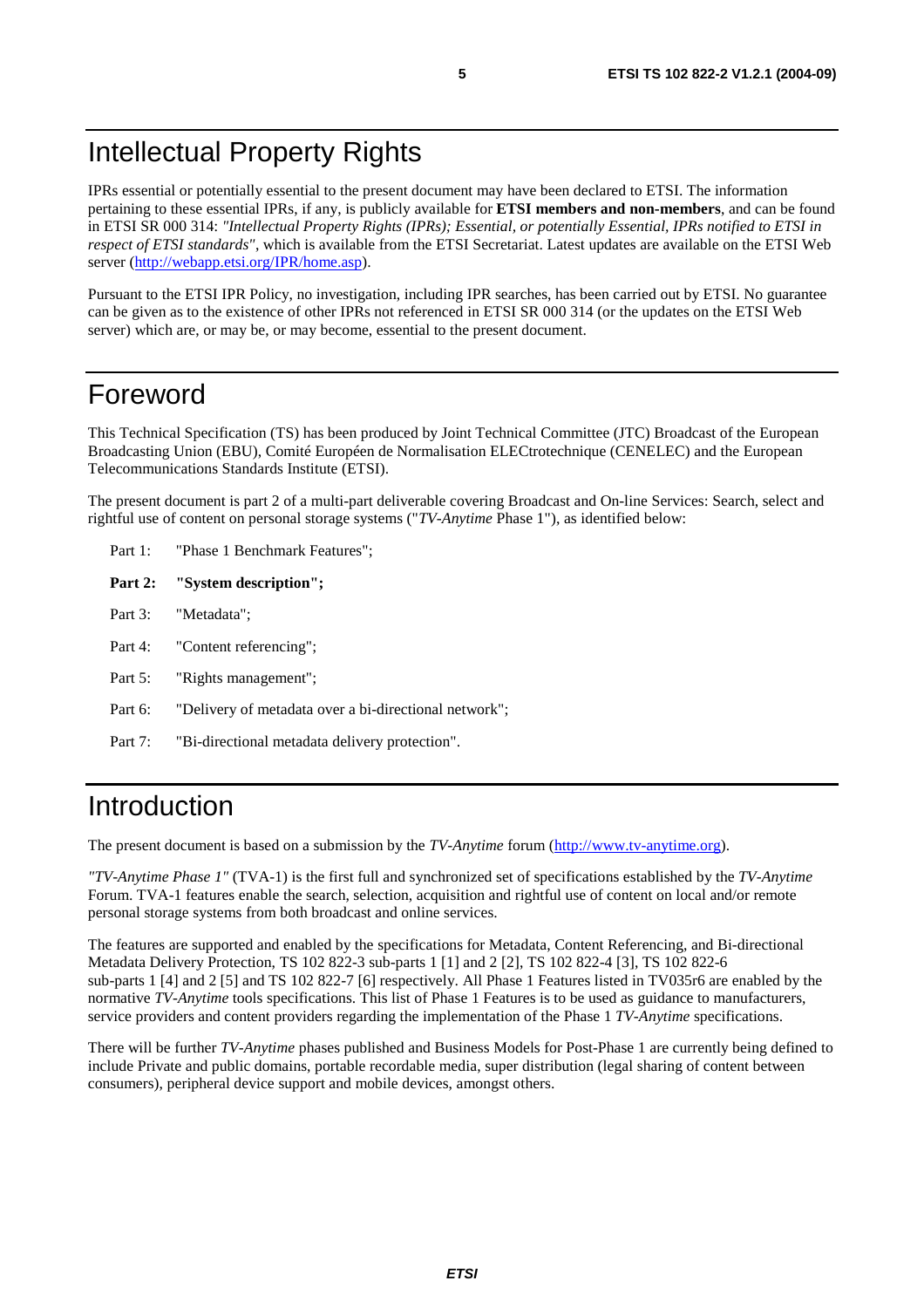# Intellectual Property Rights

IPRs essential or potentially essential to the present document may have been declared to ETSI. The information pertaining to these essential IPRs, if any, is publicly available for **ETSI members and non-members**, and can be found in ETSI SR 000 314: *"Intellectual Property Rights (IPRs); Essential, or potentially Essential, IPRs notified to ETSI in respect of ETSI standards"*, which is available from the ETSI Secretariat. Latest updates are available on the ETSI Web server (http://webapp.etsi.org/IPR/home.asp).

Pursuant to the ETSI IPR Policy, no investigation, including IPR searches, has been carried out by ETSI. No guarantee can be given as to the existence of other IPRs not referenced in ETSI SR 000 314 (or the updates on the ETSI Web server) which are, or may be, or may become, essential to the present document.

# Foreword

This Technical Specification (TS) has been produced by Joint Technical Committee (JTC) Broadcast of the European Broadcasting Union (EBU), Comité Européen de Normalisation ELECtrotechnique (CENELEC) and the European Telecommunications Standards Institute (ETSI).

The present document is part 2 of a multi-part deliverable covering Broadcast and On-line Services: Search, select and rightful use of content on personal storage systems ("*TV-Anytime* Phase 1"), as identified below:

Part 1: "Phase 1 Benchmark Features";

**Part 2: "System description";**

Part 3: "Metadata";

Part 4: "Content referencing";

Part 5: "Rights management";

Part 6: "Delivery of metadata over a bi-directional network";

Part 7: "Bi-directional metadata delivery protection".

# Introduction

The present document is based on a submission by the *TV-Anytime* forum (http://www.tv-anytime.org).

*"TV-Anytime Phase 1"* (TVA-1) is the first full and synchronized set of specifications established by the *TV-Anytime* Forum. TVA-1 features enable the search, selection, acquisition and rightful use of content on local and/or remote personal storage systems from both broadcast and online services.

The features are supported and enabled by the specifications for Metadata, Content Referencing, and Bi-directional Metadata Delivery Protection, TS 102 822-3 sub-parts 1 [1] and 2 [2], TS 102 822-4 [3], TS 102 822-6 sub-parts 1 [4] and 2 [5] and TS 102 822-7 [6] respectively. All Phase 1 Features listed in TV035r6 are enabled by the normative *TV-Anytime* tools specifications. This list of Phase 1 Features is to be used as guidance to manufacturers, service providers and content providers regarding the implementation of the Phase 1 *TV-Anytime* specifications.

There will be further *TV-Anytime* phases published and Business Models for Post-Phase 1 are currently being defined to include Private and public domains, portable recordable media, super distribution (legal sharing of content between consumers), peripheral device support and mobile devices, amongst others.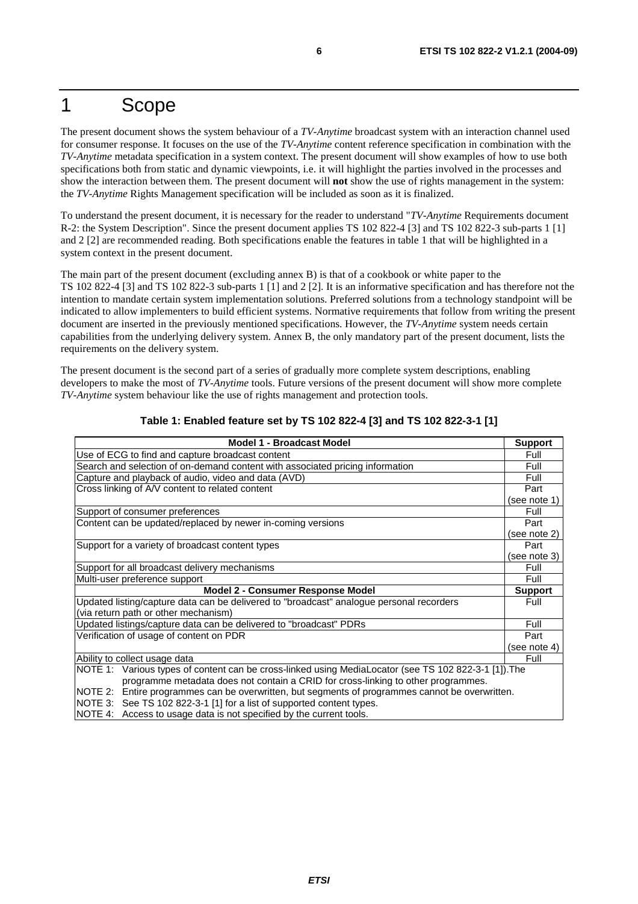# 1 Scope

The present document shows the system behaviour of a *TV-Anytime* broadcast system with an interaction channel used for consumer response. It focuses on the use of the *TV-Anytime* content reference specification in combination with the *TV-Anytime* metadata specification in a system context. The present document will show examples of how to use both specifications both from static and dynamic viewpoints, i.e. it will highlight the parties involved in the processes and show the interaction between them. The present document will **not** show the use of rights management in the system: the *TV-Anytime* Rights Management specification will be included as soon as it is finalized.

To understand the present document, it is necessary for the reader to understand "*TV-Anytime* Requirements document R-2: the System Description". Since the present document applies TS 102 822-4 [3] and TS 102 822-3 sub-parts 1 [1] and 2 [2] are recommended reading. Both specifications enable the features in table 1 that will be highlighted in a system context in the present document.

The main part of the present document (excluding annex B) is that of a cookbook or white paper to the TS 102 822-4 [3] and TS 102 822-3 sub-parts 1 [1] and 2 [2]. It is an informative specification and has therefore not the intention to mandate certain system implementation solutions. Preferred solutions from a technology standpoint will be indicated to allow implementers to build efficient systems. Normative requirements that follow from writing the present document are inserted in the previously mentioned specifications. However, the *TV-Anytime* system needs certain capabilities from the underlying delivery system. Annex B, the only mandatory part of the present document, lists the requirements on the delivery system.

The present document is the second part of a series of gradually more complete system descriptions, enabling developers to make the most of *TV-Anytime* tools. Future versions of the present document will show more complete *TV-Anytime* system behaviour like the use of rights management and protection tools.

**Table 1: Enabled feature set by TS 102 822-4 [3] and TS 102 822-3-1 [1]**

| Model 1 - Broadcast Model | Support |
|---|---|
| Use of ECG to find and capture broadcast content | Full |
| Search and selection of on-demand content with associated pricing information | Full |
| Capture and playback of audio, video and data (AVD) | Full |
| Cross linking of A/V content to related content | Part (see note 1) |
| Support of consumer preferences | Full |
| Content can be updated/replaced by newer in-coming versions | Part (see note 2) |
| Support for a variety of broadcast content types | Part (see note 3) |
| Support for all broadcast delivery mechanisms | Full |
| Multi-user preference support | Full |
| **Model 2 - Consumer Response Model** | **Support** |
| Updated listing/capture data can be delivered to "broadcast" analogue personal recorders (via return path or other mechanism) | Full |
| Updated listings/capture data can be delivered to "broadcast" PDRs | Full |
| Verification of usage of content on PDR | Part (see note 4) |
| Ability to collect usage data | Full |
| NOTE 1: Various types of content can be cross-linked using MediaLocator (see TS 102 822-3-1 [1]).The programme metadata does not contain a CRID for cross-linking to other programmes. | |
| NOTE 2: Entire programmes can be overwritten, but segments of programmes cannot be overwritten. | |
| NOTE 3: See TS 102 822-3-1 [1] for a list of supported content types. | |
| NOTE 4: Access to usage data is not specified by the current tools. | |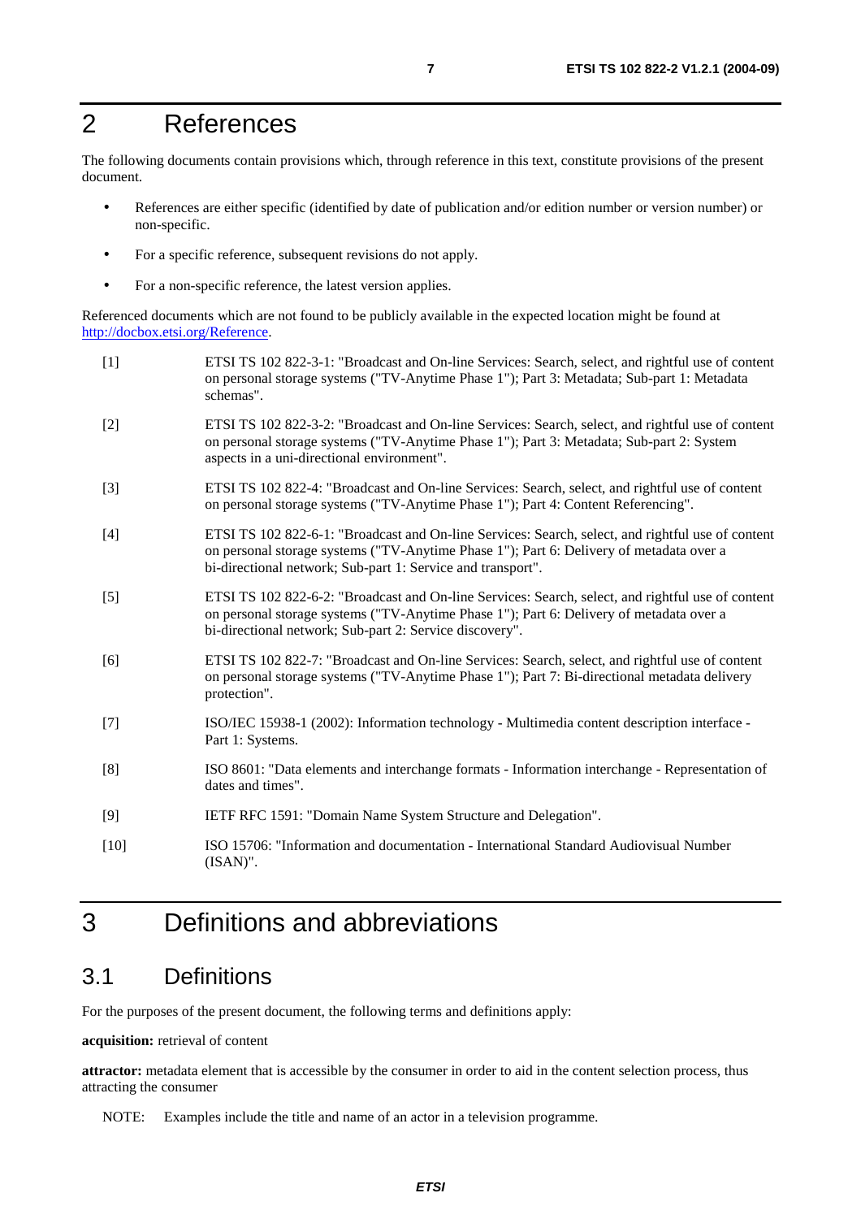# 2 References

The following documents contain provisions which, through reference in this text, constitute provisions of the present document.

- References are either specific (identified by date of publication and/or edition number or version number) or non-specific.
- For a specific reference, subsequent revisions do not apply.
- For a non-specific reference, the latest version applies.

Referenced documents which are not found to be publicly available in the expected location might be found at http://docbox.etsi.org/Reference.

[1] ETSI TS 102 822-3-1: "Broadcast and On-line Services: Search, select, and rightful use of content on personal storage systems ("TV-Anytime Phase 1"); Part 3: Metadata; Sub-part 1: Metadata schemas".

[2] ETSI TS 102 822-3-2: "Broadcast and On-line Services: Search, select, and rightful use of content on personal storage systems ("TV-Anytime Phase 1"); Part 3: Metadata; Sub-part 2: System aspects in a uni-directional environment".

[3] ETSI TS 102 822-4: "Broadcast and On-line Services: Search, select, and rightful use of content on personal storage systems ("TV-Anytime Phase 1"); Part 4: Content Referencing".

[4] ETSI TS 102 822-6-1: "Broadcast and On-line Services: Search, select, and rightful use of content on personal storage systems ("TV-Anytime Phase 1"); Part 6: Delivery of metadata over a bi-directional network; Sub-part 1: Service and transport".

[5] ETSI TS 102 822-6-2: "Broadcast and On-line Services: Search, select, and rightful use of content on personal storage systems ("TV-Anytime Phase 1"); Part 6: Delivery of metadata over a bi-directional network; Sub-part 2: Service discovery".

[6] ETSI TS 102 822-7: "Broadcast and On-line Services: Search, select, and rightful use of content on personal storage systems ("TV-Anytime Phase 1"); Part 7: Bi-directional metadata delivery protection".

[7] ISO/IEC 15938-1 (2002): Information technology - Multimedia content description interface - Part 1: Systems.

[8] ISO 8601: "Data elements and interchange formats - Information interchange - Representation of dates and times".

[9] IETF RFC 1591: "Domain Name System Structure and Delegation".

[10] ISO 15706: "Information and documentation - International Standard Audiovisual Number (ISAN)".

# 3 Definitions and abbreviations

## 3.1 Definitions

For the purposes of the present document, the following terms and definitions apply:

**acquisition:** retrieval of content

**attractor:** metadata element that is accessible by the consumer in order to aid in the content selection process, thus attracting the consumer

NOTE: Examples include the title and name of an actor in a television programme.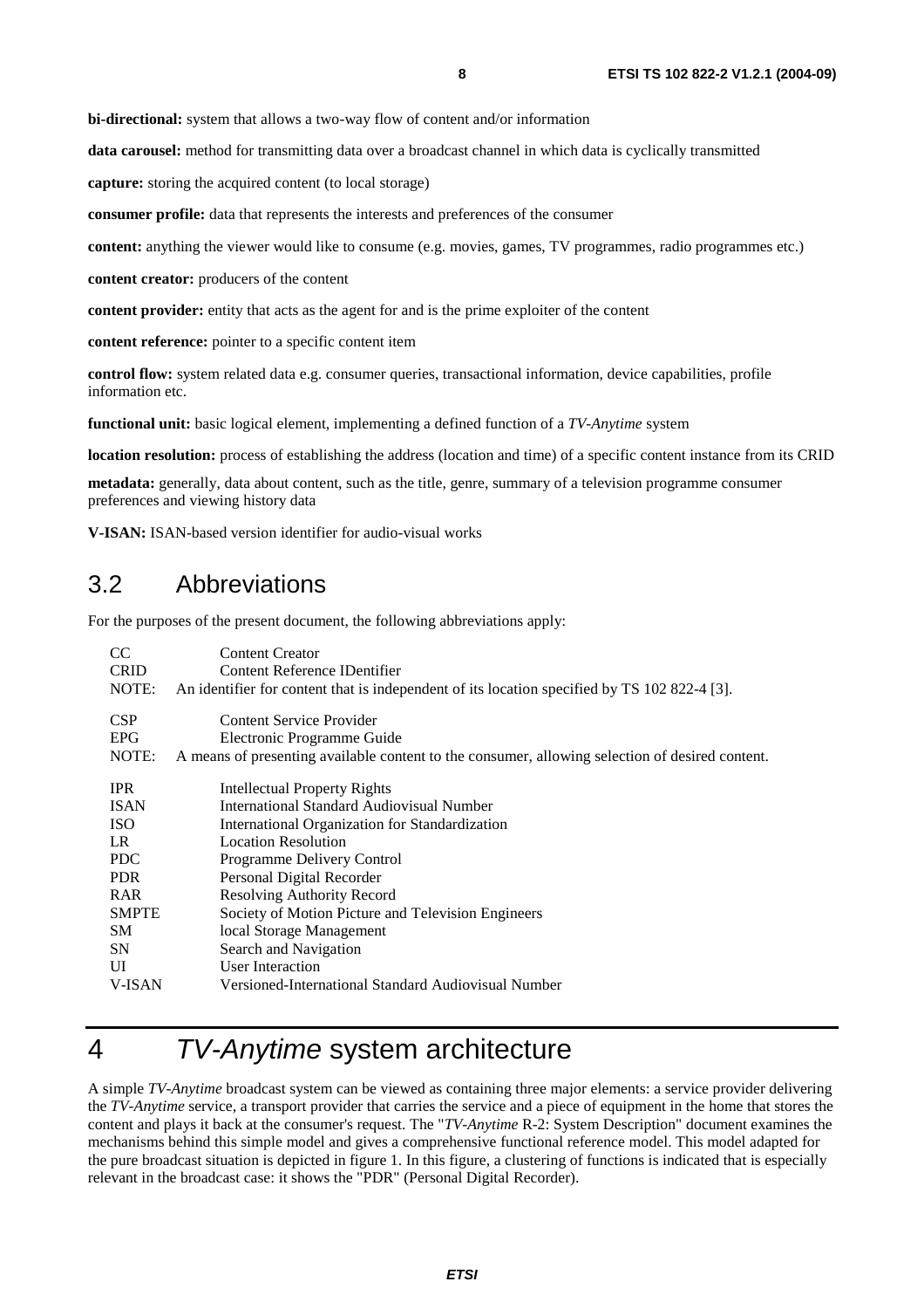**bi-directional:** system that allows a two-way flow of content and/or information

**data carousel:** method for transmitting data over a broadcast channel in which data is cyclically transmitted

**capture:** storing the acquired content (to local storage)

**consumer profile:** data that represents the interests and preferences of the consumer

**content:** anything the viewer would like to consume (e.g. movies, games, TV programmes, radio programmes etc.)

**content creator:** producers of the content

**content provider:** entity that acts as the agent for and is the prime exploiter of the content

**content reference:** pointer to a specific content item

**control flow:** system related data e.g. consumer queries, transactional information, device capabilities, profile information etc.

**functional unit:** basic logical element, implementing a defined function of a *TV-Anytime* system

**location resolution:** process of establishing the address (location and time) of a specific content instance from its CRID

**metadata:** generally, data about content, such as the title, genre, summary of a television programme consumer preferences and viewing history data

**V-ISAN:** ISAN-based version identifier for audio-visual works

## 3.2 Abbreviations

For the purposes of the present document, the following abbreviations apply:

CC Content Creator
CRID Content Reference IDentifier
NOTE: An identifier for content that is independent of its location specified by TS 102 822-4 [3].

CSP Content Service Provider
EPG Electronic Programme Guide
NOTE: A means of presenting available content to the consumer, allowing selection of desired content.

IPR Intellectual Property Rights
ISAN International Standard Audiovisual Number
ISO International Organization for Standardization
LR Location Resolution
PDC Programme Delivery Control
PDR Personal Digital Recorder
RAR Resolving Authority Record
SMPTE Society of Motion Picture and Television Engineers
SM local Storage Management
SN Search and Navigation
UI User Interaction
V-ISAN Versioned-International Standard Audiovisual Number

# 4 *TV-Anytime* system architecture

A simple *TV-Anytime* broadcast system can be viewed as containing three major elements: a service provider delivering the *TV-Anytime* service, a transport provider that carries the service and a piece of equipment in the home that stores the content and plays it back at the consumer's request. The "*TV-Anytime* R-2: System Description" document examines the mechanisms behind this simple model and gives a comprehensive functional reference model. This model adapted for the pure broadcast situation is depicted in figure 1. In this figure, a clustering of functions is indicated that is especially relevant in the broadcast case: it shows the "PDR" (Personal Digital Recorder).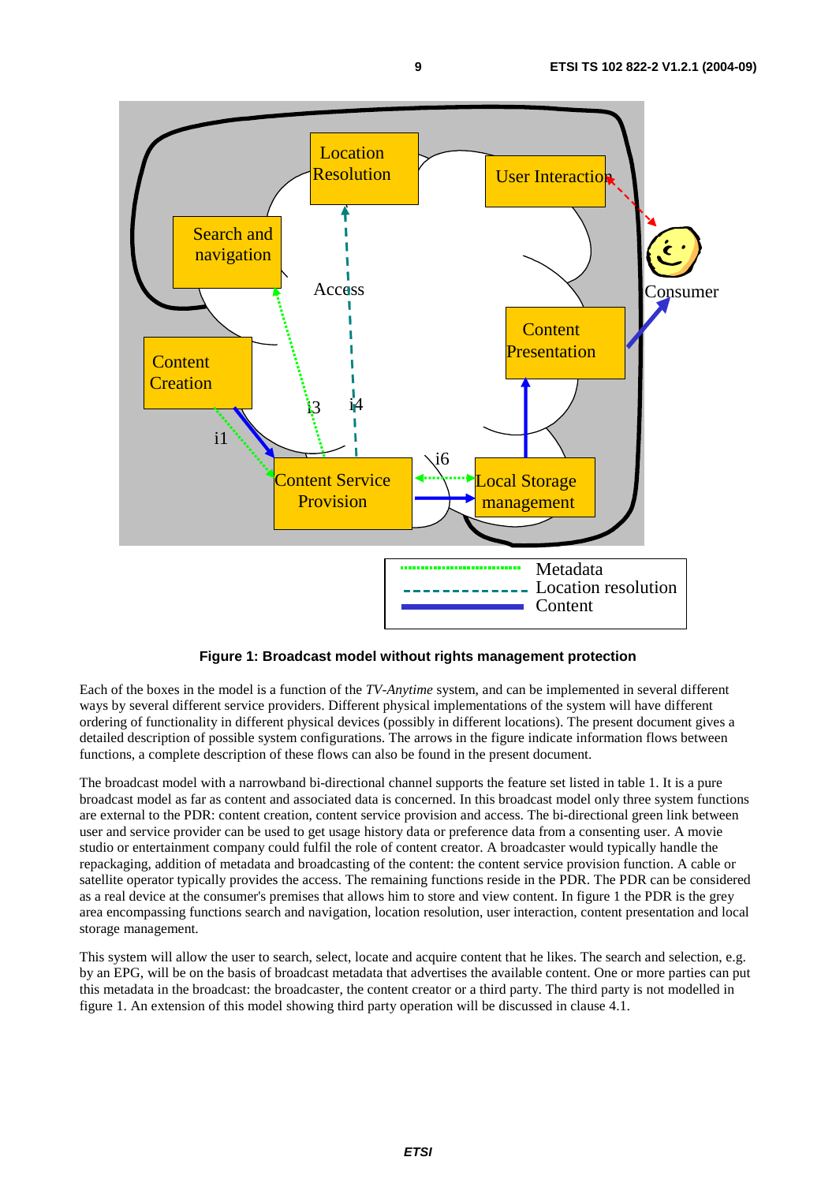**Figure 1: Broadcast model without rights management protection**

Each of the boxes in the model is a function of the *TV-Anytime* system, and can be implemented in several different ways by several different service providers. Different physical implementations of the system will have different ordering of functionality in different physical devices (possibly in different locations). The present document gives a detailed description of possible system configurations. The arrows in the figure indicate information flows between functions, a complete description of these flows can also be found in the present document.

The broadcast model with a narrowband bi-directional channel supports the feature set listed in table 1. It is a pure broadcast model as far as content and associated data is concerned. In this broadcast model only three system functions are external to the PDR: content creation, content service provision and access. The bi-directional green link between user and service provider can be used to get usage history data or preference data from a consenting user. A movie studio or entertainment company could fulfil the role of content creator. A broadcaster would typically handle the repackaging, addition of metadata and broadcasting of the content: the content service provision function. A cable or satellite operator typically provides the access. The remaining functions reside in the PDR. The PDR can be considered as a real device at the consumer's premises that allows him to store and view content. In figure 1 the PDR is the grey area encompassing functions search and navigation, location resolution, user interaction, content presentation and local storage management.

This system will allow the user to search, select, locate and acquire content that he likes. The search and selection, e.g. by an EPG, will be on the basis of broadcast metadata that advertises the available content. One or more parties can put this metadata in the broadcast: the broadcaster, the content creator or a third party. The third party is not modelled in figure 1. An extension of this model showing third party operation will be discussed in clause 4.1.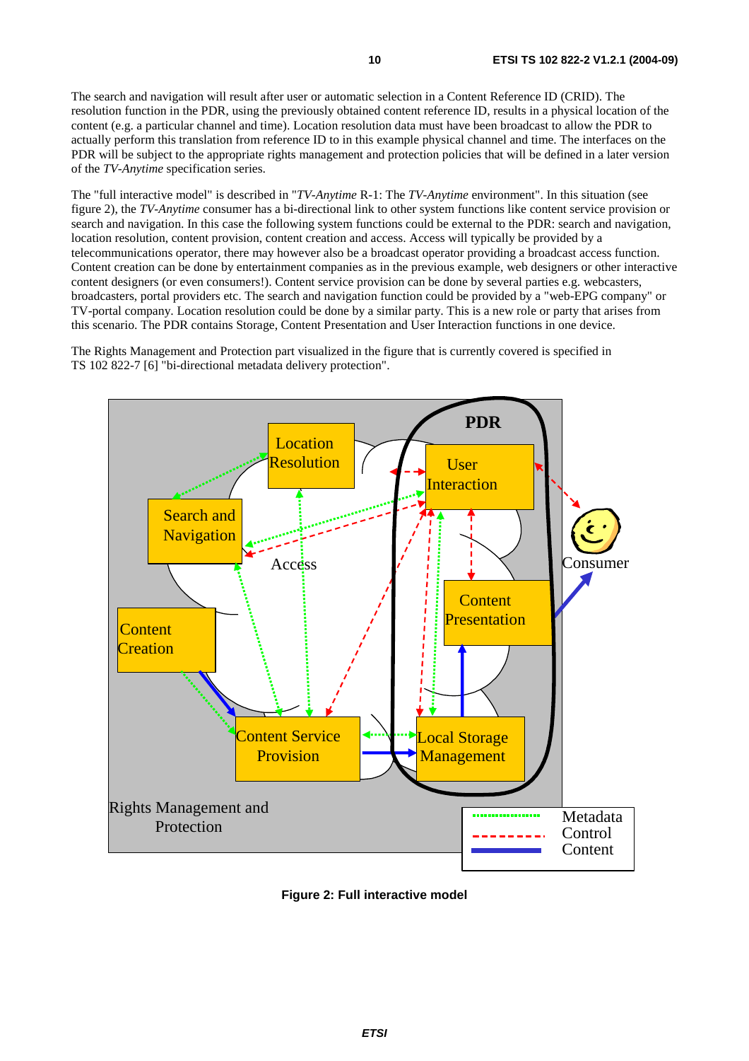The search and navigation will result after user or automatic selection in a Content Reference ID (CRID). The resolution function in the PDR, using the previously obtained content reference ID, results in a physical location of the content (e.g. a particular channel and time). Location resolution data must have been broadcast to allow the PDR to actually perform this translation from reference ID to in this example physical channel and time. The interfaces on the PDR will be subject to the appropriate rights management and protection policies that will be defined in a later version of the *TV-Anytime* specification series.

The "full interactive model" is described in "*TV-Anytime* R-1: The *TV-Anytime* environment". In this situation (see figure 2), the *TV-Anytime* consumer has a bi-directional link to other system functions like content service provision or search and navigation. In this case the following system functions could be external to the PDR: search and navigation, location resolution, content provision, content creation and access. Access will typically be provided by a telecommunications operator, there may however also be a broadcast operator providing a broadcast access function. Content creation can be done by entertainment companies as in the previous example, web designers or other interactive content designers (or even consumers!). Content service provision can be done by several parties e.g. webcasters, broadcasters, portal providers etc. The search and navigation function could be provided by a "web-EPG company" or TV-portal company. Location resolution could be done by a similar party. This is a new role or party that arises from this scenario. The PDR contains Storage, Content Presentation and User Interaction functions in one device.

The Rights Management and Protection part visualized in the figure that is currently covered is specified in TS 102 822-7 [6] "bi-directional metadata delivery protection".

**Figure 2: Full interactive model**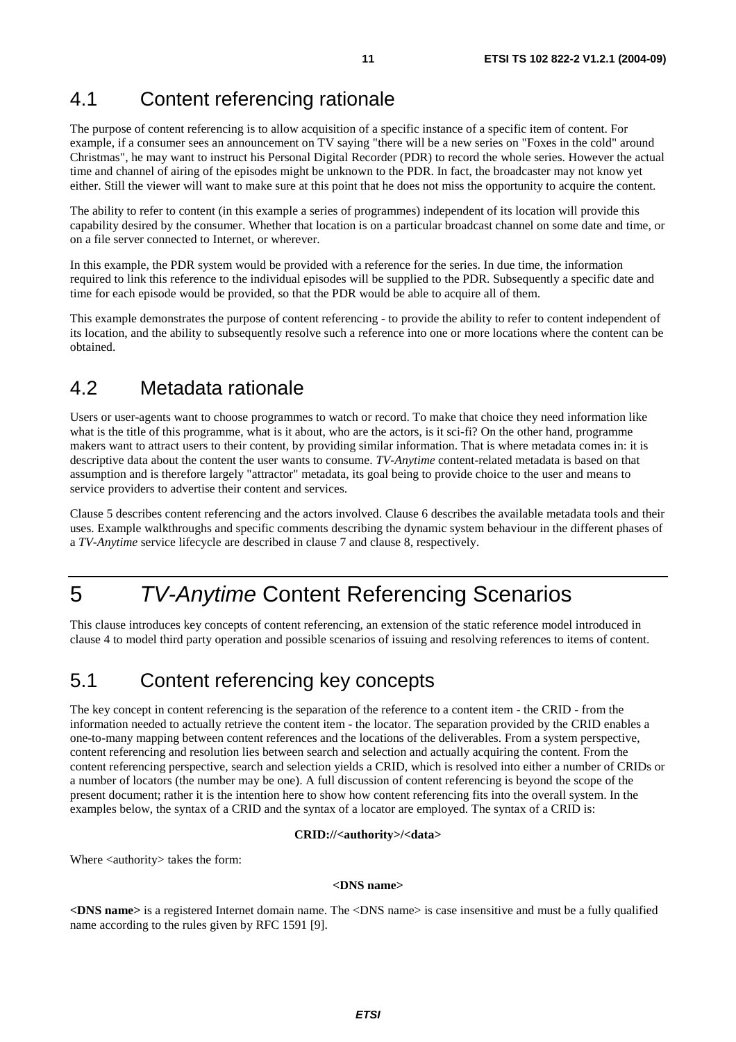## 4.1 Content referencing rationale

The purpose of content referencing is to allow acquisition of a specific instance of a specific item of content. For example, if a consumer sees an announcement on TV saying "there will be a new series on "Foxes in the cold" around Christmas", he may want to instruct his Personal Digital Recorder (PDR) to record the whole series. However the actual time and channel of airing of the episodes might be unknown to the PDR. In fact, the broadcaster may not know yet either. Still the viewer will want to make sure at this point that he does not miss the opportunity to acquire the content.

The ability to refer to content (in this example a series of programmes) independent of its location will provide this capability desired by the consumer. Whether that location is on a particular broadcast channel on some date and time, or on a file server connected to Internet, or wherever.

In this example, the PDR system would be provided with a reference for the series. In due time, the information required to link this reference to the individual episodes will be supplied to the PDR. Subsequently a specific date and time for each episode would be provided, so that the PDR would be able to acquire all of them.

This example demonstrates the purpose of content referencing - to provide the ability to refer to content independent of its location, and the ability to subsequently resolve such a reference into one or more locations where the content can be obtained.

## 4.2 Metadata rationale

Users or user-agents want to choose programmes to watch or record. To make that choice they need information like what is the title of this programme, what is it about, who are the actors, is it sci-fi? On the other hand, programme makers want to attract users to their content, by providing similar information. That is where metadata comes in: it is descriptive data about the content the user wants to consume. *TV-Anytime* content-related metadata is based on that assumption and is therefore largely "attractor" metadata, its goal being to provide choice to the user and means to service providers to advertise their content and services.

Clause 5 describes content referencing and the actors involved. Clause 6 describes the available metadata tools and their uses. Example walkthroughs and specific comments describing the dynamic system behaviour in the different phases of a *TV-Anytime* service lifecycle are described in clause 7 and clause 8, respectively.

# 5 *TV-Anytime* Content Referencing Scenarios

This clause introduces key concepts of content referencing, an extension of the static reference model introduced in clause 4 to model third party operation and possible scenarios of issuing and resolving references to items of content.

## 5.1 Content referencing key concepts

The key concept in content referencing is the separation of the reference to a content item - the CRID - from the information needed to actually retrieve the content item - the locator. The separation provided by the CRID enables a one-to-many mapping between content references and the locations of the deliverables. From a system perspective, content referencing and resolution lies between search and selection and actually acquiring the content. From the content referencing perspective, search and selection yields a CRID, which is resolved into either a number of CRIDs or a number of locators (the number may be one). A full discussion of content referencing is beyond the scope of the present document; rather it is the intention here to show how content referencing fits into the overall system. In the examples below, the syntax of a CRID and the syntax of a locator are employed. The syntax of a CRID is:

**CRID://<authority>/<data>**

Where <authority> takes the form:

**<DNS name>**

**<DNS name>** is a registered Internet domain name. The <DNS name> is case insensitive and must be a fully qualified name according to the rules given by RFC 1591 [9].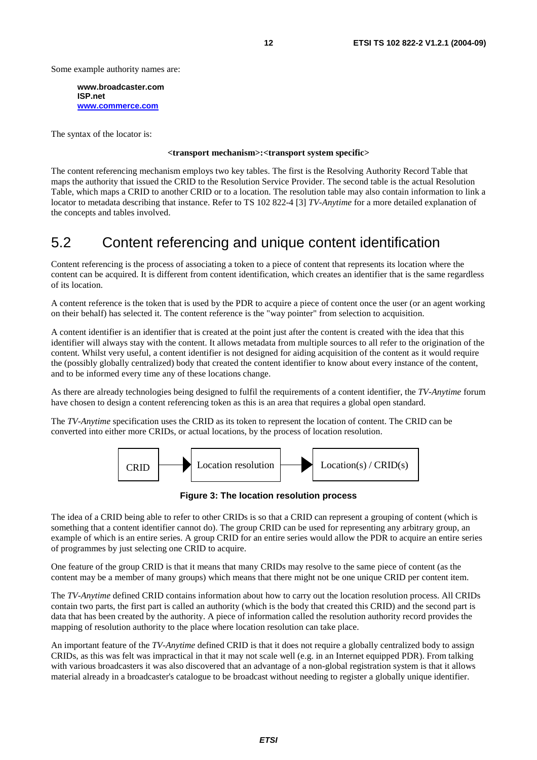Some example authority names are:

**www.broadcaster.com**
**ISP.net**
**www.commerce.com**

The syntax of the locator is:

**<transport mechanism>:<transport system specific>**

The content referencing mechanism employs two key tables. The first is the Resolving Authority Record Table that maps the authority that issued the CRID to the Resolution Service Provider. The second table is the actual Resolution Table, which maps a CRID to another CRID or to a location. The resolution table may also contain information to link a locator to metadata describing that instance. Refer to TS 102 822-4 [3] *TV-Anytime* for a more detailed explanation of the concepts and tables involved.

## 5.2 Content referencing and unique content identification

Content referencing is the process of associating a token to a piece of content that represents its location where the content can be acquired. It is different from content identification, which creates an identifier that is the same regardless of its location.

A content reference is the token that is used by the PDR to acquire a piece of content once the user (or an agent working on their behalf) has selected it. The content reference is the "way pointer" from selection to acquisition.

A content identifier is an identifier that is created at the point just after the content is created with the idea that this identifier will always stay with the content. It allows metadata from multiple sources to all refer to the origination of the content. Whilst very useful, a content identifier is not designed for aiding acquisition of the content as it would require the (possibly globally centralized) body that created the content identifier to know about every instance of the content, and to be informed every time any of these locations change.

As there are already technologies being designed to fulfil the requirements of a content identifier, the *TV-Anytime* forum have chosen to design a content referencing token as this is an area that requires a global open standard.

The *TV-Anytime* specification uses the CRID as its token to represent the location of content. The CRID can be converted into either more CRIDs, or actual locations, by the process of location resolution.

CRID → Location resolution → Location(s) / CRID(s)

**Figure 3: The location resolution process**

The idea of a CRID being able to refer to other CRIDs is so that a CRID can represent a grouping of content (which is something that a content identifier cannot do). The group CRID can be used for representing any arbitrary group, an example of which is an entire series. A group CRID for an entire series would allow the PDR to acquire an entire series of programmes by just selecting one CRID to acquire.

One feature of the group CRID is that it means that many CRIDs may resolve to the same piece of content (as the content may be a member of many groups) which means that there might not be one unique CRID per content item.

The *TV-Anytime* defined CRID contains information about how to carry out the location resolution process. All CRIDs contain two parts, the first part is called an authority (which is the body that created this CRID) and the second part is data that has been created by the authority. A piece of information called the resolution authority record provides the mapping of resolution authority to the place where location resolution can take place.

An important feature of the *TV-Anytime* defined CRID is that it does not require a globally centralized body to assign CRIDs, as this was felt was impractical in that it may not scale well (e.g. in an Internet equipped PDR). From talking with various broadcasters it was also discovered that an advantage of a non-global registration system is that it allows material already in a broadcaster's catalogue to be broadcast without needing to register a globally unique identifier.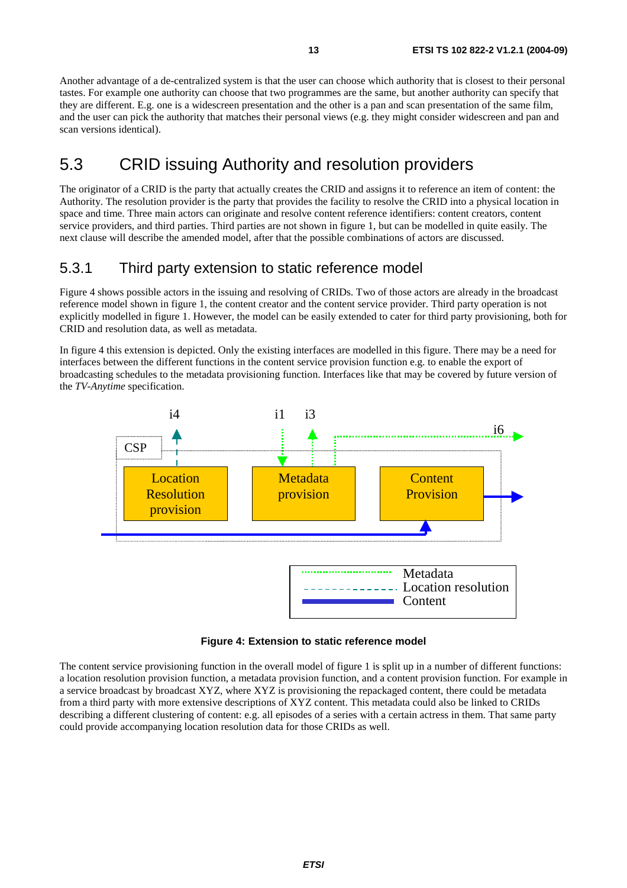Another advantage of a de-centralized system is that the user can choose which authority that is closest to their personal tastes. For example one authority can choose that two programmes are the same, but another authority can specify that they are different. E.g. one is a widescreen presentation and the other is a pan and scan presentation of the same film, and the user can pick the authority that matches their personal views (e.g. they might consider widescreen and pan and scan versions identical).

## 5.3 CRID issuing Authority and resolution providers

The originator of a CRID is the party that actually creates the CRID and assigns it to reference an item of content: the Authority. The resolution provider is the party that provides the facility to resolve the CRID into a physical location in space and time. Three main actors can originate and resolve content reference identifiers: content creators, content service providers, and third parties. Third parties are not shown in figure 1, but can be modelled in quite easily. The next clause will describe the amended model, after that the possible combinations of actors are discussed.

### 5.3.1 Third party extension to static reference model

Figure 4 shows possible actors in the issuing and resolving of CRIDs. Two of those actors are already in the broadcast reference model shown in figure 1, the content creator and the content service provider. Third party operation is not explicitly modelled in figure 1. However, the model can be easily extended to cater for third party provisioning, both for CRID and resolution data, as well as metadata.

In figure 4 this extension is depicted. Only the existing interfaces are modelled in this figure. There may be a need for interfaces between the different functions in the content service provision function e.g. to enable the export of broadcasting schedules to the metadata provisioning function. Interfaces like that may be covered by future version of the *TV-Anytime* specification.

**Figure 4: Extension to static reference model**

The content service provisioning function in the overall model of figure 1 is split up in a number of different functions: a location resolution provision function, a metadata provision function, and a content provision function. For example in a service broadcast by broadcast XYZ, where XYZ is provisioning the repackaged content, there could be metadata from a third party with more extensive descriptions of XYZ content. This metadata could also be linked to CRIDs describing a different clustering of content: e.g. all episodes of a series with a certain actress in them. That same party could provide accompanying location resolution data for those CRIDs as well.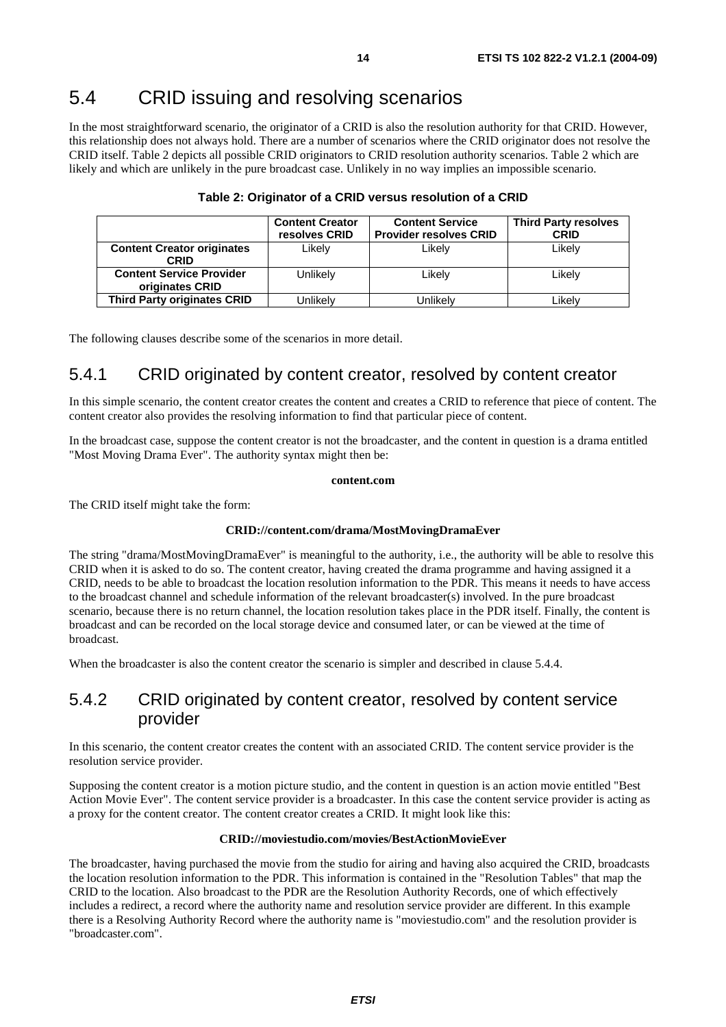## 5.4 CRID issuing and resolving scenarios

In the most straightforward scenario, the originator of a CRID is also the resolution authority for that CRID. However, this relationship does not always hold. There are a number of scenarios where the CRID originator does not resolve the CRID itself. Table 2 depicts all possible CRID originators to CRID resolution authority scenarios. Table 2 which are likely and which are unlikely in the pure broadcast case. Unlikely in no way implies an impossible scenario.

**Table 2: Originator of a CRID versus resolution of a CRID**

| | Content Creator resolves CRID | Content Service Provider resolves CRID | Third Party resolves CRID |
|---|---|---|---|
| **Content Creator originates CRID** | Likely | Likely | Likely |
| **Content Service Provider originates CRID** | Unlikely | Likely | Likely |
| **Third Party originates CRID** | Unlikely | Unlikely | Likely |

The following clauses describe some of the scenarios in more detail.

### 5.4.1 CRID originated by content creator, resolved by content creator

In this simple scenario, the content creator creates the content and creates a CRID to reference that piece of content. The content creator also provides the resolving information to find that particular piece of content.

In the broadcast case, suppose the content creator is not the broadcaster, and the content in question is a drama entitled "Most Moving Drama Ever". The authority syntax might then be:

**content.com**

The CRID itself might take the form:

**CRID://content.com/drama/MostMovingDramaEver**

The string "drama/MostMovingDramaEver" is meaningful to the authority, i.e., the authority will be able to resolve this CRID when it is asked to do so. The content creator, having created the drama programme and having assigned it a CRID, needs to be able to broadcast the location resolution information to the PDR. This means it needs to have access to the broadcast channel and schedule information of the relevant broadcaster(s) involved. In the pure broadcast scenario, because there is no return channel, the location resolution takes place in the PDR itself. Finally, the content is broadcast and can be recorded on the local storage device and consumed later, or can be viewed at the time of broadcast.

When the broadcaster is also the content creator the scenario is simpler and described in clause 5.4.4.

### 5.4.2 CRID originated by content creator, resolved by content service provider

In this scenario, the content creator creates the content with an associated CRID. The content service provider is the resolution service provider.

Supposing the content creator is a motion picture studio, and the content in question is an action movie entitled "Best Action Movie Ever". The content service provider is a broadcaster. In this case the content service provider is acting as a proxy for the content creator. The content creator creates a CRID. It might look like this:

**CRID://moviestudio.com/movies/BestActionMovieEver**

The broadcaster, having purchased the movie from the studio for airing and having also acquired the CRID, broadcasts the location resolution information to the PDR. This information is contained in the "Resolution Tables" that map the CRID to the location. Also broadcast to the PDR are the Resolution Authority Records, one of which effectively includes a redirect, a record where the authority name and resolution service provider are different. In this example there is a Resolving Authority Record where the authority name is "moviestudio.com" and the resolution provider is "broadcaster.com".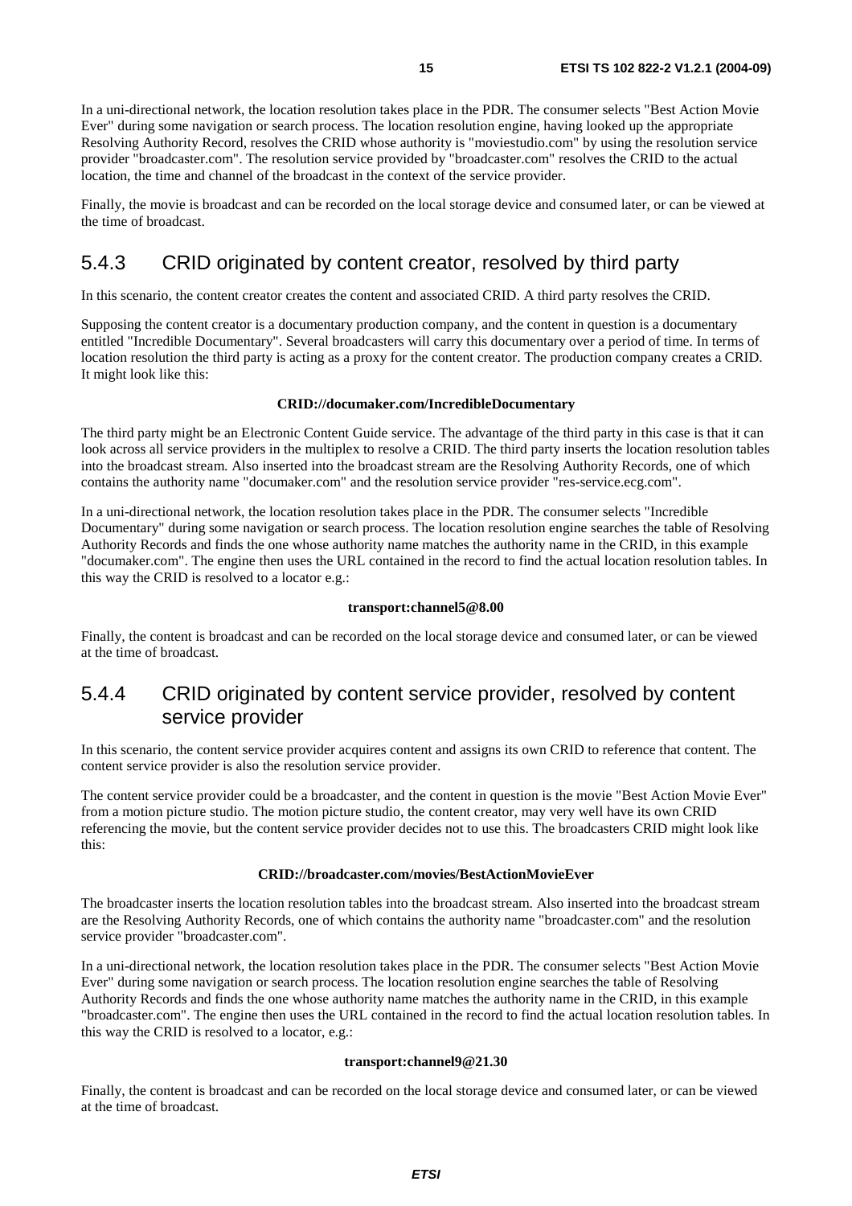In a uni-directional network, the location resolution takes place in the PDR. The consumer selects "Best Action Movie Ever" during some navigation or search process. The location resolution engine, having looked up the appropriate Resolving Authority Record, resolves the CRID whose authority is "moviestudio.com" by using the resolution service provider "broadcaster.com". The resolution service provided by "broadcaster.com" resolves the CRID to the actual location, the time and channel of the broadcast in the context of the service provider.

Finally, the movie is broadcast and can be recorded on the local storage device and consumed later, or can be viewed at the time of broadcast.

### 5.4.3 CRID originated by content creator, resolved by third party

In this scenario, the content creator creates the content and associated CRID. A third party resolves the CRID.

Supposing the content creator is a documentary production company, and the content in question is a documentary entitled "Incredible Documentary". Several broadcasters will carry this documentary over a period of time. In terms of location resolution the third party is acting as a proxy for the content creator. The production company creates a CRID. It might look like this:

**CRID://documaker.com/IncredibleDocumentary**

The third party might be an Electronic Content Guide service. The advantage of the third party in this case is that it can look across all service providers in the multiplex to resolve a CRID. The third party inserts the location resolution tables into the broadcast stream. Also inserted into the broadcast stream are the Resolving Authority Records, one of which contains the authority name "documaker.com" and the resolution service provider "res-service.ecg.com".

In a uni-directional network, the location resolution takes place in the PDR. The consumer selects "Incredible Documentary" during some navigation or search process. The location resolution engine searches the table of Resolving Authority Records and finds the one whose authority name matches the authority name in the CRID, in this example "documaker.com". The engine then uses the URL contained in the record to find the actual location resolution tables. In this way the CRID is resolved to a locator e.g.:

**transport:channel5@8.00**

Finally, the content is broadcast and can be recorded on the local storage device and consumed later, or can be viewed at the time of broadcast.

### 5.4.4 CRID originated by content service provider, resolved by content service provider

In this scenario, the content service provider acquires content and assigns its own CRID to reference that content. The content service provider is also the resolution service provider.

The content service provider could be a broadcaster, and the content in question is the movie "Best Action Movie Ever" from a motion picture studio. The motion picture studio, the content creator, may very well have its own CRID referencing the movie, but the content service provider decides not to use this. The broadcasters CRID might look like this:

**CRID://broadcaster.com/movies/BestActionMovieEver**

The broadcaster inserts the location resolution tables into the broadcast stream. Also inserted into the broadcast stream are the Resolving Authority Records, one of which contains the authority name "broadcaster.com" and the resolution service provider "broadcaster.com".

In a uni-directional network, the location resolution takes place in the PDR. The consumer selects "Best Action Movie Ever" during some navigation or search process. The location resolution engine searches the table of Resolving Authority Records and finds the one whose authority name matches the authority name in the CRID, in this example "broadcaster.com". The engine then uses the URL contained in the record to find the actual location resolution tables. In this way the CRID is resolved to a locator, e.g.:

**transport:channel9@21.30**

Finally, the content is broadcast and can be recorded on the local storage device and consumed later, or can be viewed at the time of broadcast.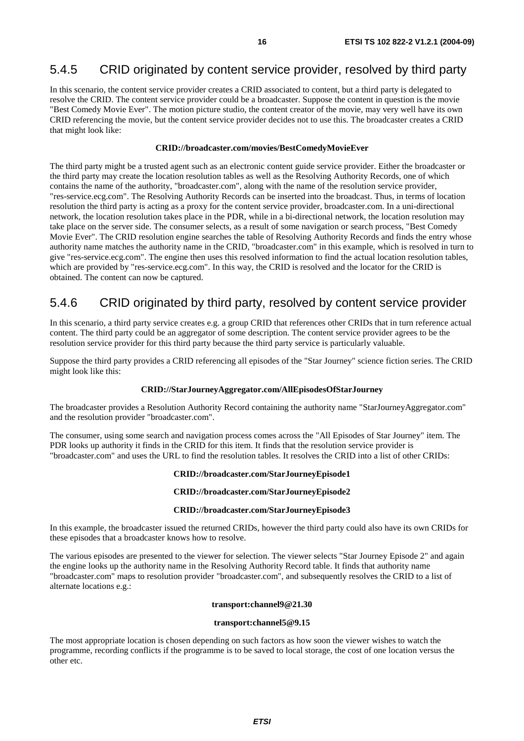### 5.4.5 CRID originated by content service provider, resolved by third party

In this scenario, the content service provider creates a CRID associated to content, but a third party is delegated to resolve the CRID. The content service provider could be a broadcaster. Suppose the content in question is the movie "Best Comedy Movie Ever". The motion picture studio, the content creator of the movie, may very well have its own CRID referencing the movie, but the content service provider decides not to use this. The broadcaster creates a CRID that might look like:

**CRID://broadcaster.com/movies/BestComedyMovieEver**

The third party might be a trusted agent such as an electronic content guide service provider. Either the broadcaster or the third party may create the location resolution tables as well as the Resolving Authority Records, one of which contains the name of the authority, "broadcaster.com", along with the name of the resolution service provider, "res-service.ecg.com". The Resolving Authority Records can be inserted into the broadcast. Thus, in terms of location resolution the third party is acting as a proxy for the content service provider, broadcaster.com. In a uni-directional network, the location resolution takes place in the PDR, while in a bi-directional network, the location resolution may take place on the server side. The consumer selects, as a result of some navigation or search process, "Best Comedy Movie Ever". The CRID resolution engine searches the table of Resolving Authority Records and finds the entry whose authority name matches the authority name in the CRID, "broadcaster.com" in this example, which is resolved in turn to give "res-service.ecg.com". The engine then uses this resolved information to find the actual location resolution tables, which are provided by "res-service.ecg.com". In this way, the CRID is resolved and the locator for the CRID is obtained. The content can now be captured.

### 5.4.6 CRID originated by third party, resolved by content service provider

In this scenario, a third party service creates e.g. a group CRID that references other CRIDs that in turn reference actual content. The third party could be an aggregator of some description. The content service provider agrees to be the resolution service provider for this third party because the third party service is particularly valuable.

Suppose the third party provides a CRID referencing all episodes of the "Star Journey" science fiction series. The CRID might look like this:

**CRID://StarJourneyAggregator.com/AllEpisodesOfStarJourney**

The broadcaster provides a Resolution Authority Record containing the authority name "StarJourneyAggregator.com" and the resolution provider "broadcaster.com".

The consumer, using some search and navigation process comes across the "All Episodes of Star Journey" item. The PDR looks up authority it finds in the CRID for this item. It finds that the resolution service provider is "broadcaster.com" and uses the URL to find the resolution tables. It resolves the CRID into a list of other CRIDs:

**CRID://broadcaster.com/StarJourneyEpisode1**

**CRID://broadcaster.com/StarJourneyEpisode2**

**CRID://broadcaster.com/StarJourneyEpisode3**

In this example, the broadcaster issued the returned CRIDs, however the third party could also have its own CRIDs for these episodes that a broadcaster knows how to resolve.

The various episodes are presented to the viewer for selection. The viewer selects "Star Journey Episode 2" and again the engine looks up the authority name in the Resolving Authority Record table. It finds that authority name "broadcaster.com" maps to resolution provider "broadcaster.com", and subsequently resolves the CRID to a list of alternate locations e.g.:

**transport:channel9@21.30**

**transport:channel5@9.15**

The most appropriate location is chosen depending on such factors as how soon the viewer wishes to watch the programme, recording conflicts if the programme is to be saved to local storage, the cost of one location versus the other etc.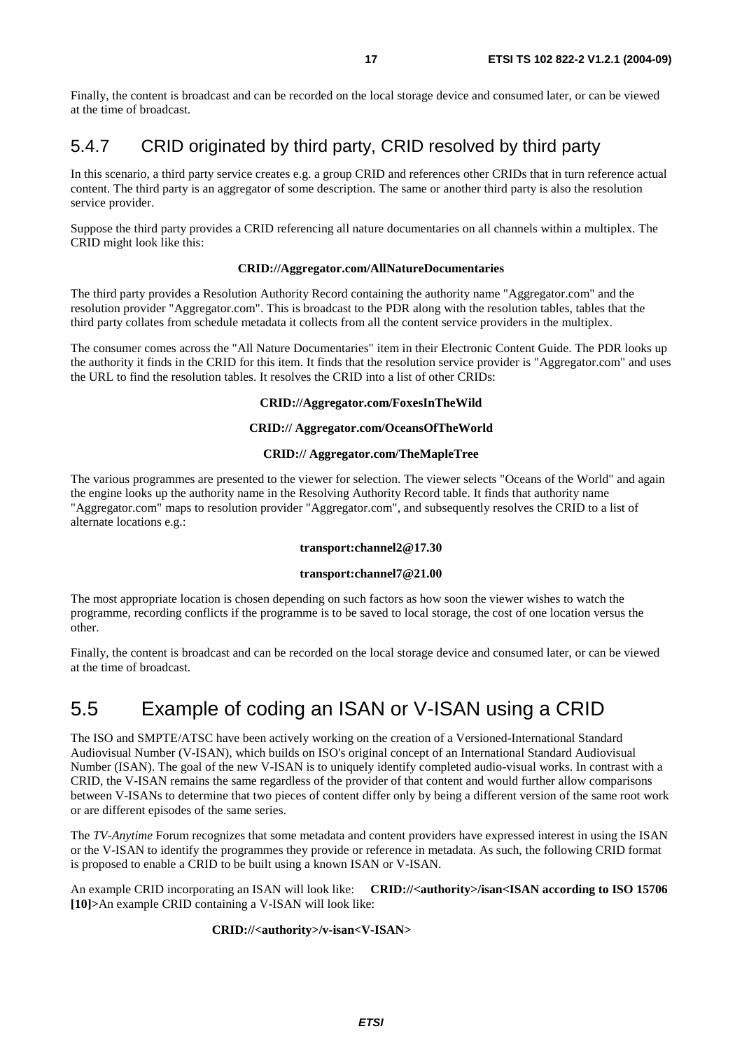Finally, the content is broadcast and can be recorded on the local storage device and consumed later, or can be viewed at the time of broadcast.

### 5.4.7 CRID originated by third party, CRID resolved by third party

In this scenario, a third party service creates e.g. a group CRID and references other CRIDs that in turn reference actual content. The third party is an aggregator of some description. The same or another third party is also the resolution service provider.

Suppose the third party provides a CRID referencing all nature documentaries on all channels within a multiplex. The CRID might look like this:

**CRID://Aggregator.com/AllNatureDocumentaries**

The third party provides a Resolution Authority Record containing the authority name "Aggregator.com" and the resolution provider "Aggregator.com". This is broadcast to the PDR along with the resolution tables, tables that the third party collates from schedule metadata it collects from all the content service providers in the multiplex.

The consumer comes across the "All Nature Documentaries" item in their Electronic Content Guide. The PDR looks up the authority it finds in the CRID for this item. It finds that the resolution service provider is "Aggregator.com" and uses the URL to find the resolution tables. It resolves the CRID into a list of other CRIDs:

**CRID://Aggregator.com/FoxesInTheWild**

**CRID:// Aggregator.com/OceansOfTheWorld**

**CRID:// Aggregator.com/TheMapleTree**

The various programmes are presented to the viewer for selection. The viewer selects "Oceans of the World" and again the engine looks up the authority name in the Resolving Authority Record table. It finds that authority name "Aggregator.com" maps to resolution provider "Aggregator.com", and subsequently resolves the CRID to a list of alternate locations e.g.:

**transport:channel2@17.30**

**transport:channel7@21.00**

The most appropriate location is chosen depending on such factors as how soon the viewer wishes to watch the programme, recording conflicts if the programme is to be saved to local storage, the cost of one location versus the other.

Finally, the content is broadcast and can be recorded on the local storage device and consumed later, or can be viewed at the time of broadcast.

## 5.5 Example of coding an ISAN or V-ISAN using a CRID

The ISO and SMPTE/ATSC have been actively working on the creation of a Versioned-International Standard Audiovisual Number (V-ISAN), which builds on ISO's original concept of an International Standard Audiovisual Number (ISAN). The goal of the new V-ISAN is to uniquely identify completed audio-visual works. In contrast with a CRID, the V-ISAN remains the same regardless of the provider of that content and would further allow comparisons between V-ISANs to determine that two pieces of content differ only by being a different version of the same root work or are different episodes of the same series.

The *TV-Anytime* Forum recognizes that some metadata and content providers have expressed interest in using the ISAN or the V-ISAN to identify the programmes they provide or reference in metadata. As such, the following CRID format is proposed to enable a CRID to be built using a known ISAN or V-ISAN.

An example CRID incorporating an ISAN will look like: **CRID://<authority>/isan<ISAN according to ISO 15706 [10]>**An example CRID containing a V-ISAN will look like:

**CRID://<authority>/v-isan<V-ISAN>**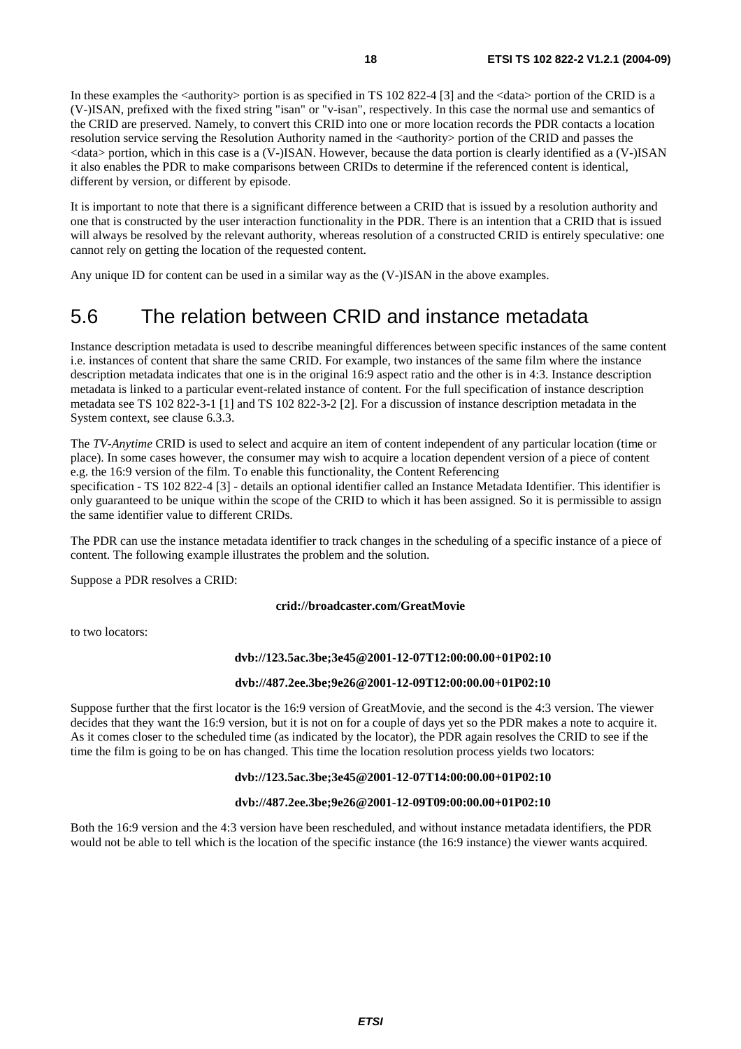In these examples the <authority> portion is as specified in TS 102 822-4 [3] and the <data> portion of the CRID is a (V-)ISAN, prefixed with the fixed string "isan" or "v-isan", respectively. In this case the normal use and semantics of the CRID are preserved. Namely, to convert this CRID into one or more location records the PDR contacts a location resolution service serving the Resolution Authority named in the <authority> portion of the CRID and passes the <data> portion, which in this case is a (V-)ISAN. However, because the data portion is clearly identified as a (V-)ISAN it also enables the PDR to make comparisons between CRIDs to determine if the referenced content is identical, different by version, or different by episode.

It is important to note that there is a significant difference between a CRID that is issued by a resolution authority and one that is constructed by the user interaction functionality in the PDR. There is an intention that a CRID that is issued will always be resolved by the relevant authority, whereas resolution of a constructed CRID is entirely speculative: one cannot rely on getting the location of the requested content.

Any unique ID for content can be used in a similar way as the (V-)ISAN in the above examples.

## 5.6 The relation between CRID and instance metadata

Instance description metadata is used to describe meaningful differences between specific instances of the same content i.e. instances of content that share the same CRID. For example, two instances of the same film where the instance description metadata indicates that one is in the original 16:9 aspect ratio and the other is in 4:3. Instance description metadata is linked to a particular event-related instance of content. For the full specification of instance description metadata see TS 102 822-3-1 [1] and TS 102 822-3-2 [2]. For a discussion of instance description metadata in the System context, see clause 6.3.3.

The *TV-Anytime* CRID is used to select and acquire an item of content independent of any particular location (time or place). In some cases however, the consumer may wish to acquire a location dependent version of a piece of content e.g. the 16:9 version of the film. To enable this functionality, the Content Referencing specification - TS 102 822-4 [3] - details an optional identifier called an Instance Metadata Identifier. This identifier is only guaranteed to be unique within the scope of the CRID to which it has been assigned. So it is permissible to assign the same identifier value to different CRIDs.

The PDR can use the instance metadata identifier to track changes in the scheduling of a specific instance of a piece of content. The following example illustrates the problem and the solution.

Suppose a PDR resolves a CRID:

**crid://broadcaster.com/GreatMovie**

to two locators:

**dvb://123.5ac.3be;3e45@2001-12-07T12:00:00.00+01P02:10**

**dvb://487.2ee.3be;9e26@2001-12-09T12:00:00.00+01P02:10**

Suppose further that the first locator is the 16:9 version of GreatMovie, and the second is the 4:3 version. The viewer decides that they want the 16:9 version, but it is not on for a couple of days yet so the PDR makes a note to acquire it. As it comes closer to the scheduled time (as indicated by the locator), the PDR again resolves the CRID to see if the time the film is going to be on has changed. This time the location resolution process yields two locators:

**dvb://123.5ac.3be;3e45@2001-12-07T14:00:00.00+01P02:10**

**dvb://487.2ee.3be;9e26@2001-12-09T09:00:00.00+01P02:10**

Both the 16:9 version and the 4:3 version have been rescheduled, and without instance metadata identifiers, the PDR would not be able to tell which is the location of the specific instance (the 16:9 instance) the viewer wants acquired.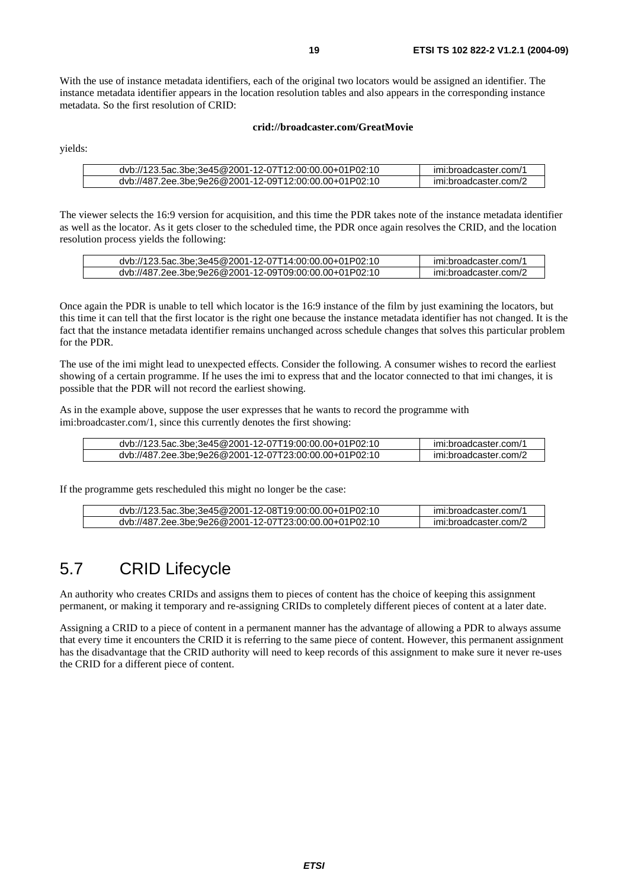With the use of instance metadata identifiers, each of the original two locators would be assigned an identifier. The instance metadata identifier appears in the location resolution tables and also appears in the corresponding instance metadata. So the first resolution of CRID:

**crid://broadcaster.com/GreatMovie**

yields:

| | |
|---|---|
| dvb://123.5ac.3be;3e45@2001-12-07T12:00:00.00+01P02:10 | imi:broadcaster.com/1 |
| dvb://487.2ee.3be;9e26@2001-12-09T12:00:00.00+01P02:10 | imi:broadcaster.com/2 |

The viewer selects the 16:9 version for acquisition, and this time the PDR takes note of the instance metadata identifier as well as the locator. As it gets closer to the scheduled time, the PDR once again resolves the CRID, and the location resolution process yields the following:

| | |
|---|---|
| dvb://123.5ac.3be;3e45@2001-12-07T14:00:00.00+01P02:10 | imi:broadcaster.com/1 |
| dvb://487.2ee.3be;9e26@2001-12-09T09:00:00.00+01P02:10 | imi:broadcaster.com/2 |

Once again the PDR is unable to tell which locator is the 16:9 instance of the film by just examining the locators, but this time it can tell that the first locator is the right one because the instance metadata identifier has not changed. It is the fact that the instance metadata identifier remains unchanged across schedule changes that solves this particular problem for the PDR.

The use of the imi might lead to unexpected effects. Consider the following. A consumer wishes to record the earliest showing of a certain programme. If he uses the imi to express that and the locator connected to that imi changes, it is possible that the PDR will not record the earliest showing.

As in the example above, suppose the user expresses that he wants to record the programme with imi:broadcaster.com/1, since this currently denotes the first showing:

| | |
|---|---|
| dvb://123.5ac.3be;3e45@2001-12-07T19:00:00.00+01P02:10 | imi:broadcaster.com/1 |
| dvb://487.2ee.3be;9e26@2001-12-07T23:00:00.00+01P02:10 | imi:broadcaster.com/2 |

If the programme gets rescheduled this might no longer be the case:

| | |
|---|---|
| dvb://123.5ac.3be;3e45@2001-12-08T19:00:00.00+01P02:10 | imi:broadcaster.com/1 |
| dvb://487.2ee.3be;9e26@2001-12-07T23:00:00.00+01P02:10 | imi:broadcaster.com/2 |

## 5.7 CRID Lifecycle

An authority who creates CRIDs and assigns them to pieces of content has the choice of keeping this assignment permanent, or making it temporary and re-assigning CRIDs to completely different pieces of content at a later date.

Assigning a CRID to a piece of content in a permanent manner has the advantage of allowing a PDR to always assume that every time it encounters the CRID it is referring to the same piece of content. However, this permanent assignment has the disadvantage that the CRID authority will need to keep records of this assignment to make sure it never re-uses the CRID for a different piece of content.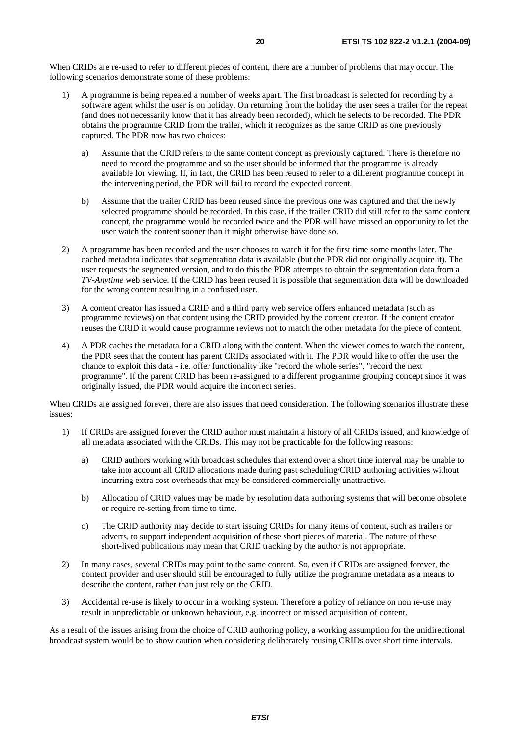When CRIDs are re-used to refer to different pieces of content, there are a number of problems that may occur. The following scenarios demonstrate some of these problems:

1) A programme is being repeated a number of weeks apart. The first broadcast is selected for recording by a software agent whilst the user is on holiday. On returning from the holiday the user sees a trailer for the repeat (and does not necessarily know that it has already been recorded), which he selects to be recorded. The PDR obtains the programme CRID from the trailer, which it recognizes as the same CRID as one previously captured. The PDR now has two choices:

   a) Assume that the CRID refers to the same content concept as previously captured. There is therefore no need to record the programme and so the user should be informed that the programme is already available for viewing. If, in fact, the CRID has been reused to refer to a different programme concept in the intervening period, the PDR will fail to record the expected content.

   b) Assume that the trailer CRID has been reused since the previous one was captured and that the newly selected programme should be recorded. In this case, if the trailer CRID did still refer to the same content concept, the programme would be recorded twice and the PDR will have missed an opportunity to let the user watch the content sooner than it might otherwise have done so.

2) A programme has been recorded and the user chooses to watch it for the first time some months later. The cached metadata indicates that segmentation data is available (but the PDR did not originally acquire it). The user requests the segmented version, and to do this the PDR attempts to obtain the segmentation data from a *TV-Anytime* web service. If the CRID has been reused it is possible that segmentation data will be downloaded for the wrong content resulting in a confused user.

3) A content creator has issued a CRID and a third party web service offers enhanced metadata (such as programme reviews) on that content using the CRID provided by the content creator. If the content creator reuses the CRID it would cause programme reviews not to match the other metadata for the piece of content.

4) A PDR caches the metadata for a CRID along with the content. When the viewer comes to watch the content, the PDR sees that the content has parent CRIDs associated with it. The PDR would like to offer the user the chance to exploit this data - i.e. offer functionality like "record the whole series", "record the next programme". If the parent CRID has been re-assigned to a different programme grouping concept since it was originally issued, the PDR would acquire the incorrect series.

When CRIDs are assigned forever, there are also issues that need consideration. The following scenarios illustrate these issues:

1) If CRIDs are assigned forever the CRID author must maintain a history of all CRIDs issued, and knowledge of all metadata associated with the CRIDs. This may not be practicable for the following reasons:

   a) CRID authors working with broadcast schedules that extend over a short time interval may be unable to take into account all CRID allocations made during past scheduling/CRID authoring activities without incurring extra cost overheads that may be considered commercially unattractive.

   b) Allocation of CRID values may be made by resolution data authoring systems that will become obsolete or require re-setting from time to time.

   c) The CRID authority may decide to start issuing CRIDs for many items of content, such as trailers or adverts, to support independent acquisition of these short pieces of material. The nature of these short-lived publications may mean that CRID tracking by the author is not appropriate.

2) In many cases, several CRIDs may point to the same content. So, even if CRIDs are assigned forever, the content provider and user should still be encouraged to fully utilize the programme metadata as a means to describe the content, rather than just rely on the CRID.

3) Accidental re-use is likely to occur in a working system. Therefore a policy of reliance on non re-use may result in unpredictable or unknown behaviour, e.g. incorrect or missed acquisition of content.

As a result of the issues arising from the choice of CRID authoring policy, a working assumption for the unidirectional broadcast system would be to show caution when considering deliberately reusing CRIDs over short time intervals.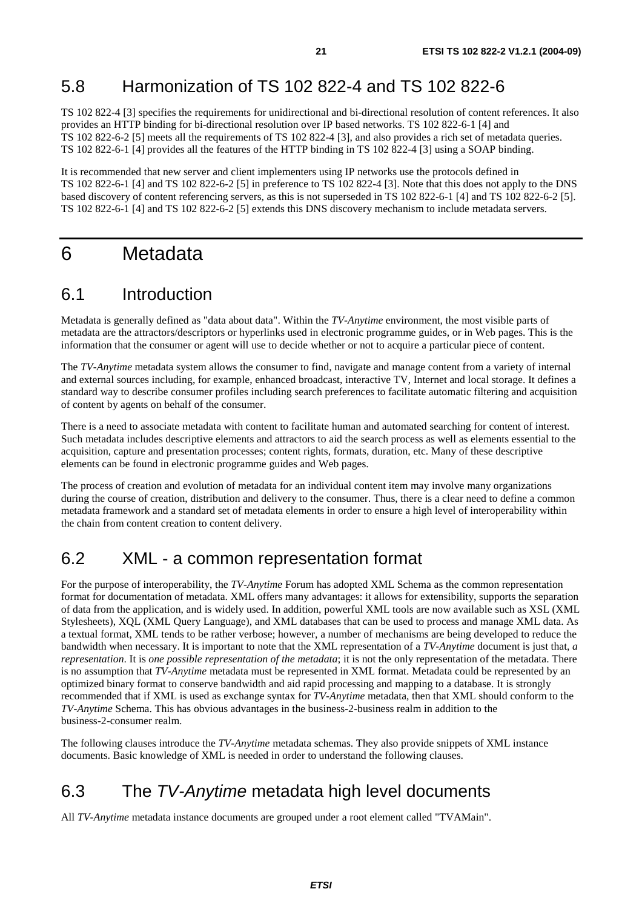## 5.8 Harmonization of TS 102 822-4 and TS 102 822-6

TS 102 822-4 [3] specifies the requirements for unidirectional and bi-directional resolution of content references. It also provides an HTTP binding for bi-directional resolution over IP based networks. TS 102 822-6-1 [4] and TS 102 822-6-2 [5] meets all the requirements of TS 102 822-4 [3], and also provides a rich set of metadata queries. TS 102 822-6-1 [4] provides all the features of the HTTP binding in TS 102 822-4 [3] using a SOAP binding.

It is recommended that new server and client implementers using IP networks use the protocols defined in TS 102 822-6-1 [4] and TS 102 822-6-2 [5] in preference to TS 102 822-4 [3]. Note that this does not apply to the DNS based discovery of content referencing servers, as this is not superseded in TS 102 822-6-1 [4] and TS 102 822-6-2 [5]. TS 102 822-6-1 [4] and TS 102 822-6-2 [5] extends this DNS discovery mechanism to include metadata servers.

# 6 Metadata

## 6.1 Introduction

Metadata is generally defined as "data about data". Within the *TV-Anytime* environment, the most visible parts of metadata are the attractors/descriptors or hyperlinks used in electronic programme guides, or in Web pages. This is the information that the consumer or agent will use to decide whether or not to acquire a particular piece of content.

The *TV-Anytime* metadata system allows the consumer to find, navigate and manage content from a variety of internal and external sources including, for example, enhanced broadcast, interactive TV, Internet and local storage. It defines a standard way to describe consumer profiles including search preferences to facilitate automatic filtering and acquisition of content by agents on behalf of the consumer.

There is a need to associate metadata with content to facilitate human and automated searching for content of interest. Such metadata includes descriptive elements and attractors to aid the search process as well as elements essential to the acquisition, capture and presentation processes; content rights, formats, duration, etc. Many of these descriptive elements can be found in electronic programme guides and Web pages.

The process of creation and evolution of metadata for an individual content item may involve many organizations during the course of creation, distribution and delivery to the consumer. Thus, there is a clear need to define a common metadata framework and a standard set of metadata elements in order to ensure a high level of interoperability within the chain from content creation to content delivery.

## 6.2 XML - a common representation format

For the purpose of interoperability, the *TV-Anytime* Forum has adopted XML Schema as the common representation format for documentation of metadata. XML offers many advantages: it allows for extensibility, supports the separation of data from the application, and is widely used. In addition, powerful XML tools are now available such as XSL (XML Stylesheets), XQL (XML Query Language), and XML databases that can be used to process and manage XML data. As a textual format, XML tends to be rather verbose; however, a number of mechanisms are being developed to reduce the bandwidth when necessary. It is important to note that the XML representation of a *TV-Anytime* document is just that, *a representation*. It is *one possible representation of the metadata*; it is not the only representation of the metadata. There is no assumption that *TV-Anytime* metadata must be represented in XML format. Metadata could be represented by an optimized binary format to conserve bandwidth and aid rapid processing and mapping to a database. It is strongly recommended that if XML is used as exchange syntax for *TV-Anytime* metadata, then that XML should conform to the *TV-Anytime* Schema. This has obvious advantages in the business-2-business realm in addition to the business-2-consumer realm.

The following clauses introduce the *TV-Anytime* metadata schemas. They also provide snippets of XML instance documents. Basic knowledge of XML is needed in order to understand the following clauses.

## 6.3 The *TV-Anytime* metadata high level documents

All *TV-Anytime* metadata instance documents are grouped under a root element called "TVAMain".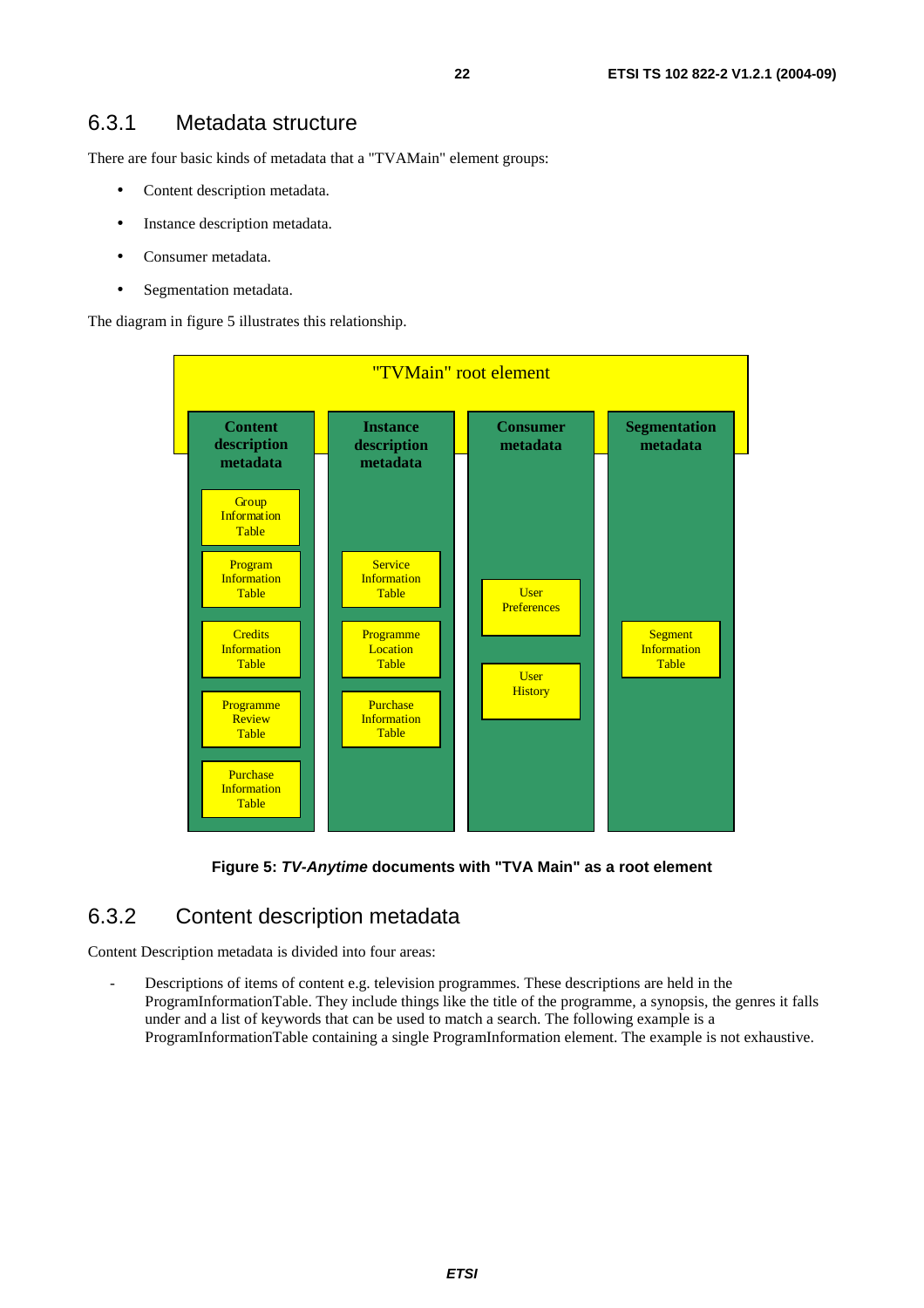## 6.3.1 Metadata structure

There are four basic kinds of metadata that a "TVAMain" element groups:

- Content description metadata.
- Instance description metadata.
- Consumer metadata.
- Segmentation metadata.

The diagram in figure 5 illustrates this relationship.

"TVMain" root element

| Content description metadata | Instance description metadata | Consumer metadata | Segmentation metadata |
| --- | --- | --- | --- |
| Group Information Table | Service Information Table | User Preferences | Segment Information Table |
| Program Information Table | Programme Location Table | User History | |
| Credits Information Table | Purchase Information Table | | |
| Programme Review Table | | | |
| Purchase Information Table | | | |

**Figure 5: *TV-Anytime* documents with "TVA Main" as a root element**

## 6.3.2 Content description metadata

Content Description metadata is divided into four areas:

- Descriptions of items of content e.g. television programmes. These descriptions are held in the ProgramInformationTable. They include things like the title of the programme, a synopsis, the genres it falls under and a list of keywords that can be used to match a search. The following example is a ProgramInformationTable containing a single ProgramInformation element. The example is not exhaustive.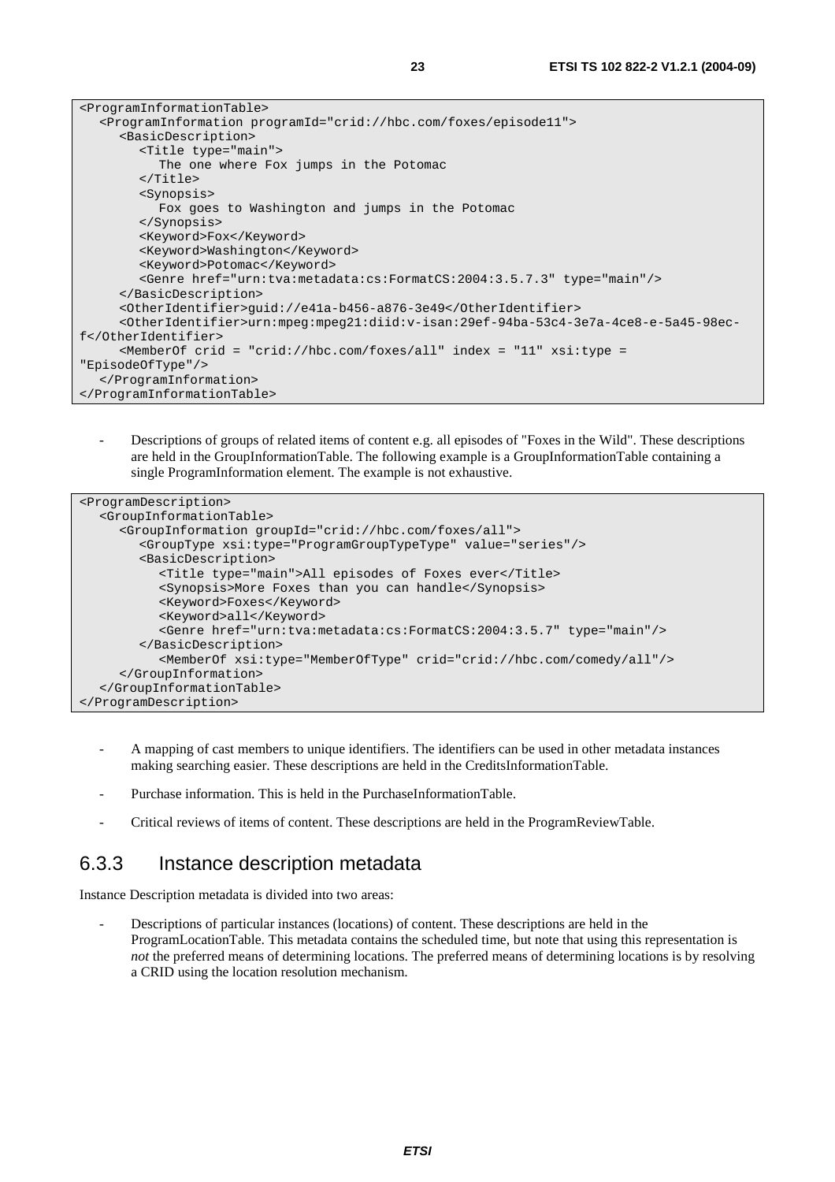```
<ProgramInformationTable>
   <ProgramInformation programId="crid://hbc.com/foxes/episode11">
      <BasicDescription>
         <Title type="main">
            The one where Fox jumps in the Potomac
         </Title>
         <Synopsis>
            Fox goes to Washington and jumps in the Potomac
         </Synopsis>
         <Keyword>Fox</Keyword>
         <Keyword>Washington</Keyword>
         <Keyword>Potomac</Keyword>
         <Genre href="urn:tva:metadata:cs:FormatCS:2004:3.5.7.3" type="main"/>
      </BasicDescription>
      <OtherIdentifier>guid://e41a-b456-a876-3e49</OtherIdentifier>
      <OtherIdentifier>urn:mpeg:mpeg21:diid:v-isan:29ef-94ba-53c4-3e7a-4ce8-e-5a45-98ec-
f</OtherIdentifier>
      <MemberOf crid = "crid://hbc.com/foxes/all" index = "11" xsi:type =
"EpisodeOfType"/>
   </ProgramInformation>
</ProgramInformationTable>
```

- Descriptions of groups of related items of content e.g. all episodes of "Foxes in the Wild". These descriptions are held in the GroupInformationTable. The following example is a GroupInformationTable containing a single ProgramInformation element. The example is not exhaustive.

```
<ProgramDescription>
   <GroupInformationTable>
      <GroupInformation groupId="crid://hbc.com/foxes/all">
         <GroupType xsi:type="ProgramGroupTypeType" value="series"/>
         <BasicDescription>
            <Title type="main">All episodes of Foxes ever</Title>
            <Synopsis>More Foxes than you can handle</Synopsis>
            <Keyword>Foxes</Keyword>
            <Keyword>all</Keyword>
            <Genre href="urn:tva:metadata:cs:FormatCS:2004:3.5.7" type="main"/>
         </BasicDescription>
            <MemberOf xsi:type="MemberOfType" crid="crid://hbc.com/comedy/all"/>
      </GroupInformation>
   </GroupInformationTable>
</ProgramDescription>
```

- A mapping of cast members to unique identifiers. The identifiers can be used in other metadata instances making searching easier. These descriptions are held in the CreditsInformationTable.
- Purchase information. This is held in the PurchaseInformationTable.
- Critical reviews of items of content. These descriptions are held in the ProgramReviewTable.

### 6.3.3 Instance description metadata

Instance Description metadata is divided into two areas:

- Descriptions of particular instances (locations) of content. These descriptions are held in the ProgramLocationTable. This metadata contains the scheduled time, but note that using this representation is *not* the preferred means of determining locations. The preferred means of determining locations is by resolving a CRID using the location resolution mechanism.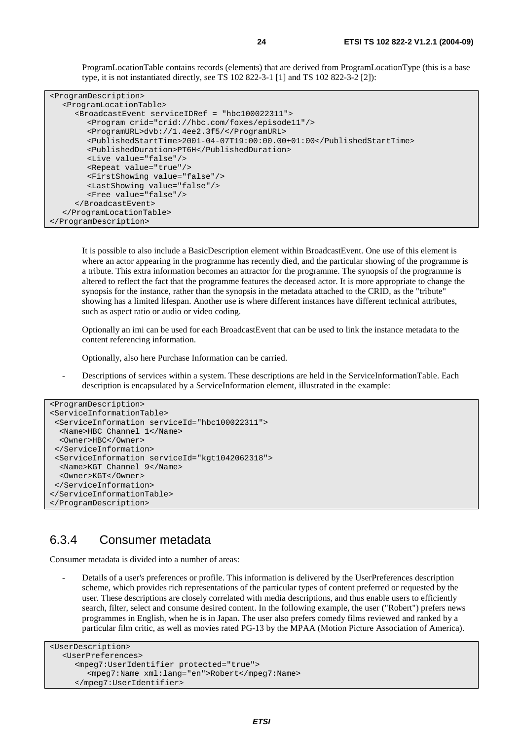ProgramLocationTable contains records (elements) that are derived from ProgramLocationType (this is a base type, it is not instantiated directly, see TS 102 822-3-1 [1] and TS 102 822-3-2 [2]):

```
<ProgramDescription>
   <ProgramLocationTable>
      <BroadcastEvent serviceIDRef = "hbc100022311">
         <Program crid="crid://hbc.com/foxes/episode11"/>
         <ProgramURL>dvb://1.4ee2.3f5/</ProgramURL>
         <PublishedStartTime>2001-04-07T19:00:00.00+01:00</PublishedStartTime>
         <PublishedDuration>PT6H</PublishedDuration>
         <Live value="false"/>
         <Repeat value="true"/>
         <FirstShowing value="false"/>
         <LastShowing value="false"/>
         <Free value="false"/>
      </BroadcastEvent>
   </ProgramLocationTable>
</ProgramDescription>
```

It is possible to also include a BasicDescription element within BroadcastEvent. One use of this element is where an actor appearing in the programme has recently died, and the particular showing of the programme is a tribute. This extra information becomes an attractor for the programme. The synopsis of the programme is altered to reflect the fact that the programme features the deceased actor. It is more appropriate to change the synopsis for the instance, rather than the synopsis in the metadata attached to the CRID, as the "tribute" showing has a limited lifespan. Another use is where different instances have different technical attributes, such as aspect ratio or audio or video coding.

Optionally an imi can be used for each BroadcastEvent that can be used to link the instance metadata to the content referencing information.

Optionally, also here Purchase Information can be carried.

- Descriptions of services within a system. These descriptions are held in the ServiceInformationTable. Each description is encapsulated by a ServiceInformation element, illustrated in the example:

```
<ProgramDescription>
<ServiceInformationTable>
 <ServiceInformation serviceId="hbc100022311">
  <Name>HBC Channel 1</Name>
  <Owner>HBC</Owner>
 </ServiceInformation>
 <ServiceInformation serviceId="kgt1042062318">
  <Name>KGT Channel 9</Name>
  <Owner>KGT</Owner>
 </ServiceInformation>
</ServiceInformationTable>
</ProgramDescription>
```

### 6.3.4 Consumer metadata

Consumer metadata is divided into a number of areas:

- Details of a user's preferences or profile. This information is delivered by the UserPreferences description scheme, which provides rich representations of the particular types of content preferred or requested by the user. These descriptions are closely correlated with media descriptions, and thus enable users to efficiently search, filter, select and consume desired content. In the following example, the user ("Robert") prefers news programmes in English, when he is in Japan. The user also prefers comedy films reviewed and ranked by a particular film critic, as well as movies rated PG-13 by the MPAA (Motion Picture Association of America).

```
<UserDescription>
   <UserPreferences>
      <mpeg7:UserIdentifier protected="true">
         <mpeg7:Name xml:lang="en">Robert</mpeg7:Name>
      </mpeg7:UserIdentifier>
```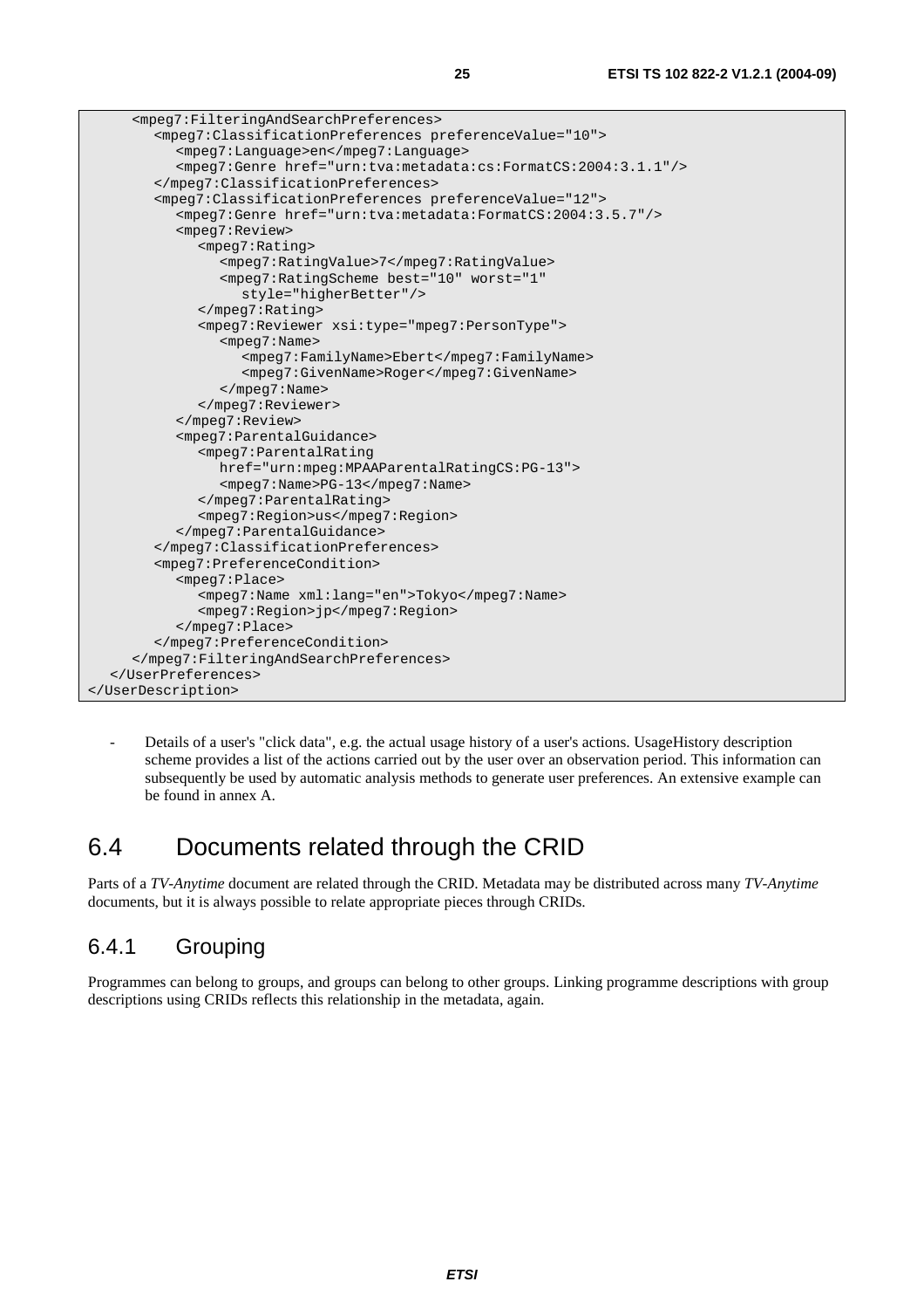```
      <mpeg7:FilteringAndSearchPreferences>
         <mpeg7:ClassificationPreferences preferenceValue="10">
            <mpeg7:Language>en</mpeg7:Language>
            <mpeg7:Genre href="urn:tva:metadata:cs:FormatCS:2004:3.1.1"/>
         </mpeg7:ClassificationPreferences>
         <mpeg7:ClassificationPreferences preferenceValue="12">
            <mpeg7:Genre href="urn:tva:metadata:FormatCS:2004:3.5.7"/>
            <mpeg7:Review>
               <mpeg7:Rating>
                  <mpeg7:RatingValue>7</mpeg7:RatingValue>
                  <mpeg7:RatingScheme best="10" worst="1"
                     style="higherBetter"/>
               </mpeg7:Rating>
               <mpeg7:Reviewer xsi:type="mpeg7:PersonType">
                  <mpeg7:Name>
                     <mpeg7:FamilyName>Ebert</mpeg7:FamilyName>
                     <mpeg7:GivenName>Roger</mpeg7:GivenName>
                  </mpeg7:Name>
               </mpeg7:Reviewer>
            </mpeg7:Review>
            <mpeg7:ParentalGuidance>
               <mpeg7:ParentalRating
                  href="urn:mpeg:MPAAParentalRatingCS:PG-13">
                  <mpeg7:Name>PG-13</mpeg7:Name>
               </mpeg7:ParentalRating>
               <mpeg7:Region>us</mpeg7:Region>
            </mpeg7:ParentalGuidance>
         </mpeg7:ClassificationPreferences>
         <mpeg7:PreferenceCondition>
            <mpeg7:Place>
               <mpeg7:Name xml:lang="en">Tokyo</mpeg7:Name>
               <mpeg7:Region>jp</mpeg7:Region>
            </mpeg7:Place>
         </mpeg7:PreferenceCondition>
      </mpeg7:FilteringAndSearchPreferences>
   </UserPreferences>
</UserDescription>
```

- Details of a user's "click data", e.g. the actual usage history of a user's actions. UsageHistory description scheme provides a list of the actions carried out by the user over an observation period. This information can subsequently be used by automatic analysis methods to generate user preferences. An extensive example can be found in annex A.

## 6.4 Documents related through the CRID

Parts of a *TV-Anytime* document are related through the CRID. Metadata may be distributed across many *TV-Anytime* documents, but it is always possible to relate appropriate pieces through CRIDs.

### 6.4.1 Grouping

Programmes can belong to groups, and groups can belong to other groups. Linking programme descriptions with group descriptions using CRIDs reflects this relationship in the metadata, again.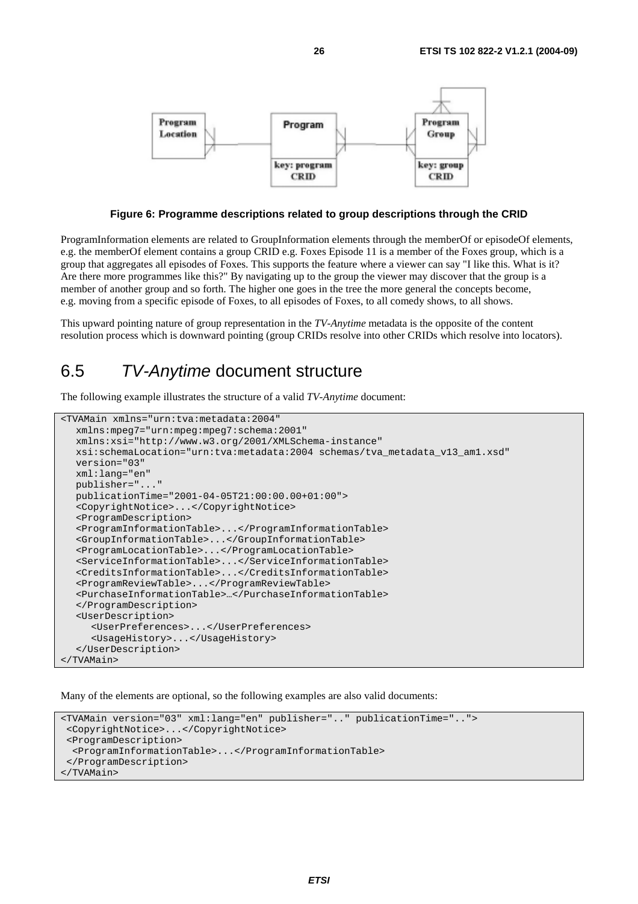Program Location

Program

key: program CRID

Program Group

key: group CRID

**Figure 6: Programme descriptions related to group descriptions through the CRID**

ProgramInformation elements are related to GroupInformation elements through the memberOf or episodeOf elements, e.g. the memberOf element contains a group CRID e.g. Foxes Episode 11 is a member of the Foxes group, which is a group that aggregates all episodes of Foxes. This supports the feature where a viewer can say "I like this. What is it? Are there more programmes like this?" By navigating up to the group the viewer may discover that the group is a member of another group and so forth. The higher one goes in the tree the more general the concepts become, e.g. moving from a specific episode of Foxes, to all episodes of Foxes, to all comedy shows, to all shows.

This upward pointing nature of group representation in the *TV-Anytime* metadata is the opposite of the content resolution process which is downward pointing (group CRIDs resolve into other CRIDs which resolve into locators).

## 6.5 *TV-Anytime* document structure

The following example illustrates the structure of a valid *TV-Anytime* document:

```
<TVAMain xmlns="urn:tva:metadata:2004"
   xmlns:mpeg7="urn:mpeg:mpeg7:schema:2001"
   xmlns:xsi="http://www.w3.org/2001/XMLSchema-instance"
   xsi:schemaLocation="urn:tva:metadata:2004 schemas/tva_metadata_v13_am1.xsd"
   version="03"
   xml:lang="en"
   publisher="..."
   publicationTime="2001-04-05T21:00:00.00+01:00">
   <CopyrightNotice>...</CopyrightNotice>
   <ProgramDescription>
   <ProgramInformationTable>...</ProgramInformationTable>
   <GroupInformationTable>...</GroupInformationTable>
   <ProgramLocationTable>...</ProgramLocationTable>
   <ServiceInformationTable>...</ServiceInformationTable>
   <CreditsInformationTable>...</CreditsInformationTable>
   <ProgramReviewTable>...</ProgramReviewTable>
   <PurchaseInformationTable>…</PurchaseInformationTable>
   </ProgramDescription>
   <UserDescription>
      <UserPreferences>...</UserPreferences>
      <UsageHistory>...</UsageHistory>
   </UserDescription>
</TVAMain>
```

Many of the elements are optional, so the following examples are also valid documents:

```
<TVAMain version="03" xml:lang="en" publisher=".." publicationTime="..">
 <CopyrightNotice>...</CopyrightNotice>
 <ProgramDescription>
  <ProgramInformationTable>...</ProgramInformationTable>
 </ProgramDescription>
</TVAMain>
```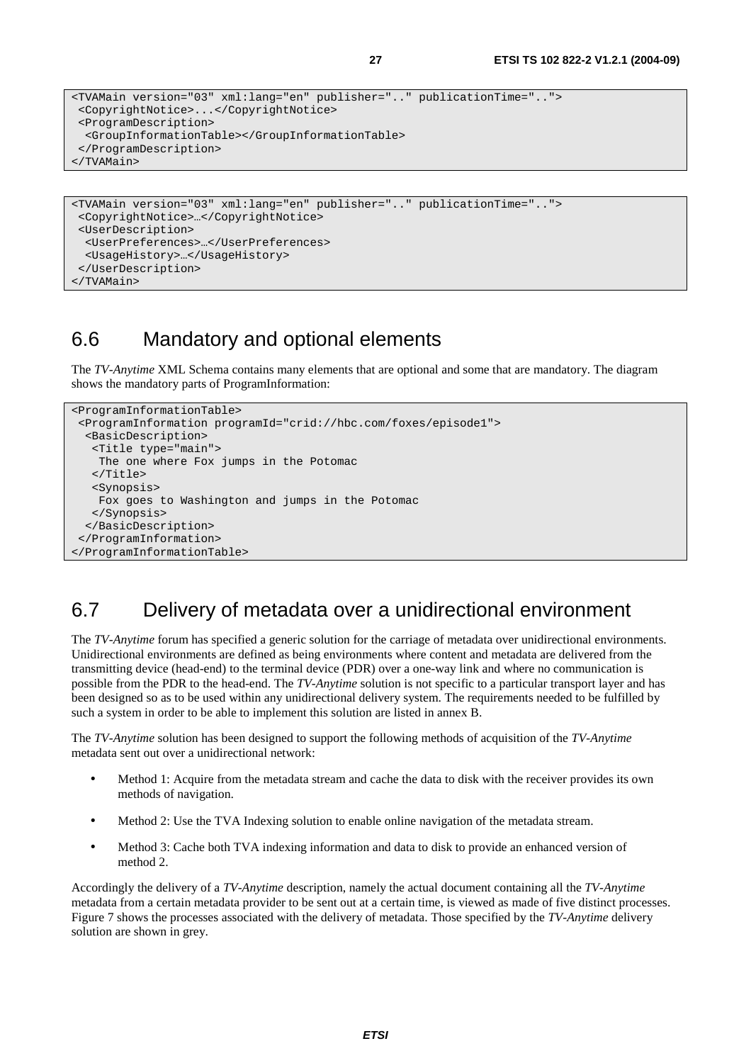```
<TVAMain version="03" xml:lang="en" publisher=".." publicationTime="..">
 <CopyrightNotice>...</CopyrightNotice>
 <ProgramDescription>
  <GroupInformationTable></GroupInformationTable>
 </ProgramDescription>
</TVAMain>
```

```
<TVAMain version="03" xml:lang="en" publisher=".." publicationTime="..">
 <CopyrightNotice>…</CopyrightNotice>
 <UserDescription>
  <UserPreferences>…</UserPreferences>
  <UsageHistory>…</UsageHistory>
 </UserDescription>
</TVAMain>
```

## 6.6 Mandatory and optional elements

The *TV-Anytime* XML Schema contains many elements that are optional and some that are mandatory. The diagram shows the mandatory parts of ProgramInformation:

```
<ProgramInformationTable>
 <ProgramInformation programId="crid://hbc.com/foxes/episode1">
  <BasicDescription>
   <Title type="main">
    The one where Fox jumps in the Potomac
   </Title>
   <Synopsis>
    Fox goes to Washington and jumps in the Potomac
   </Synopsis>
  </BasicDescription>
 </ProgramInformation>
</ProgramInformationTable>
```

## 6.7 Delivery of metadata over a unidirectional environment

The *TV-Anytime* forum has specified a generic solution for the carriage of metadata over unidirectional environments. Unidirectional environments are defined as being environments where content and metadata are delivered from the transmitting device (head-end) to the terminal device (PDR) over a one-way link and where no communication is possible from the PDR to the head-end. The *TV-Anytime* solution is not specific to a particular transport layer and has been designed so as to be used within any unidirectional delivery system. The requirements needed to be fulfilled by such a system in order to be able to implement this solution are listed in annex B.

The *TV-Anytime* solution has been designed to support the following methods of acquisition of the *TV-Anytime* metadata sent out over a unidirectional network:

- Method 1: Acquire from the metadata stream and cache the data to disk with the receiver provides its own methods of navigation.
- Method 2: Use the TVA Indexing solution to enable online navigation of the metadata stream.
- Method 3: Cache both TVA indexing information and data to disk to provide an enhanced version of method 2.

Accordingly the delivery of a *TV-Anytime* description, namely the actual document containing all the *TV-Anytime* metadata from a certain metadata provider to be sent out at a certain time, is viewed as made of five distinct processes. Figure 7 shows the processes associated with the delivery of metadata. Those specified by the *TV-Anytime* delivery solution are shown in grey.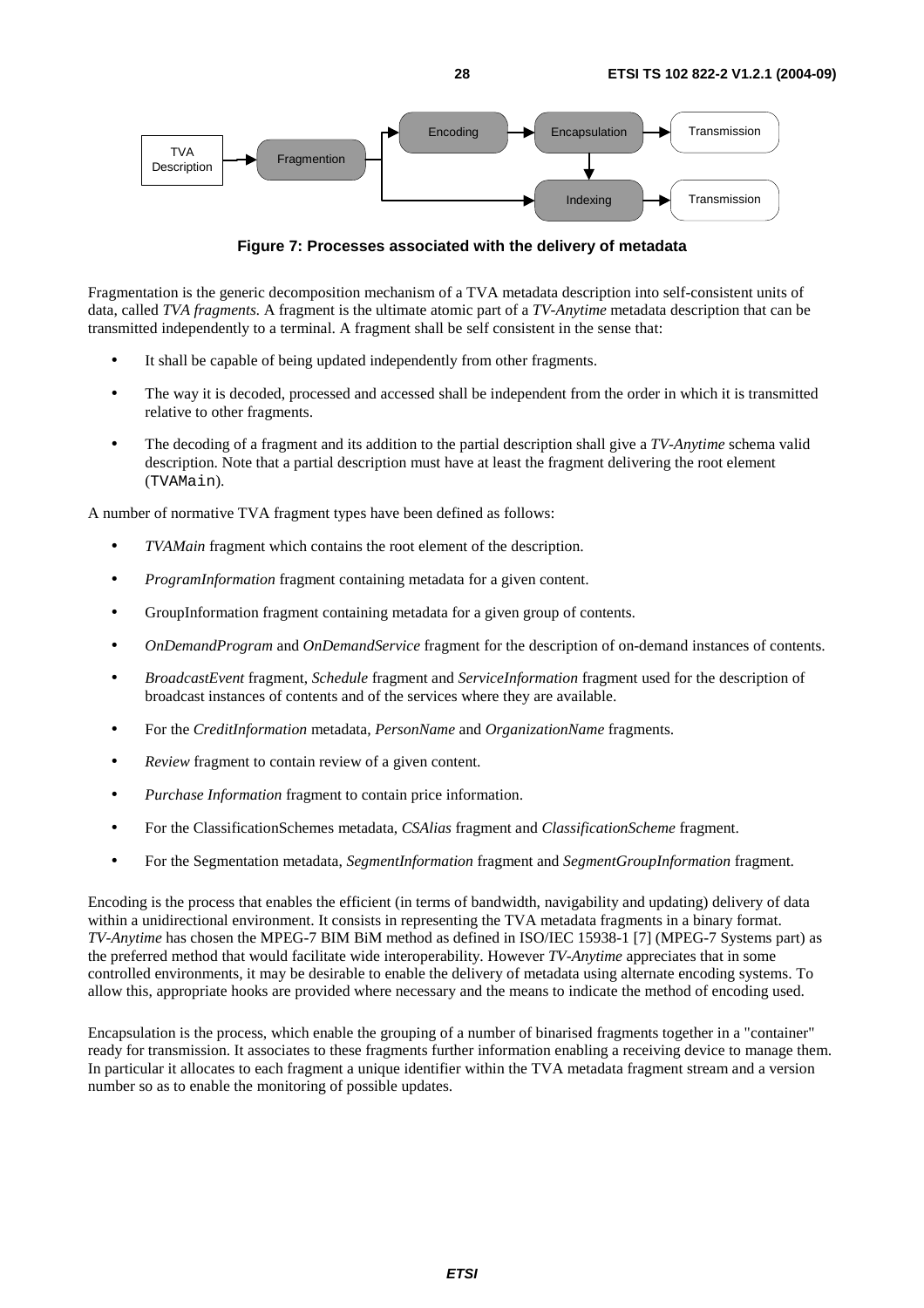**Figure 7: Processes associated with the delivery of metadata**

Fragmentation is the generic decomposition mechanism of a TVA metadata description into self-consistent units of data, called *TVA fragments*. A fragment is the ultimate atomic part of a *TV-Anytime* metadata description that can be transmitted independently to a terminal. A fragment shall be self consistent in the sense that:

- It shall be capable of being updated independently from other fragments.
- The way it is decoded, processed and accessed shall be independent from the order in which it is transmitted relative to other fragments.
- The decoding of a fragment and its addition to the partial description shall give a *TV-Anytime* schema valid description. Note that a partial description must have at least the fragment delivering the root element (`TVAMain`).

A number of normative TVA fragment types have been defined as follows:

- *TVAMain* fragment which contains the root element of the description.
- *ProgramInformation* fragment containing metadata for a given content.
- GroupInformation fragment containing metadata for a given group of contents.
- *OnDemandProgram* and *OnDemandService* fragment for the description of on-demand instances of contents.
- *BroadcastEvent* fragment, *Schedule* fragment and *ServiceInformation* fragment used for the description of broadcast instances of contents and of the services where they are available.
- For the *CreditInformation* metadata, *PersonName* and *OrganizationName* fragments.
- *Review* fragment to contain review of a given content.
- *Purchase Information* fragment to contain price information.
- For the ClassificationSchemes metadata, *CSAlias* fragment and *ClassificationScheme* fragment.
- For the Segmentation metadata, *SegmentInformation* fragment and *SegmentGroupInformation* fragment.

Encoding is the process that enables the efficient (in terms of bandwidth, navigability and updating) delivery of data within a unidirectional environment. It consists in representing the TVA metadata fragments in a binary format. *TV-Anytime* has chosen the MPEG-7 BIM BiM method as defined in ISO/IEC 15938-1 [7] (MPEG-7 Systems part) as the preferred method that would facilitate wide interoperability. However *TV-Anytime* appreciates that in some controlled environments, it may be desirable to enable the delivery of metadata using alternate encoding systems. To allow this, appropriate hooks are provided where necessary and the means to indicate the method of encoding used.

Encapsulation is the process, which enable the grouping of a number of binarised fragments together in a "container" ready for transmission. It associates to these fragments further information enabling a receiving device to manage them. In particular it allocates to each fragment a unique identifier within the TVA metadata fragment stream and a version number so as to enable the monitoring of possible updates.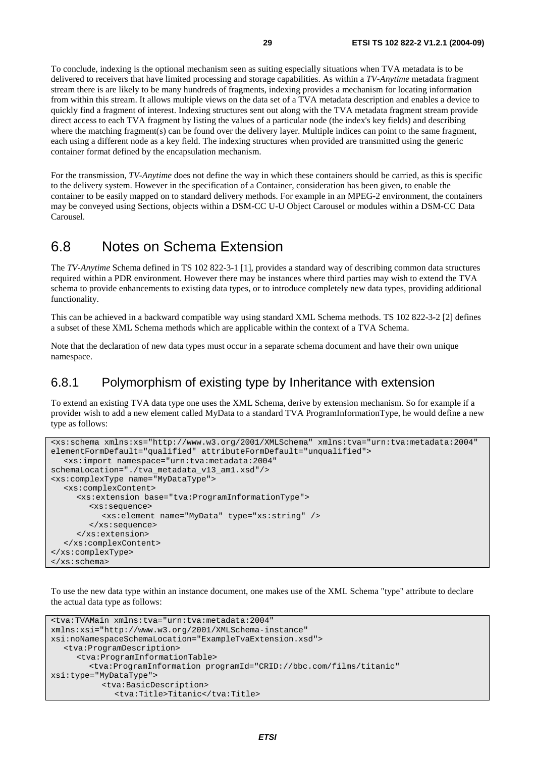To conclude, indexing is the optional mechanism seen as suiting especially situations when TVA metadata is to be delivered to receivers that have limited processing and storage capabilities. As within a *TV-Anytime* metadata fragment stream there is are likely to be many hundreds of fragments, indexing provides a mechanism for locating information from within this stream. It allows multiple views on the data set of a TVA metadata description and enables a device to quickly find a fragment of interest. Indexing structures sent out along with the TVA metadata fragment stream provide direct access to each TVA fragment by listing the values of a particular node (the index's key fields) and describing where the matching fragment(s) can be found over the delivery layer. Multiple indices can point to the same fragment, each using a different node as a key field. The indexing structures when provided are transmitted using the generic container format defined by the encapsulation mechanism.

For the transmission, *TV-Anytime* does not define the way in which these containers should be carried, as this is specific to the delivery system. However in the specification of a Container, consideration has been given, to enable the container to be easily mapped on to standard delivery methods. For example in an MPEG-2 environment, the containers may be conveyed using Sections, objects within a DSM-CC U-U Object Carousel or modules within a DSM-CC Data Carousel.

## 6.8 Notes on Schema Extension

The *TV-Anytime* Schema defined in TS 102 822-3-1 [1], provides a standard way of describing common data structures required within a PDR environment. However there may be instances where third parties may wish to extend the TVA schema to provide enhancements to existing data types, or to introduce completely new data types, providing additional functionality.

This can be achieved in a backward compatible way using standard XML Schema methods. TS 102 822-3-2 [2] defines a subset of these XML Schema methods which are applicable within the context of a TVA Schema.

Note that the declaration of new data types must occur in a separate schema document and have their own unique namespace.

### 6.8.1 Polymorphism of existing type by Inheritance with extension

To extend an existing TVA data type one uses the XML Schema, derive by extension mechanism. So for example if a provider wish to add a new element called MyData to a standard TVA ProgramInformationType, he would define a new type as follows:

```
<xs:schema xmlns:xs="http://www.w3.org/2001/XMLSchema" xmlns:tva="urn:tva:metadata:2004"
elementFormDefault="qualified" attributeFormDefault="unqualified">
   <xs:import namespace="urn:tva:metadata:2004"
schemaLocation="./tva_metadata_v13_am1.xsd"/>
<xs:complexType name="MyDataType">
   <xs:complexContent>
      <xs:extension base="tva:ProgramInformationType">
         <xs:sequence>
            <xs:element name="MyData" type="xs:string" />
         </xs:sequence>
      </xs:extension>
   </xs:complexContent>
</xs:complexType>
</xs:schema>
```

To use the new data type within an instance document, one makes use of the XML Schema "type" attribute to declare the actual data type as follows:

```
<tva:TVAMain xmlns:tva="urn:tva:metadata:2004"
xmlns:xsi="http://www.w3.org/2001/XMLSchema-instance"
xsi:noNamespaceSchemaLocation="ExampleTvaExtension.xsd">
   <tva:ProgramDescription>
      <tva:ProgramInformationTable>
         <tva:ProgramInformation programId="CRID://bbc.com/films/titanic"
xsi:type="MyDataType">
            <tva:BasicDescription>
               <tva:Title>Titanic</tva:Title>
```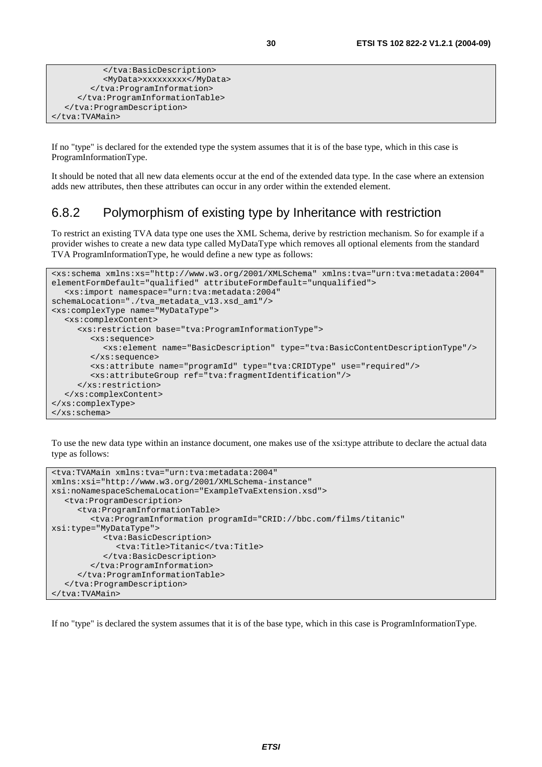```
         </tva:BasicDescription>
         <MyData>xxxxxxxxx</MyData>
      </tva:ProgramInformation>
    </tva:ProgramInformationTable>
  </tva:ProgramDescription>
</tva:TVAMain>
```

If no "type" is declared for the extended type the system assumes that it is of the base type, which in this case is ProgramInformationType.

It should be noted that all new data elements occur at the end of the extended data type. In the case where an extension adds new attributes, then these attributes can occur in any order within the extended element.

## 6.8.2 Polymorphism of existing type by Inheritance with restriction

To restrict an existing TVA data type one uses the XML Schema, derive by restriction mechanism. So for example if a provider wishes to create a new data type called MyDataType which removes all optional elements from the standard TVA ProgramInformationType, he would define a new type as follows:

```
<xs:schema xmlns:xs="http://www.w3.org/2001/XMLSchema" xmlns:tva="urn:tva:metadata:2004"
elementFormDefault="qualified" attributeFormDefault="unqualified">
   <xs:import namespace="urn:tva:metadata:2004"
schemaLocation="./tva_metadata_v13.xsd_am1"/>
<xs:complexType name="MyDataType">
   <xs:complexContent>
      <xs:restriction base="tva:ProgramInformationType">
         <xs:sequence>
            <xs:element name="BasicDescription" type="tva:BasicContentDescriptionType"/>
         </xs:sequence>
         <xs:attribute name="programId" type="tva:CRIDType" use="required"/>
         <xs:attributeGroup ref="tva:fragmentIdentification"/>
      </xs:restriction>
   </xs:complexContent>
</xs:complexType>
</xs:schema>
```

To use the new data type within an instance document, one makes use of the xsi:type attribute to declare the actual data type as follows:

```
<tva:TVAMain xmlns:tva="urn:tva:metadata:2004"
xmlns:xsi="http://www.w3.org/2001/XMLSchema-instance"
xsi:noNamespaceSchemaLocation="ExampleTvaExtension.xsd">
   <tva:ProgramDescription>
      <tva:ProgramInformationTable>
         <tva:ProgramInformation programId="CRID://bbc.com/films/titanic"
xsi:type="MyDataType">
            <tva:BasicDescription>
               <tva:Title>Titanic</tva:Title>
            </tva:BasicDescription>
         </tva:ProgramInformation>
      </tva:ProgramInformationTable>
   </tva:ProgramDescription>
</tva:TVAMain>
```

If no "type" is declared the system assumes that it is of the base type, which in this case is ProgramInformationType.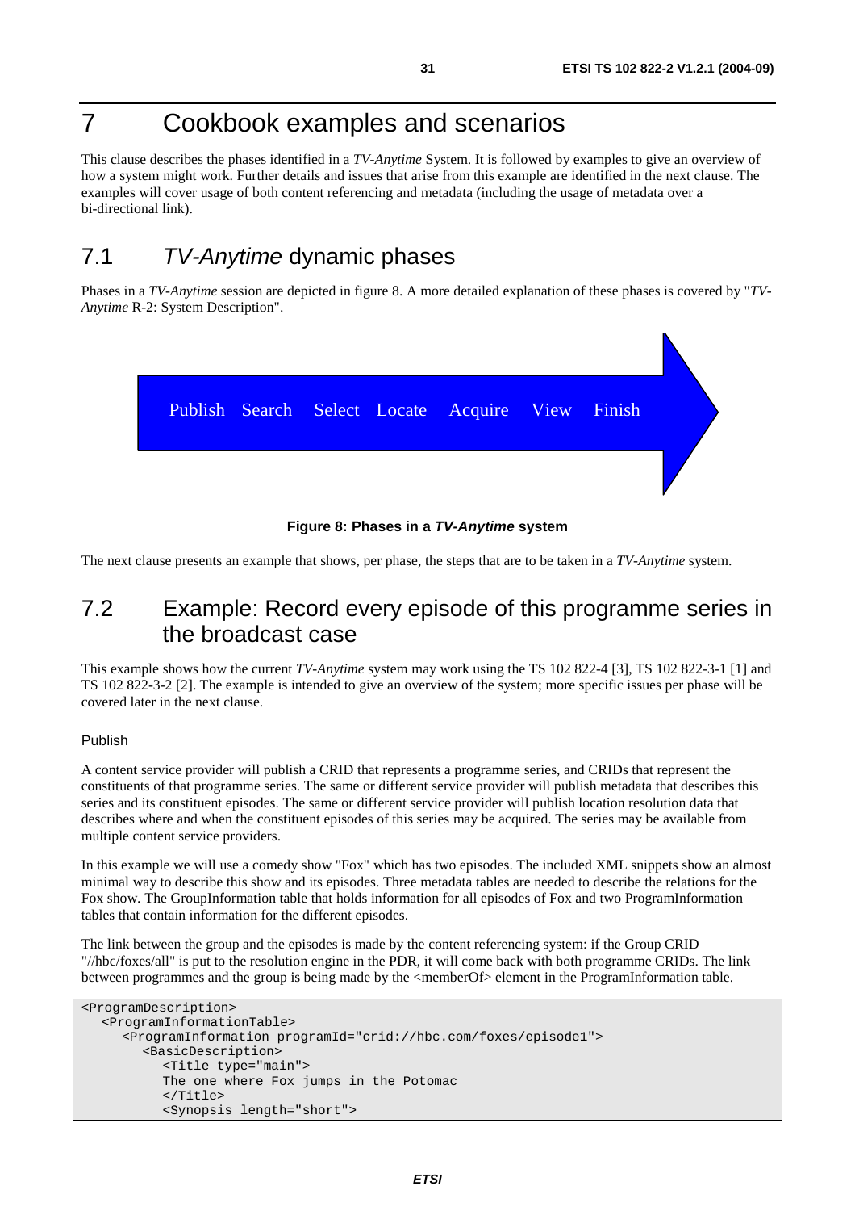// 7 Cookbook examples and scenarios

This clause describes the phases identified in a *TV-Anytime* System. It is followed by examples to give an overview of how a system might work. Further details and issues that arise from this example are identified in the next clause. The examples will cover usage of both content referencing and metadata (including the usage of metadata over a bi-directional link).

## 7.1 *TV-Anytime* dynamic phases

Phases in a *TV-Anytime* session are depicted in figure 8. A more detailed explanation of these phases is covered by "*TV-Anytime* R-2: System Description".

Publish Search Select Locate Acquire View Finish

**Figure 8: Phases in a *TV-Anytime* system**

The next clause presents an example that shows, per phase, the steps that are to be taken in a *TV-Anytime* system.

## 7.2 Example: Record every episode of this programme series in the broadcast case

This example shows how the current *TV-Anytime* system may work using the TS 102 822-4 [3], TS 102 822-3-1 [1] and TS 102 822-3-2 [2]. The example is intended to give an overview of the system; more specific issues per phase will be covered later in the next clause.

Publish

A content service provider will publish a CRID that represents a programme series, and CRIDs that represent the constituents of that programme series. The same or different service provider will publish metadata that describes this series and its constituent episodes. The same or different service provider will publish location resolution data that describes where and when the constituent episodes of this series may be acquired. The series may be available from multiple content service providers.

In this example we will use a comedy show "Fox" which has two episodes. The included XML snippets show an almost minimal way to describe this show and its episodes. Three metadata tables are needed to describe the relations for the Fox show. The GroupInformation table that holds information for all episodes of Fox and two ProgramInformation tables that contain information for the different episodes.

The link between the group and the episodes is made by the content referencing system: if the Group CRID "//hbc/foxes/all" is put to the resolution engine in the PDR, it will come back with both programme CRIDs. The link between programmes and the group is being made by the <memberOf> element in the ProgramInformation table.

```
<ProgramDescription>
   <ProgramInformationTable>
      <ProgramInformation programId="crid://hbc.com/foxes/episode1">
         <BasicDescription>
            <Title type="main">
            The one where Fox jumps in the Potomac
            </Title>
            <Synopsis length="short">
```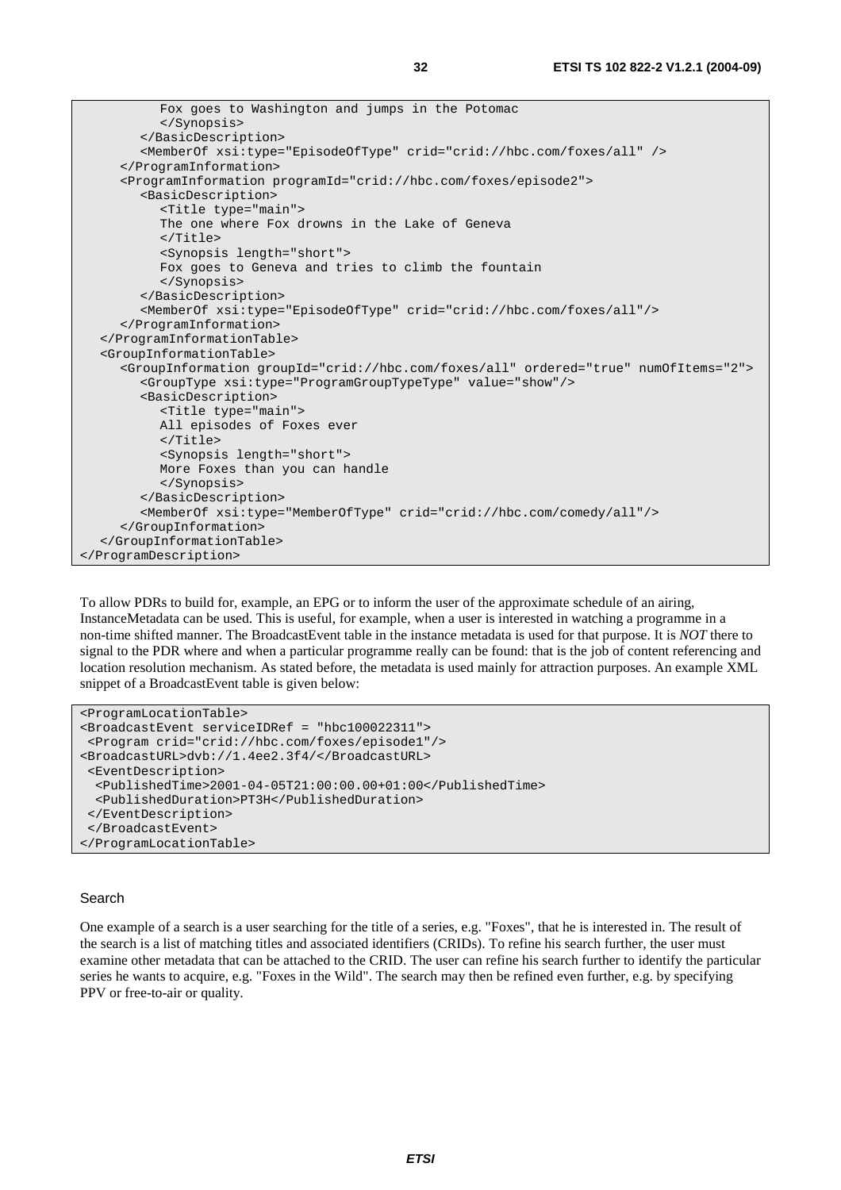```
          Fox goes to Washington and jumps in the Potomac
          </Synopsis>
        </BasicDescription>
        <MemberOf xsi:type="EpisodeOfType" crid="crid://hbc.com/foxes/all" />
      </ProgramInformation>
      <ProgramInformation programId="crid://hbc.com/foxes/episode2">
        <BasicDescription>
          <Title type="main">
          The one where Fox drowns in the Lake of Geneva
          </Title>
          <Synopsis length="short">
          Fox goes to Geneva and tries to climb the fountain
          </Synopsis>
        </BasicDescription>
        <MemberOf xsi:type="EpisodeOfType" crid="crid://hbc.com/foxes/all"/>
      </ProgramInformation>
    </ProgramInformationTable>
    <GroupInformationTable>
      <GroupInformation groupId="crid://hbc.com/foxes/all" ordered="true" numOfItems="2">
        <GroupType xsi:type="ProgramGroupTypeType" value="show"/>
        <BasicDescription>
          <Title type="main">
          All episodes of Foxes ever
          </Title>
          <Synopsis length="short">
          More Foxes than you can handle
          </Synopsis>
        </BasicDescription>
        <MemberOf xsi:type="MemberOfType" crid="crid://hbc.com/comedy/all"/>
      </GroupInformation>
    </GroupInformationTable>
</ProgramDescription>
```

To allow PDRs to build for, example, an EPG or to inform the user of the approximate schedule of an airing, InstanceMetadata can be used. This is useful, for example, when a user is interested in watching a programme in a non-time shifted manner. The BroadcastEvent table in the instance metadata is used for that purpose. It is *NOT* there to signal to the PDR where and when a particular programme really can be found: that is the job of content referencing and location resolution mechanism. As stated before, the metadata is used mainly for attraction purposes. An example XML snippet of a BroadcastEvent table is given below:

```
<ProgramLocationTable>
<BroadcastEvent serviceIDRef = "hbc100022311">
 <Program crid="crid://hbc.com/foxes/episode1"/>
<BroadcastURL>dvb://1.4ee2.3f4/</BroadcastURL>
 <EventDescription>
  <PublishedTime>2001-04-05T21:00:00.00+01:00</PublishedTime>
  <PublishedDuration>PT3H</PublishedDuration>
 </EventDescription>
 </BroadcastEvent>
</ProgramLocationTable>
```

Search

One example of a search is a user searching for the title of a series, e.g. "Foxes", that he is interested in. The result of the search is a list of matching titles and associated identifiers (CRIDs). To refine his search further, the user must examine other metadata that can be attached to the CRID. The user can refine his search further to identify the particular series he wants to acquire, e.g. "Foxes in the Wild". The search may then be refined even further, e.g. by specifying PPV or free-to-air or quality.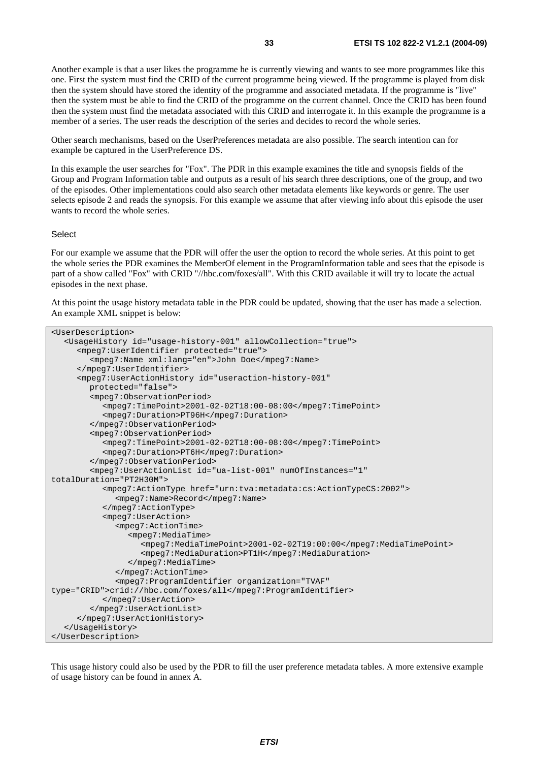Another example is that a user likes the programme he is currently viewing and wants to see more programmes like this one. First the system must find the CRID of the current programme being viewed. If the programme is played from disk then the system should have stored the identity of the programme and associated metadata. If the programme is "live" then the system must be able to find the CRID of the programme on the current channel. Once the CRID has been found then the system must find the metadata associated with this CRID and interrogate it. In this example the programme is a member of a series. The user reads the description of the series and decides to record the whole series.

Other search mechanisms, based on the UserPreferences metadata are also possible. The search intention can for example be captured in the UserPreference DS.

In this example the user searches for "Fox". The PDR in this example examines the title and synopsis fields of the Group and Program Information table and outputs as a result of his search three descriptions, one of the group, and two of the episodes. Other implementations could also search other metadata elements like keywords or genre. The user selects episode 2 and reads the synopsis. For this example we assume that after viewing info about this episode the user wants to record the whole series.

Select

For our example we assume that the PDR will offer the user the option to record the whole series. At this point to get the whole series the PDR examines the MemberOf element in the ProgramInformation table and sees that the episode is part of a show called "Fox" with CRID "//hbc.com/foxes/all". With this CRID available it will try to locate the actual episodes in the next phase.

At this point the usage history metadata table in the PDR could be updated, showing that the user has made a selection. An example XML snippet is below:

```
<UserDescription>
   <UsageHistory id="usage-history-001" allowCollection="true">
      <mpeg7:UserIdentifier protected="true">
         <mpeg7:Name xml:lang="en">John Doe</mpeg7:Name>
      </mpeg7:UserIdentifier>
      <mpeg7:UserActionHistory id="useraction-history-001"
         protected="false">
         <mpeg7:ObservationPeriod>
            <mpeg7:TimePoint>2001-02-02T18:00-08:00</mpeg7:TimePoint>
            <mpeg7:Duration>PT96H</mpeg7:Duration>
         </mpeg7:ObservationPeriod>
         <mpeg7:ObservationPeriod>
            <mpeg7:TimePoint>2001-02-02T18:00-08:00</mpeg7:TimePoint>
            <mpeg7:Duration>PT6H</mpeg7:Duration>
         </mpeg7:ObservationPeriod>
         <mpeg7:UserActionList id="ua-list-001" numOfInstances="1"
totalDuration="PT2H30M">
            <mpeg7:ActionType href="urn:tva:metadata:cs:ActionTypeCS:2002">
               <mpeg7:Name>Record</mpeg7:Name>
            </mpeg7:ActionType>
            <mpeg7:UserAction>
               <mpeg7:ActionTime>
                  <mpeg7:MediaTime>
                     <mpeg7:MediaTimePoint>2001-02-02T19:00:00</mpeg7:MediaTimePoint>
                     <mpeg7:MediaDuration>PT1H</mpeg7:MediaDuration>
                  </mpeg7:MediaTime>
               </mpeg7:ActionTime>
               <mpeg7:ProgramIdentifier organization="TVAF"
type="CRID">crid://hbc.com/foxes/all</mpeg7:ProgramIdentifier>
            </mpeg7:UserAction>
         </mpeg7:UserActionList>
      </mpeg7:UserActionHistory>
   </UsageHistory>
</UserDescription>
```

This usage history could also be used by the PDR to fill the user preference metadata tables. A more extensive example of usage history can be found in annex A.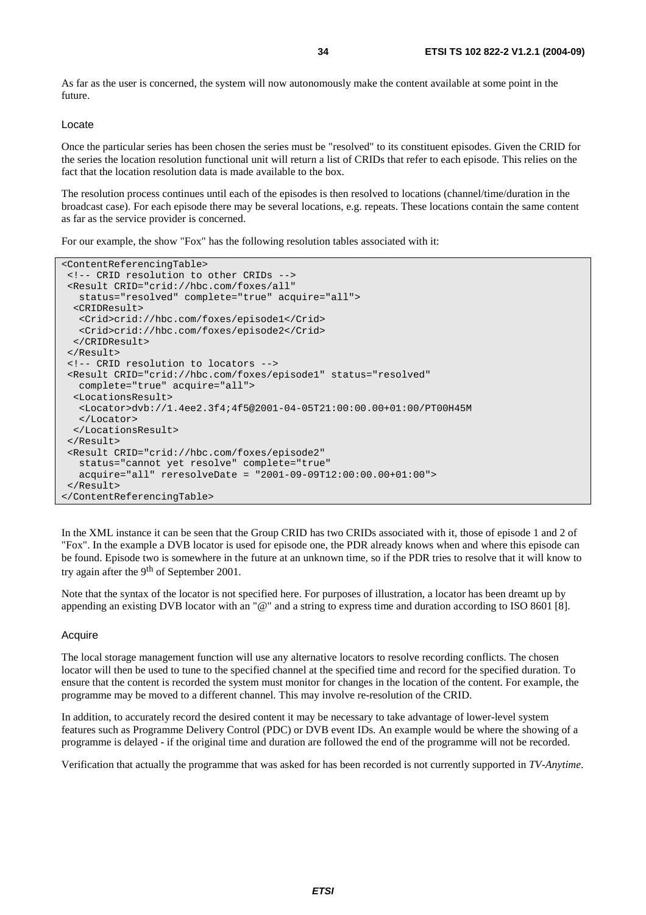As far as the user is concerned, the system will now autonomously make the content available at some point in the future.

Locate

Once the particular series has been chosen the series must be "resolved" to its constituent episodes. Given the CRID for the series the location resolution functional unit will return a list of CRIDs that refer to each episode. This relies on the fact that the location resolution data is made available to the box.

The resolution process continues until each of the episodes is then resolved to locations (channel/time/duration in the broadcast case). For each episode there may be several locations, e.g. repeats. These locations contain the same content as far as the service provider is concerned.

For our example, the show "Fox" has the following resolution tables associated with it:

```
<ContentReferencingTable>
 <!-- CRID resolution to other CRIDs -->
 <Result CRID="crid://hbc.com/foxes/all"
   status="resolved" complete="true" acquire="all">
  <CRIDResult>
   <Crid>crid://hbc.com/foxes/episode1</Crid>
   <Crid>crid://hbc.com/foxes/episode2</Crid>
  </CRIDResult>
 </Result>
 <!-- CRID resolution to locators -->
 <Result CRID="crid://hbc.com/foxes/episode1" status="resolved"
   complete="true" acquire="all">
  <LocationsResult>
   <Locator>dvb://1.4ee2.3f4;4f5@2001-04-05T21:00:00.00+01:00/PT00H45M
   </Locator>
  </LocationsResult>
 </Result>
 <Result CRID="crid://hbc.com/foxes/episode2"
   status="cannot yet resolve" complete="true"
   acquire="all" reresolveDate = "2001-09-09T12:00:00.00+01:00">
 </Result>
</ContentReferencingTable>
```

In the XML instance it can be seen that the Group CRID has two CRIDs associated with it, those of episode 1 and 2 of "Fox". In the example a DVB locator is used for episode one, the PDR already knows when and where this episode can be found. Episode two is somewhere in the future at an unknown time, so if the PDR tries to resolve that it will know to try again after the 9th of September 2001.

Note that the syntax of the locator is not specified here. For purposes of illustration, a locator has been dreamt up by appending an existing DVB locator with an "@" and a string to express time and duration according to ISO 8601 [8].

Acquire

The local storage management function will use any alternative locators to resolve recording conflicts. The chosen locator will then be used to tune to the specified channel at the specified time and record for the specified duration. To ensure that the content is recorded the system must monitor for changes in the location of the content. For example, the programme may be moved to a different channel. This may involve re-resolution of the CRID.

In addition, to accurately record the desired content it may be necessary to take advantage of lower-level system features such as Programme Delivery Control (PDC) or DVB event IDs. An example would be where the showing of a programme is delayed - if the original time and duration are followed the end of the programme will not be recorded.

Verification that actually the programme that was asked for has been recorded is not currently supported in *TV-Anytime*.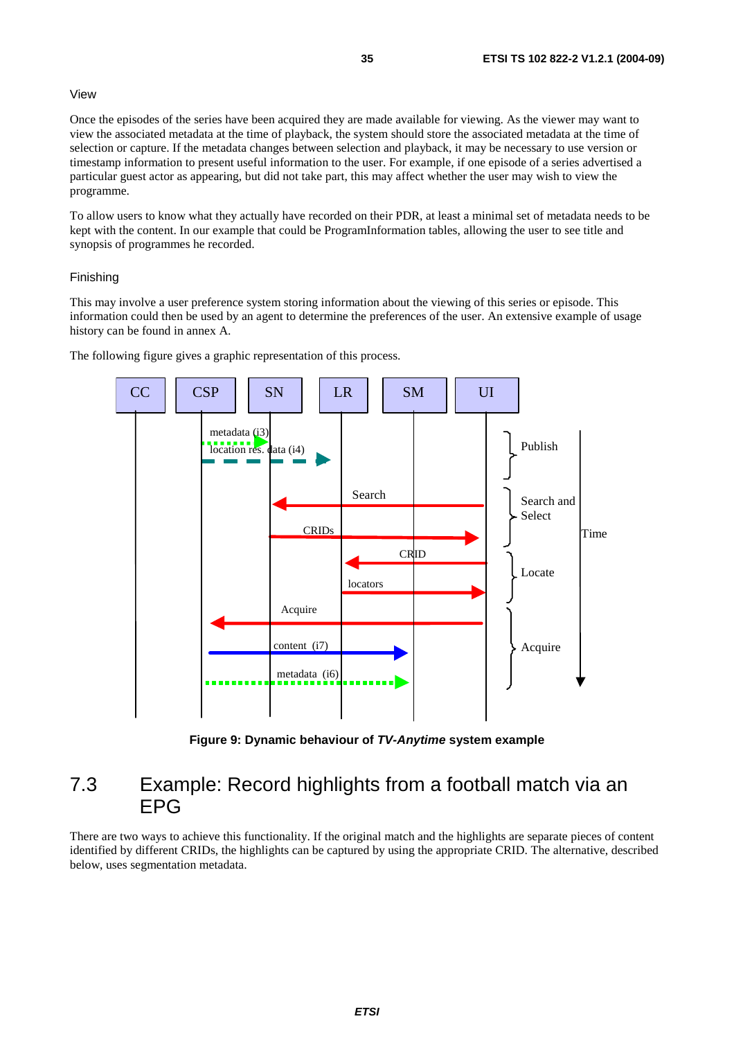View

Once the episodes of the series have been acquired they are made available for viewing. As the viewer may want to view the associated metadata at the time of playback, the system should store the associated metadata at the time of selection or capture. If the metadata changes between selection and playback, it may be necessary to use version or timestamp information to present useful information to the user. For example, if one episode of a series advertised a particular guest actor as appearing, but did not take part, this may affect whether the user may wish to view the programme.

To allow users to know what they actually have recorded on their PDR, at least a minimal set of metadata needs to be kept with the content. In our example that could be ProgramInformation tables, allowing the user to see title and synopsis of programmes he recorded.

Finishing

This may involve a user preference system storing information about the viewing of this series or episode. This information could then be used by an agent to determine the preferences of the user. An extensive example of usage history can be found in annex A.

The following figure gives a graphic representation of this process.

**Figure 9: Dynamic behaviour of *TV-Anytime* system example**

## 7.3 Example: Record highlights from a football match via an EPG

There are two ways to achieve this functionality. If the original match and the highlights are separate pieces of content identified by different CRIDs, the highlights can be captured by using the appropriate CRID. The alternative, described below, uses segmentation metadata.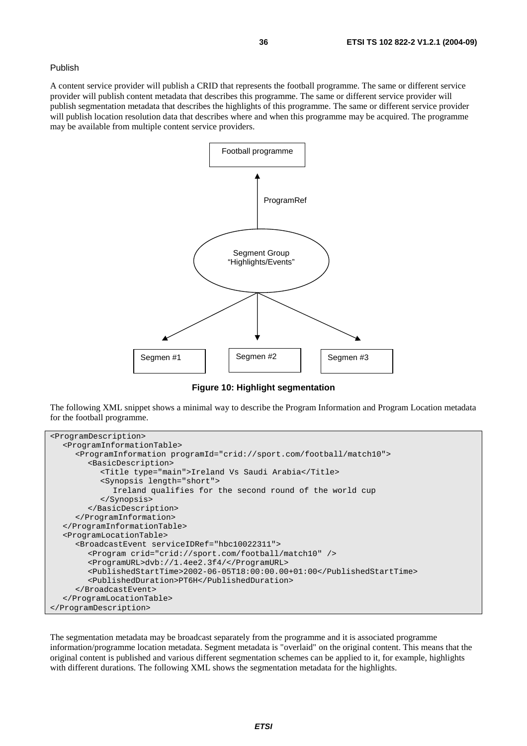Publish

A content service provider will publish a CRID that represents the football programme. The same or different service provider will publish content metadata that describes this programme. The same or different service provider will publish segmentation metadata that describes the highlights of this programme. The same or different service provider will publish location resolution data that describes where and when this programme may be acquired. The programme may be available from multiple content service providers.

Football programme

ProgramRef

Segment Group "Highlights/Events"

Segmen #1 | Segmen #2 | Segmen #3

**Figure 10: Highlight segmentation**

The following XML snippet shows a minimal way to describe the Program Information and Program Location metadata for the football programme.

```
<ProgramDescription>
   <ProgramInformationTable>
      <ProgramInformation programId="crid://sport.com/football/match10">
         <BasicDescription>
            <Title type="main">Ireland Vs Saudi Arabia</Title>
            <Synopsis length="short">
               Ireland qualifies for the second round of the world cup
            </Synopsis>
         </BasicDescription>
      </ProgramInformation>
   </ProgramInformationTable>
   <ProgramLocationTable>
      <BroadcastEvent serviceIDRef="hbc10022311">
         <Program crid="crid://sport.com/football/match10" />
         <ProgramURL>dvb://1.4ee2.3f4/</ProgramURL>
         <PublishedStartTime>2002-06-05T18:00:00.00+01:00</PublishedStartTime>
         <PublishedDuration>PT6H</PublishedDuration>
      </BroadcastEvent>
   </ProgramLocationTable>
</ProgramDescription>
```

The segmentation metadata may be broadcast separately from the programme and it is associated programme information/programme location metadata. Segment metadata is "overlaid" on the original content. This means that the original content is published and various different segmentation schemes can be applied to it, for example, highlights with different durations. The following XML shows the segmentation metadata for the highlights.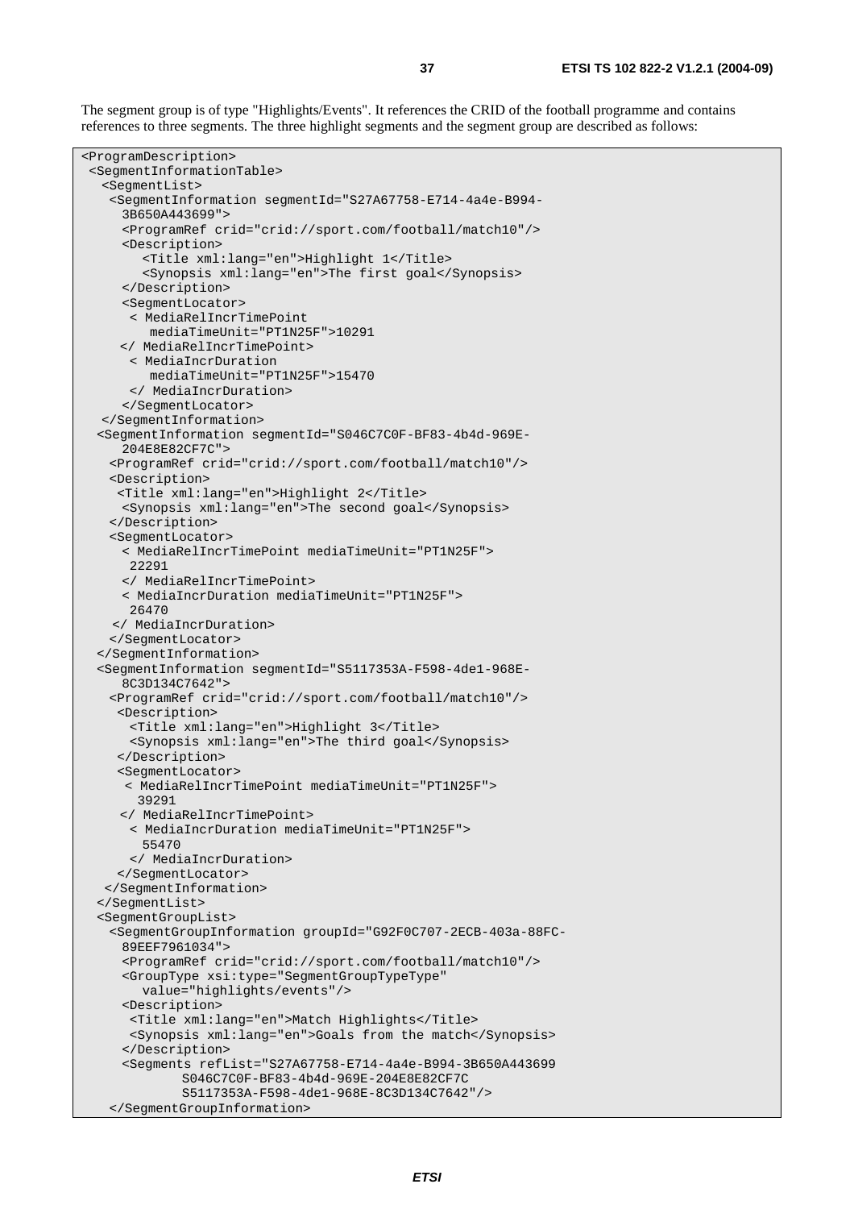The segment group is of type "Highlights/Events". It references the CRID of the football programme and contains references to three segments. The three highlight segments and the segment group are described as follows:

```
<ProgramDescription>
 <SegmentInformationTable>
  <SegmentList>
   <SegmentInformation segmentId="S27A67758-E714-4a4e-B994-
     3B650A443699">
     <ProgramRef crid="crid://sport.com/football/match10"/>
     <Description>
        <Title xml:lang="en">Highlight 1</Title>
        <Synopsis xml:lang="en">The first goal</Synopsis>
     </Description>
     <SegmentLocator>
      < MediaRelIncrTimePoint
         mediaTimeUnit="PT1N25F">10291
     </ MediaRelIncrTimePoint>
      < MediaIncrDuration
         mediaTimeUnit="PT1N25F">15470
      </ MediaIncrDuration>
     </SegmentLocator>
  </SegmentInformation>
  <SegmentInformation segmentId="S046C7C0F-BF83-4b4d-969E-
     204E8E82CF7C">
   <ProgramRef crid="crid://sport.com/football/match10"/>
   <Description>
    <Title xml:lang="en">Highlight 2</Title>
     <Synopsis xml:lang="en">The second goal</Synopsis>
   </Description>
   <SegmentLocator>
     < MediaRelIncrTimePoint mediaTimeUnit="PT1N25F">
      22291
     </ MediaRelIncrTimePoint>
     < MediaIncrDuration mediaTimeUnit="PT1N25F">
      26470
    </ MediaIncrDuration>
   </SegmentLocator>
  </SegmentInformation>
  <SegmentInformation segmentId="S5117353A-F598-4de1-968E-
     8C3D134C7642">
   <ProgramRef crid="crid://sport.com/football/match10"/>
    <Description>
      <Title xml:lang="en">Highlight 3</Title>
      <Synopsis xml:lang="en">The third goal</Synopsis>
    </Description>
    <SegmentLocator>
     < MediaRelIncrTimePoint mediaTimeUnit="PT1N25F">
       39291
     </ MediaRelIncrTimePoint>
      < MediaIncrDuration mediaTimeUnit="PT1N25F">
        55470
      </ MediaIncrDuration>
    </SegmentLocator>
   </SegmentInformation>
  </SegmentList>
  <SegmentGroupList>
    <SegmentGroupInformation groupId="G92F0C707-2ECB-403a-88FC-
      89EEF7961034">
     <ProgramRef crid="crid://sport.com/football/match10"/>
     <GroupType xsi:type="SegmentGroupTypeType"
        value="highlights/events"/>
     <Description>
      <Title xml:lang="en">Match Highlights</Title>
      <Synopsis xml:lang="en">Goals from the match</Synopsis>
     </Description>
     <Segments refList="S27A67758-E714-4a4e-B994-3B650A443699
             S046C7C0F-BF83-4b4d-969E-204E8E82CF7C
             S5117353A-F598-4de1-968E-8C3D134C7642"/>
    </SegmentGroupInformation>
```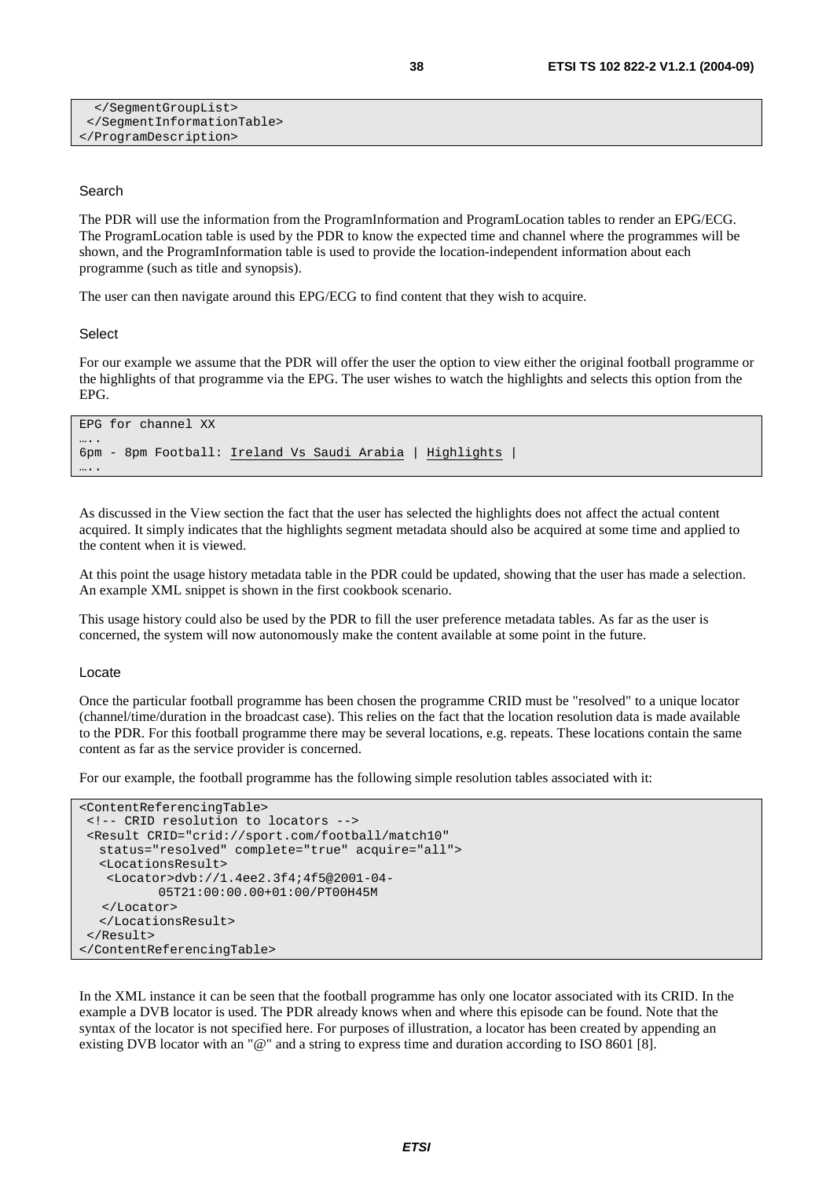```
  </SegmentGroupList>
 </SegmentInformationTable>
</ProgramDescription>
```

Search

The PDR will use the information from the ProgramInformation and ProgramLocation tables to render an EPG/ECG. The ProgramLocation table is used by the PDR to know the expected time and channel where the programmes will be shown, and the ProgramInformation table is used to provide the location-independent information about each programme (such as title and synopsis).

The user can then navigate around this EPG/ECG to find content that they wish to acquire.

Select

For our example we assume that the PDR will offer the user the option to view either the original football programme or the highlights of that programme via the EPG. The user wishes to watch the highlights and selects this option from the EPG.

```
EPG for channel XX
…..
6pm - 8pm Football: Ireland Vs Saudi Arabia | Highlights |
…..
```

As discussed in the View section the fact that the user has selected the highlights does not affect the actual content acquired. It simply indicates that the highlights segment metadata should also be acquired at some time and applied to the content when it is viewed.

At this point the usage history metadata table in the PDR could be updated, showing that the user has made a selection. An example XML snippet is shown in the first cookbook scenario.

This usage history could also be used by the PDR to fill the user preference metadata tables. As far as the user is concerned, the system will now autonomously make the content available at some point in the future.

Locate

Once the particular football programme has been chosen the programme CRID must be "resolved" to a unique locator (channel/time/duration in the broadcast case). This relies on the fact that the location resolution data is made available to the PDR. For this football programme there may be several locations, e.g. repeats. These locations contain the same content as far as the service provider is concerned.

For our example, the football programme has the following simple resolution tables associated with it:

```
<ContentReferencingTable>
 <!-- CRID resolution to locators -->
 <Result CRID="crid://sport.com/football/match10"
   status="resolved" complete="true" acquire="all">
   <LocationsResult>
    <Locator>dvb://1.4ee2.3f4;4f5@2001-04-
          05T21:00:00.00+01:00/PT00H45M
    </Locator>
   </LocationsResult>
 </Result>
</ContentReferencingTable>
```

In the XML instance it can be seen that the football programme has only one locator associated with its CRID. In the example a DVB locator is used. The PDR already knows when and where this episode can be found. Note that the syntax of the locator is not specified here. For purposes of illustration, a locator has been created by appending an existing DVB locator with an "@" and a string to express time and duration according to ISO 8601 [8].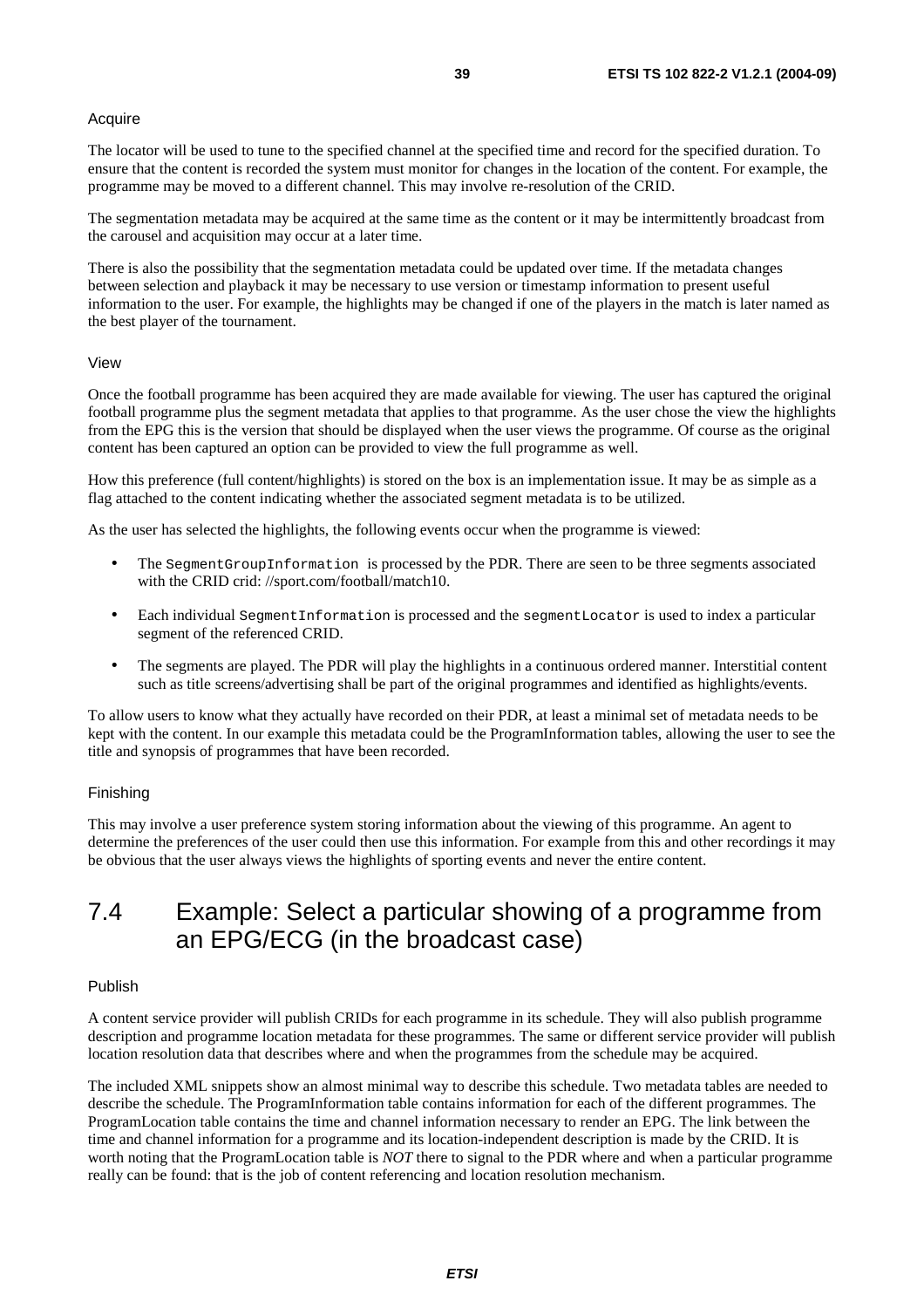Acquire

The locator will be used to tune to the specified channel at the specified time and record for the specified duration. To ensure that the content is recorded the system must monitor for changes in the location of the content. For example, the programme may be moved to a different channel. This may involve re-resolution of the CRID.

The segmentation metadata may be acquired at the same time as the content or it may be intermittently broadcast from the carousel and acquisition may occur at a later time.

There is also the possibility that the segmentation metadata could be updated over time. If the metadata changes between selection and playback it may be necessary to use version or timestamp information to present useful information to the user. For example, the highlights may be changed if one of the players in the match is later named as the best player of the tournament.

View

Once the football programme has been acquired they are made available for viewing. The user has captured the original football programme plus the segment metadata that applies to that programme. As the user chose the view the highlights from the EPG this is the version that should be displayed when the user views the programme. Of course as the original content has been captured an option can be provided to view the full programme as well.

How this preference (full content/highlights) is stored on the box is an implementation issue. It may be as simple as a flag attached to the content indicating whether the associated segment metadata is to be utilized.

As the user has selected the highlights, the following events occur when the programme is viewed:

- The `SegmentGroupInformation` is processed by the PDR. There are seen to be three segments associated with the CRID crid: //sport.com/football/match10.
- Each individual `SegmentInformation` is processed and the `segmentLocator` is used to index a particular segment of the referenced CRID.
- The segments are played. The PDR will play the highlights in a continuous ordered manner. Interstitial content such as title screens/advertising shall be part of the original programmes and identified as highlights/events.

To allow users to know what they actually have recorded on their PDR, at least a minimal set of metadata needs to be kept with the content. In our example this metadata could be the ProgramInformation tables, allowing the user to see the title and synopsis of programmes that have been recorded.

Finishing

This may involve a user preference system storing information about the viewing of this programme. An agent to determine the preferences of the user could then use this information. For example from this and other recordings it may be obvious that the user always views the highlights of sporting events and never the entire content.

## 7.4 Example: Select a particular showing of a programme from an EPG/ECG (in the broadcast case)

Publish

A content service provider will publish CRIDs for each programme in its schedule. They will also publish programme description and programme location metadata for these programmes. The same or different service provider will publish location resolution data that describes where and when the programmes from the schedule may be acquired.

The included XML snippets show an almost minimal way to describe this schedule. Two metadata tables are needed to describe the schedule. The ProgramInformation table contains information for each of the different programmes. The ProgramLocation table contains the time and channel information necessary to render an EPG. The link between the time and channel information for a programme and its location-independent description is made by the CRID. It is worth noting that the ProgramLocation table is *NOT* there to signal to the PDR where and when a particular programme really can be found: that is the job of content referencing and location resolution mechanism.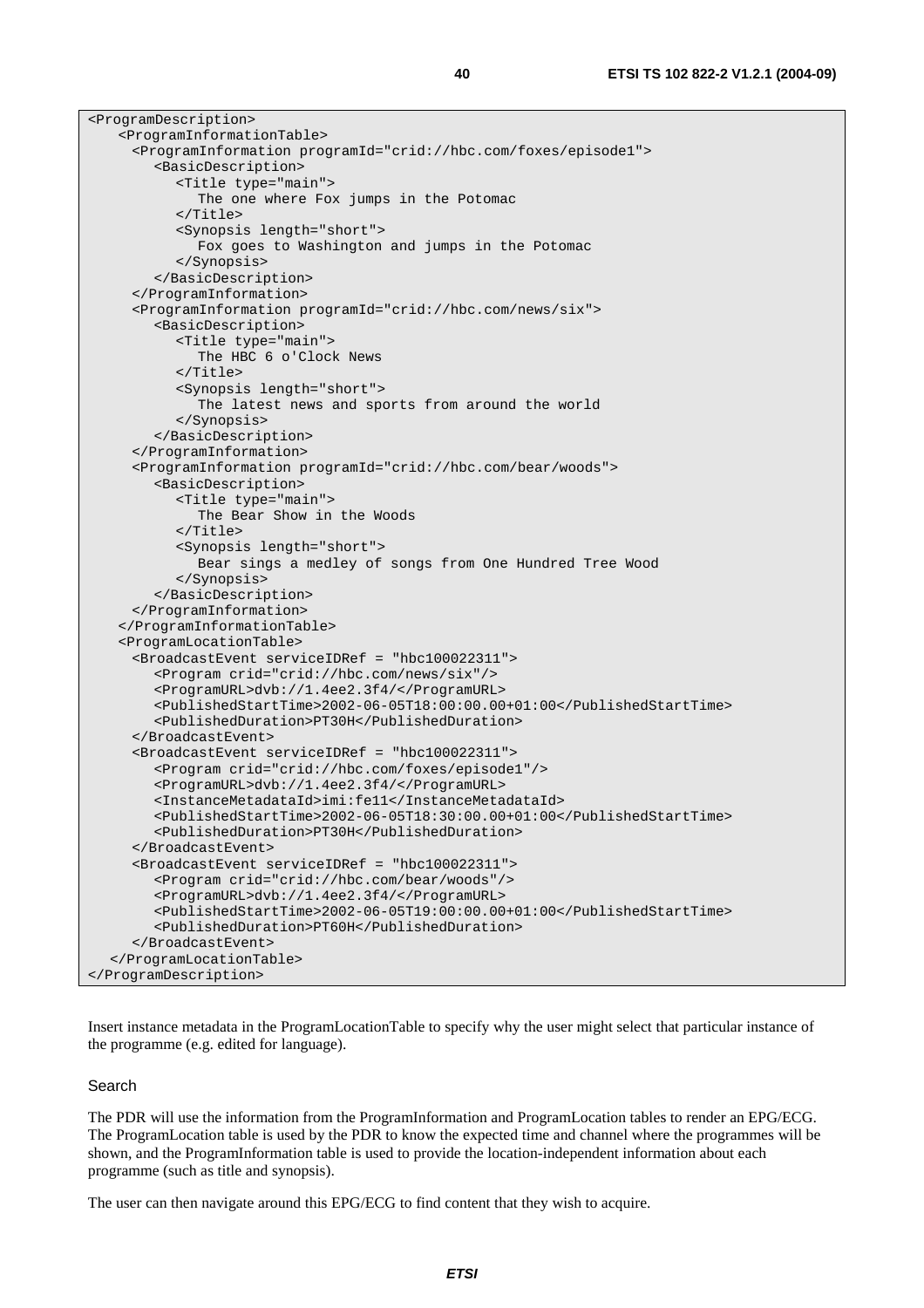```
<ProgramDescription>
   <ProgramInformationTable>
     <ProgramInformation programId="crid://hbc.com/foxes/episode1">
        <BasicDescription>
           <Title type="main">
              The one where Fox jumps in the Potomac
           </Title>
           <Synopsis length="short">
              Fox goes to Washington and jumps in the Potomac
           </Synopsis>
        </BasicDescription>
     </ProgramInformation>
     <ProgramInformation programId="crid://hbc.com/news/six">
        <BasicDescription>
           <Title type="main">
              The HBC 6 o'Clock News
           </Title>
           <Synopsis length="short">
              The latest news and sports from around the world
           </Synopsis>
        </BasicDescription>
     </ProgramInformation>
     <ProgramInformation programId="crid://hbc.com/bear/woods">
        <BasicDescription>
           <Title type="main">
              The Bear Show in the Woods
           </Title>
           <Synopsis length="short">
              Bear sings a medley of songs from One Hundred Tree Wood
           </Synopsis>
        </BasicDescription>
     </ProgramInformation>
   </ProgramInformationTable>
   <ProgramLocationTable>
     <BroadcastEvent serviceIDRef = "hbc100022311">
        <Program crid="crid://hbc.com/news/six"/>
        <ProgramURL>dvb://1.4ee2.3f4/</ProgramURL>
        <PublishedStartTime>2002-06-05T18:00:00.00+01:00</PublishedStartTime>
        <PublishedDuration>PT30H</PublishedDuration>
     </BroadcastEvent>
     <BroadcastEvent serviceIDRef = "hbc100022311">
        <Program crid="crid://hbc.com/foxes/episode1"/>
        <ProgramURL>dvb://1.4ee2.3f4/</ProgramURL>
        <InstanceMetadataId>imi:fe11</InstanceMetadataId>
        <PublishedStartTime>2002-06-05T18:30:00.00+01:00</PublishedStartTime>
        <PublishedDuration>PT30H</PublishedDuration>
     </BroadcastEvent>
     <BroadcastEvent serviceIDRef = "hbc100022311">
        <Program crid="crid://hbc.com/bear/woods"/>
        <ProgramURL>dvb://1.4ee2.3f4/</ProgramURL>
        <PublishedStartTime>2002-06-05T19:00:00.00+01:00</PublishedStartTime>
        <PublishedDuration>PT60H</PublishedDuration>
     </BroadcastEvent>
   </ProgramLocationTable>
</ProgramDescription>
```

Insert instance metadata in the ProgramLocationTable to specify why the user might select that particular instance of the programme (e.g. edited for language).

Search

The PDR will use the information from the ProgramInformation and ProgramLocation tables to render an EPG/ECG. The ProgramLocation table is used by the PDR to know the expected time and channel where the programmes will be shown, and the ProgramInformation table is used to provide the location-independent information about each programme (such as title and synopsis).

The user can then navigate around this EPG/ECG to find content that they wish to acquire.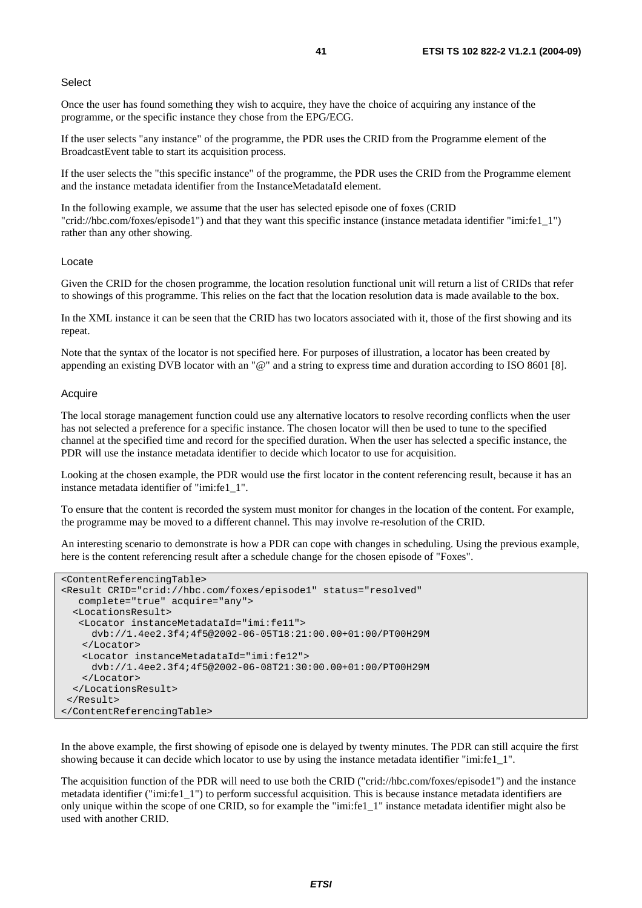Select

Once the user has found something they wish to acquire, they have the choice of acquiring any instance of the programme, or the specific instance they chose from the EPG/ECG.

If the user selects "any instance" of the programme, the PDR uses the CRID from the Programme element of the BroadcastEvent table to start its acquisition process.

If the user selects the "this specific instance" of the programme, the PDR uses the CRID from the Programme element and the instance metadata identifier from the InstanceMetadataId element.

In the following example, we assume that the user has selected episode one of foxes (CRID "crid://hbc.com/foxes/episode1") and that they want this specific instance (instance metadata identifier "imi:fe1_1") rather than any other showing.

Locate

Given the CRID for the chosen programme, the location resolution functional unit will return a list of CRIDs that refer to showings of this programme. This relies on the fact that the location resolution data is made available to the box.

In the XML instance it can be seen that the CRID has two locators associated with it, those of the first showing and its repeat.

Note that the syntax of the locator is not specified here. For purposes of illustration, a locator has been created by appending an existing DVB locator with an "@" and a string to express time and duration according to ISO 8601 [8].

Acquire

The local storage management function could use any alternative locators to resolve recording conflicts when the user has not selected a preference for a specific instance. The chosen locator will then be used to tune to the specified channel at the specified time and record for the specified duration. When the user has selected a specific instance, the PDR will use the instance metadata identifier to decide which locator to use for acquisition.

Looking at the chosen example, the PDR would use the first locator in the content referencing result, because it has an instance metadata identifier of "imi:fe1_1".

To ensure that the content is recorded the system must monitor for changes in the location of the content. For example, the programme may be moved to a different channel. This may involve re-resolution of the CRID.

An interesting scenario to demonstrate is how a PDR can cope with changes in scheduling. Using the previous example, here is the content referencing result after a schedule change for the chosen episode of "Foxes".

```
<ContentReferencingTable>
<Result CRID="crid://hbc.com/foxes/episode1" status="resolved"
   complete="true" acquire="any">
  <LocationsResult>
   <Locator instanceMetadataId="imi:fe11">
     dvb://1.4ee2.3f4;4f5@2002-06-05T18:21:00.00+01:00/PT00H29M
    </Locator>
   <Locator instanceMetadataId="imi:fe12">
     dvb://1.4ee2.3f4;4f5@2002-06-08T21:30:00.00+01:00/PT00H29M
    </Locator>
  </LocationsResult>
 </Result>
</ContentReferencingTable>
```

In the above example, the first showing of episode one is delayed by twenty minutes. The PDR can still acquire the first showing because it can decide which locator to use by using the instance metadata identifier "imi:fe1_1".

The acquisition function of the PDR will need to use both the CRID ("crid://hbc.com/foxes/episode1") and the instance metadata identifier ("imi:fe1_1") to perform successful acquisition. This is because instance metadata identifiers are only unique within the scope of one CRID, so for example the "imi:fe1_1" instance metadata identifier might also be used with another CRID.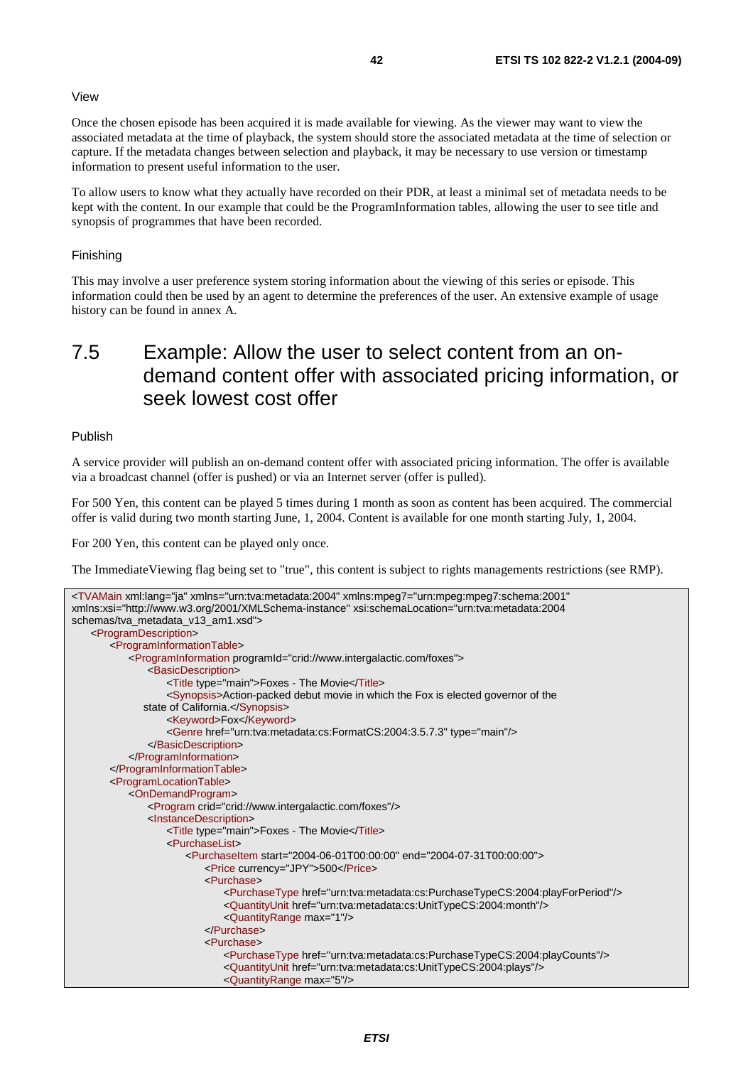View

Once the chosen episode has been acquired it is made available for viewing. As the viewer may want to view the associated metadata at the time of playback, the system should store the associated metadata at the time of selection or capture. If the metadata changes between selection and playback, it may be necessary to use version or timestamp information to present useful information to the user.

To allow users to know what they actually have recorded on their PDR, at least a minimal set of metadata needs to be kept with the content. In our example that could be the ProgramInformation tables, allowing the user to see title and synopsis of programmes that have been recorded.

Finishing

This may involve a user preference system storing information about the viewing of this series or episode. This information could then be used by an agent to determine the preferences of the user. An extensive example of usage history can be found in annex A.

## 7.5 Example: Allow the user to select content from an on-demand content offer with associated pricing information, or seek lowest cost offer

Publish

A service provider will publish an on-demand content offer with associated pricing information. The offer is available via a broadcast channel (offer is pushed) or via an Internet server (offer is pulled).

For 500 Yen, this content can be played 5 times during 1 month as soon as content has been acquired. The commercial offer is valid during two month starting June, 1, 2004. Content is available for one month starting July, 1, 2004.

For 200 Yen, this content can be played only once.

The ImmediateViewing flag being set to "true", this content is subject to rights managements restrictions (see RMP).

```
<TVAMain xml:lang="ja" xmlns="urn:tva:metadata:2004" xmlns:mpeg7="urn:mpeg:mpeg7:schema:2001"
xmlns:xsi="http://www.w3.org/2001/XMLSchema-instance" xsi:schemaLocation="urn:tva:metadata:2004
schemas/tva_metadata_v13_am1.xsd">
    <ProgramDescription>
        <ProgramInformationTable>
            <ProgramInformation programId="crid://www.intergalactic.com/foxes">
                <BasicDescription>
                    <Title type="main">Foxes - The Movie</Title>
                    <Synopsis>Action-packed debut movie in which the Fox is elected governor of the
                state of California.</Synopsis>
                    <Keyword>Fox</Keyword>
                    <Genre href="urn:tva:metadata:cs:FormatCS:2004:3.5.7.3" type="main"/>
                </BasicDescription>
            </ProgramInformation>
        </ProgramInformationTable>
        <ProgramLocationTable>
            <OnDemandProgram>
                <Program crid="crid://www.intergalactic.com/foxes"/>
                <InstanceDescription>
                    <Title type="main">Foxes - The Movie</Title>
                    <PurchaseList>
                        <PurchaseItem start="2004-06-01T00:00:00" end="2004-07-31T00:00:00">
                            <Price currency="JPY">500</Price>
                            <Purchase>
                                <PurchaseType href="urn:tva:metadata:cs:PurchaseTypeCS:2004:playForPeriod"/>
                                <QuantityUnit href="urn:tva:metadata:cs:UnitTypeCS:2004:month"/>
                                <QuantityRange max="1"/>
                            </Purchase>
                            <Purchase>
                                <PurchaseType href="urn:tva:metadata:cs:PurchaseTypeCS:2004:playCounts"/>
                                <QuantityUnit href="urn:tva:metadata:cs:UnitTypeCS:2004:plays"/>
                                <QuantityRange max="5"/>
```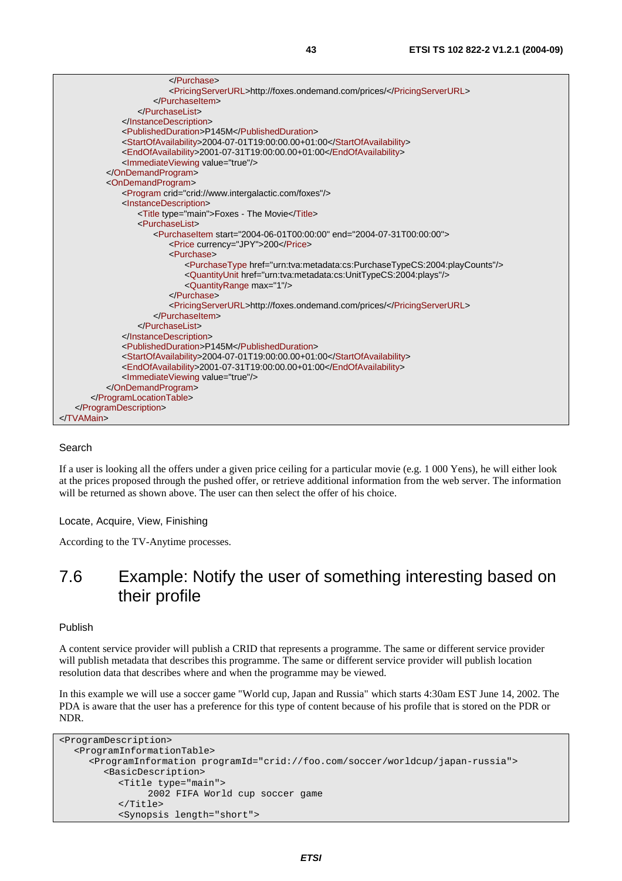```
                                </Purchase>
                                <PricingServerURL>http://foxes.ondemand.com/prices/</PricingServerURL>
                            </PurchaseItem>
                        </PurchaseList>
                    </InstanceDescription>
                    <PublishedDuration>P145M</PublishedDuration>
                    <StartOfAvailability>2004-07-01T19:00:00.00+01:00</StartOfAvailability>
                    <EndOfAvailability>2001-07-31T19:00:00.00+01:00</EndOfAvailability>
                    <ImmediateViewing value="true"/>
                </OnDemandProgram>
                <OnDemandProgram>
                    <Program crid="crid://www.intergalactic.com/foxes"/>
                    <InstanceDescription>
                        <Title type="main">Foxes - The Movie</Title>
                        <PurchaseList>
                            <PurchaseItem start="2004-06-01T00:00:00" end="2004-07-31T00:00:00">
                                <Price currency="JPY">200</Price>
                                <Purchase>
                                    <PurchaseType href="urn:tva:metadata:cs:PurchaseTypeCS:2004:playCounts"/>
                                    <QuantityUnit href="urn:tva:metadata:cs:UnitTypeCS:2004:plays"/>
                                    <QuantityRange max="1"/>
                                </Purchase>
                                <PricingServerURL>http://foxes.ondemand.com/prices/</PricingServerURL>
                            </PurchaseItem>
                        </PurchaseList>
                    </InstanceDescription>
                    <PublishedDuration>P145M</PublishedDuration>
                    <StartOfAvailability>2004-07-01T19:00:00.00+01:00</StartOfAvailability>
                    <EndOfAvailability>2001-07-31T19:00:00.00+01:00</EndOfAvailability>
                    <ImmediateViewing value="true"/>
                </OnDemandProgram>
            </ProgramLocationTable>
        </ProgramDescription>
</TVAMain>
```

Search

If a user is looking all the offers under a given price ceiling for a particular movie (e.g. 1 000 Yens), he will either look at the prices proposed through the pushed offer, or retrieve additional information from the web server. The information will be returned as shown above. The user can then select the offer of his choice.

Locate, Acquire, View, Finishing

According to the TV-Anytime processes.

## 7.6 Example: Notify the user of something interesting based on their profile

Publish

A content service provider will publish a CRID that represents a programme. The same or different service provider will publish metadata that describes this programme. The same or different service provider will publish location resolution data that describes where and when the programme may be viewed.

In this example we will use a soccer game "World cup, Japan and Russia" which starts 4:30am EST June 14, 2002. The PDA is aware that the user has a preference for this type of content because of his profile that is stored on the PDR or NDR.

```
<ProgramDescription>
   <ProgramInformationTable>
      <ProgramInformation programId="crid://foo.com/soccer/worldcup/japan-russia">
         <BasicDescription>
            <Title type="main">
                  2002 FIFA World cup soccer game
            </Title>
            <Synopsis length="short">
```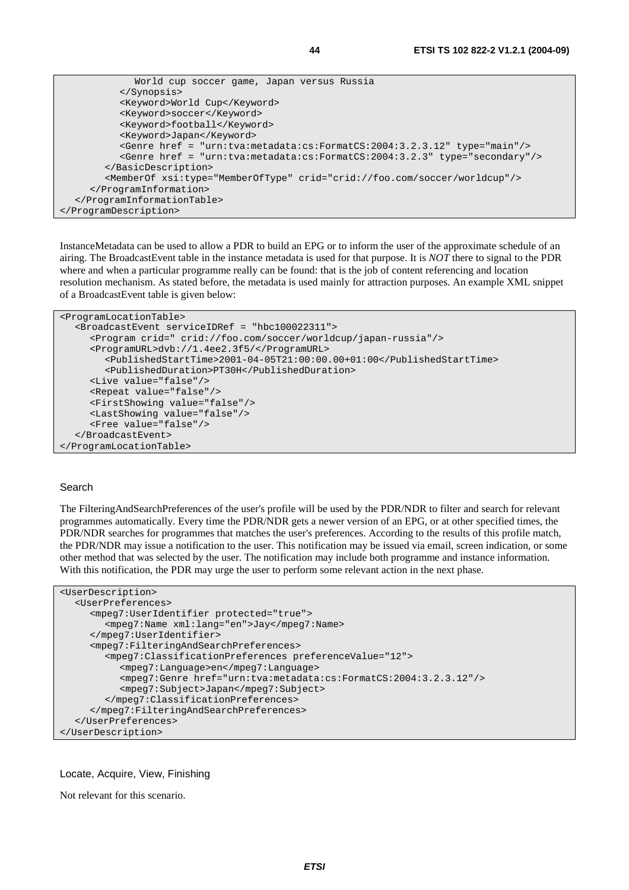```
            World cup soccer game, Japan versus Russia
         </Synopsis>
         <Keyword>World Cup</Keyword>
         <Keyword>soccer</Keyword>
         <Keyword>football</Keyword>
         <Keyword>Japan</Keyword>
         <Genre href = "urn:tva:metadata:cs:FormatCS:2004:3.2.3.12" type="main"/>
         <Genre href = "urn:tva:metadata:cs:FormatCS:2004:3.2.3" type="secondary"/>
      </BasicDescription>
      <MemberOf xsi:type="MemberOfType" crid="crid://foo.com/soccer/worldcup"/>
    </ProgramInformation>
  </ProgramInformationTable>
</ProgramDescription>
```

InstanceMetadata can be used to allow a PDR to build an EPG or to inform the user of the approximate schedule of an airing. The BroadcastEvent table in the instance metadata is used for that purpose. It is *NOT* there to signal to the PDR where and when a particular programme really can be found: that is the job of content referencing and location resolution mechanism. As stated before, the metadata is used mainly for attraction purposes. An example XML snippet of a BroadcastEvent table is given below:

```
<ProgramLocationTable>
   <BroadcastEvent serviceIDRef = "hbc100022311">
      <Program crid=" crid://foo.com/soccer/worldcup/japan-russia"/>
      <ProgramURL>dvb://1.4ee2.3f5/</ProgramURL>
         <PublishedStartTime>2001-04-05T21:00:00.00+01:00</PublishedStartTime>
         <PublishedDuration>PT30H</PublishedDuration>
      <Live value="false"/>
      <Repeat value="false"/>
      <FirstShowing value="false"/>
      <LastShowing value="false"/>
      <Free value="false"/>
   </BroadcastEvent>
</ProgramLocationTable>
```

Search

The FilteringAndSearchPreferences of the user's profile will be used by the PDR/NDR to filter and search for relevant programmes automatically. Every time the PDR/NDR gets a newer version of an EPG, or at other specified times, the PDR/NDR searches for programmes that matches the user's preferences. According to the results of this profile match, the PDR/NDR may issue a notification to the user. This notification may be issued via email, screen indication, or some other method that was selected by the user. The notification may include both programme and instance information. With this notification, the PDR may urge the user to perform some relevant action in the next phase.

```
<UserDescription>
   <UserPreferences>
      <mpeg7:UserIdentifier protected="true">
         <mpeg7:Name xml:lang="en">Jay</mpeg7:Name>
      </mpeg7:UserIdentifier>
      <mpeg7:FilteringAndSearchPreferences>
         <mpeg7:ClassificationPreferences preferenceValue="12">
            <mpeg7:Language>en</mpeg7:Language>
            <mpeg7:Genre href="urn:tva:metadata:cs:FormatCS:2004:3.2.3.12"/>
            <mpeg7:Subject>Japan</mpeg7:Subject>
         </mpeg7:ClassificationPreferences>
      </mpeg7:FilteringAndSearchPreferences>
   </UserPreferences>
</UserDescription>
```

Locate, Acquire, View, Finishing

Not relevant for this scenario.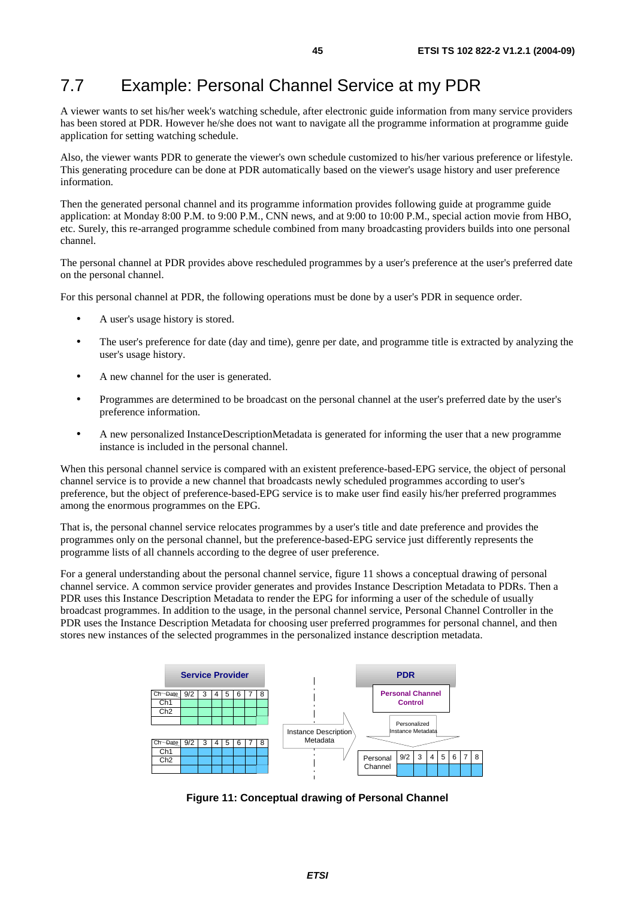## 7.7 Example: Personal Channel Service at my PDR

A viewer wants to set his/her week's watching schedule, after electronic guide information from many service providers has been stored at PDR. However he/she does not want to navigate all the programme information at programme guide application for setting watching schedule.

Also, the viewer wants PDR to generate the viewer's own schedule customized to his/her various preference or lifestyle. This generating procedure can be done at PDR automatically based on the viewer's usage history and user preference information.

Then the generated personal channel and its programme information provides following guide at programme guide application: at Monday 8:00 P.M. to 9:00 P.M., CNN news, and at 9:00 to 10:00 P.M., special action movie from HBO, etc. Surely, this re-arranged programme schedule combined from many broadcasting providers builds into one personal channel.

The personal channel at PDR provides above rescheduled programmes by a user's preference at the user's preferred date on the personal channel.

For this personal channel at PDR, the following operations must be done by a user's PDR in sequence order.

- A user's usage history is stored.
- The user's preference for date (day and time), genre per date, and programme title is extracted by analyzing the user's usage history.
- A new channel for the user is generated.
- Programmes are determined to be broadcast on the personal channel at the user's preferred date by the user's preference information.
- A new personalized InstanceDescriptionMetadata is generated for informing the user that a new programme instance is included in the personal channel.

When this personal channel service is compared with an existent preference-based-EPG service, the object of personal channel service is to provide a new channel that broadcasts newly scheduled programmes according to user's preference, but the object of preference-based-EPG service is to make user find easily his/her preferred programmes among the enormous programmes on the EPG.

That is, the personal channel service relocates programmes by a user's title and date preference and provides the programmes only on the personal channel, but the preference-based-EPG service just differently represents the programme lists of all channels according to the degree of user preference.

For a general understanding about the personal channel service, figure 11 shows a conceptual drawing of personal channel service. A common service provider generates and provides Instance Description Metadata to PDRs. Then a PDR uses this Instance Description Metadata to render the EPG for informing a user of the schedule of usually broadcast programmes. In addition to the usage, in the personal channel service, Personal Channel Controller in the PDR uses the Instance Description Metadata for choosing user preferred programmes for personal channel, and then stores new instances of the selected programmes in the personalized instance description metadata.

**Service Provider**

| Ch \ Date | 9/2 | 3 | 4 | 5 | 6 | 7 | 8 |
|---|---|---|---|---|---|---|---|
| Ch1 | | | | | | | |
| Ch2 | | | | | | | |

| Ch \ Date | 9/2 | 3 | 4 | 5 | 6 | 7 | 8 |
|---|---|---|---|---|---|---|---|
| Ch1 | | | | | | | |
| Ch2 | | | | | | | |

Instance Description Metadata →

**PDR**

**Personal Channel Control**

Personalized Instance Metadata

| Personal Channel | 9/2 | 3 | 4 | 5 | 6 | 7 | 8 |
|---|---|---|---|---|---|---|---|

**Figure 11: Conceptual drawing of Personal Channel**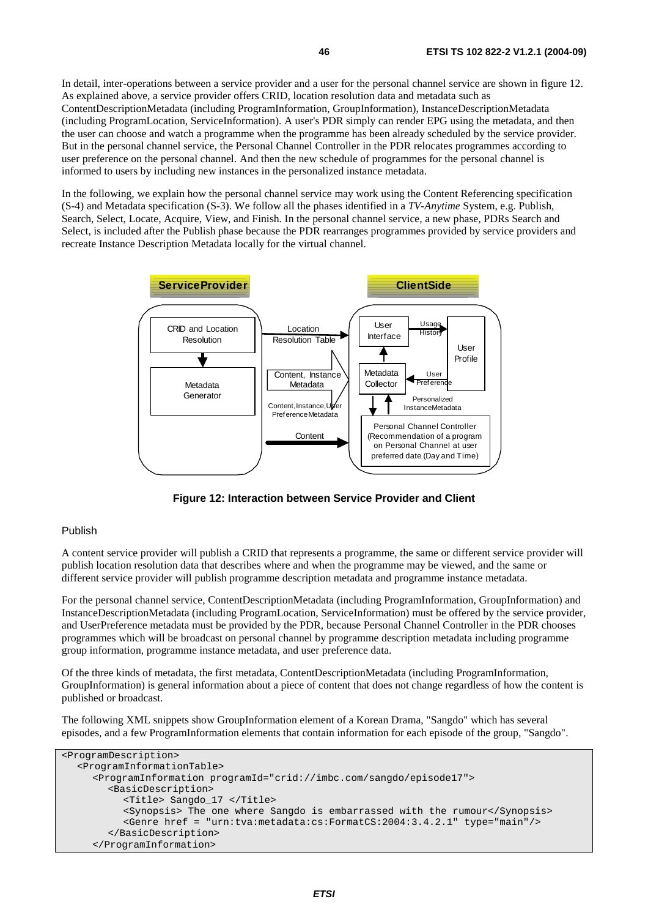In detail, inter-operations between a service provider and a user for the personal channel service are shown in figure 12. As explained above, a service provider offers CRID, location resolution data and metadata such as ContentDescriptionMetadata (including ProgramInformation, GroupInformation), InstanceDescriptionMetadata (including ProgramLocation, ServiceInformation). A user's PDR simply can render EPG using the metadata, and then the user can choose and watch a programme when the programme has been already scheduled by the service provider. But in the personal channel service, the Personal Channel Controller in the PDR relocates programmes according to user preference on the personal channel. And then the new schedule of programmes for the personal channel is informed to users by including new instances in the personalized instance metadata.

In the following, we explain how the personal channel service may work using the Content Referencing specification (S-4) and Metadata specification (S-3). We follow all the phases identified in a *TV-Anytime* System, e.g. Publish, Search, Select, Locate, Acquire, View, and Finish. In the personal channel service, a new phase, PDRs Search and Select, is included after the Publish phase because the PDR rearranges programmes provided by service providers and recreate Instance Description Metadata locally for the virtual channel.

**Figure 12: Interaction between Service Provider and Client**

Publish

A content service provider will publish a CRID that represents a programme, the same or different service provider will publish location resolution data that describes where and when the programme may be viewed, and the same or different service provider will publish programme description metadata and programme instance metadata.

For the personal channel service, ContentDescriptionMetadata (including ProgramInformation, GroupInformation) and InstanceDescriptionMetadata (including ProgramLocation, ServiceInformation) must be offered by the service provider, and UserPreference metadata must be provided by the PDR, because Personal Channel Controller in the PDR chooses programmes which will be broadcast on personal channel by programme description metadata including programme group information, programme instance metadata, and user preference data.

Of the three kinds of metadata, the first metadata, ContentDescriptionMetadata (including ProgramInformation, GroupInformation) is general information about a piece of content that does not change regardless of how the content is published or broadcast.

The following XML snippets show GroupInformation element of a Korean Drama, "Sangdo" which has several episodes, and a few ProgramInformation elements that contain information for each episode of the group, "Sangdo".

```
<ProgramDescription>
   <ProgramInformationTable>
      <ProgramInformation programId="crid://imbc.com/sangdo/episode17">
         <BasicDescription>
            <Title> Sangdo_17 </Title>
            <Synopsis> The one where Sangdo is embarrassed with the rumour</Synopsis>
            <Genre href = "urn:tva:metadata:cs:FormatCS:2004:3.4.2.1" type="main"/>
         </BasicDescription>
      </ProgramInformation>
```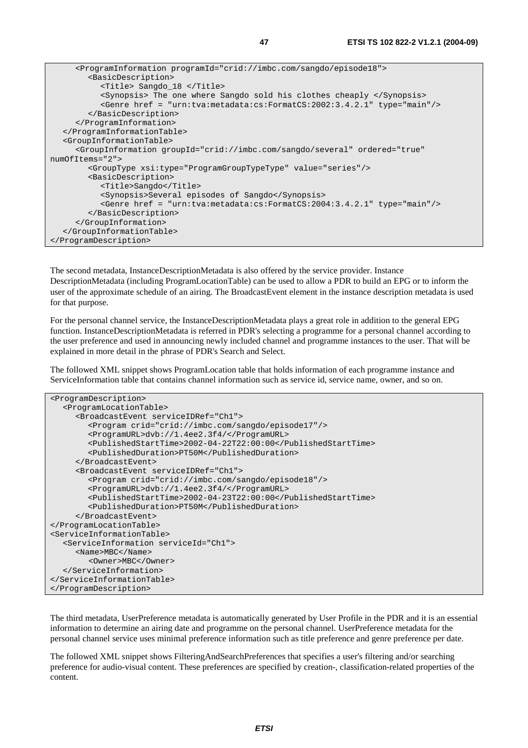```
      <ProgramInformation programId="crid://imbc.com/sangdo/episode18">
         <BasicDescription>
            <Title> Sangdo_18 </Title>
            <Synopsis> The one where Sangdo sold his clothes cheaply </Synopsis>
            <Genre href = "urn:tva:metadata:cs:FormatCS:2002:3.4.2.1" type="main"/>
         </BasicDescription>
      </ProgramInformation>
   </ProgramInformationTable>
   <GroupInformationTable>
      <GroupInformation groupId="crid://imbc.com/sangdo/several" ordered="true"
numOfItems="2">
         <GroupType xsi:type="ProgramGroupTypeType" value="series"/>
         <BasicDescription>
            <Title>Sangdo</Title>
            <Synopsis>Several episodes of Sangdo</Synopsis>
            <Genre href = "urn:tva:metadata:cs:FormatCS:2004:3.4.2.1" type="main"/>
         </BasicDescription>
      </GroupInformation>
   </GroupInformationTable>
</ProgramDescription>
```

The second metadata, InstanceDescriptionMetadata is also offered by the service provider. Instance DescriptionMetadata (including ProgramLocationTable) can be used to allow a PDR to build an EPG or to inform the user of the approximate schedule of an airing. The BroadcastEvent element in the instance description metadata is used for that purpose.

For the personal channel service, the InstanceDescriptionMetadata plays a great role in addition to the general EPG function. InstanceDescriptionMetadata is referred in PDR's selecting a programme for a personal channel according to the user preference and used in announcing newly included channel and programme instances to the user. That will be explained in more detail in the phrase of PDR's Search and Select.

The followed XML snippet shows ProgramLocation table that holds information of each programme instance and ServiceInformation table that contains channel information such as service id, service name, owner, and so on.

```
<ProgramDescription>
   <ProgramLocationTable>
      <BroadcastEvent serviceIDRef="Ch1">
         <Program crid="crid://imbc.com/sangdo/episode17"/>
         <ProgramURL>dvb://1.4ee2.3f4/</ProgramURL>
         <PublishedStartTime>2002-04-22T22:00:00</PublishedStartTime>
         <PublishedDuration>PT50M</PublishedDuration>
      </BroadcastEvent>
      <BroadcastEvent serviceIDRef="Ch1">
         <Program crid="crid://imbc.com/sangdo/episode18"/>
         <ProgramURL>dvb://1.4ee2.3f4/</ProgramURL>
         <PublishedStartTime>2002-04-23T22:00:00</PublishedStartTime>
         <PublishedDuration>PT50M</PublishedDuration>
      </BroadcastEvent>
</ProgramLocationTable>
<ServiceInformationTable>
   <ServiceInformation serviceId="Ch1">
      <Name>MBC</Name>
         <Owner>MBC</Owner>
   </ServiceInformation>
</ServiceInformationTable>
</ProgramDescription>
```

The third metadata, UserPreference metadata is automatically generated by User Profile in the PDR and it is an essential information to determine an airing date and programme on the personal channel. UserPreference metadata for the personal channel service uses minimal preference information such as title preference and genre preference per date.

The followed XML snippet shows FilteringAndSearchPreferences that specifies a user's filtering and/or searching preference for audio-visual content. These preferences are specified by creation-, classification-related properties of the content.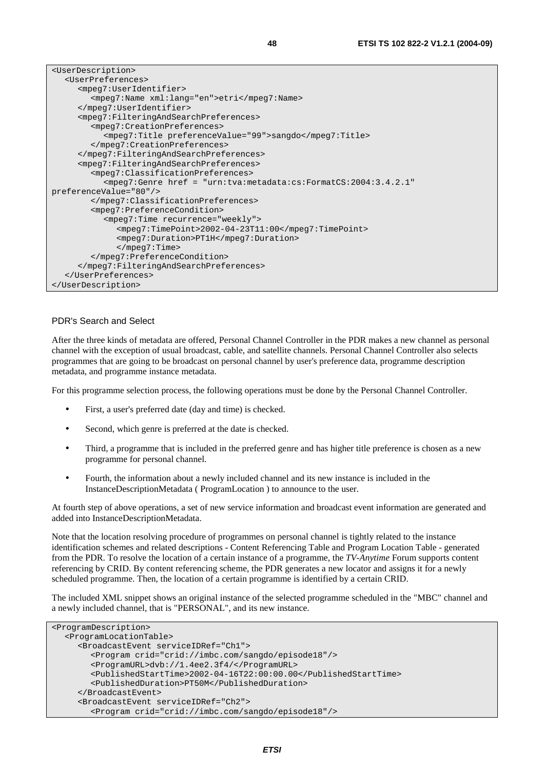```
<UserDescription>
   <UserPreferences>
      <mpeg7:UserIdentifier>
         <mpeg7:Name xml:lang="en">etri</mpeg7:Name>
      </mpeg7:UserIdentifier>
      <mpeg7:FilteringAndSearchPreferences>
         <mpeg7:CreationPreferences>
            <mpeg7:Title preferenceValue="99">sangdo</mpeg7:Title>
         </mpeg7:CreationPreferences>
      </mpeg7:FilteringAndSearchPreferences>
      <mpeg7:FilteringAndSearchPreferences>
         <mpeg7:ClassificationPreferences>
            <mpeg7:Genre href = "urn:tva:metadata:cs:FormatCS:2004:3.4.2.1"
preferenceValue="80"/>
         </mpeg7:ClassificationPreferences>
         <mpeg7:PreferenceCondition>
            <mpeg7:Time recurrence="weekly">
               <mpeg7:TimePoint>2002-04-23T11:00</mpeg7:TimePoint>
               <mpeg7:Duration>PT1H</mpeg7:Duration>
               </mpeg7:Time>
         </mpeg7:PreferenceCondition>
      </mpeg7:FilteringAndSearchPreferences>
   </UserPreferences>
</UserDescription>
```

PDR's Search and Select

After the three kinds of metadata are offered, Personal Channel Controller in the PDR makes a new channel as personal channel with the exception of usual broadcast, cable, and satellite channels. Personal Channel Controller also selects programmes that are going to be broadcast on personal channel by user's preference data, programme description metadata, and programme instance metadata.

For this programme selection process, the following operations must be done by the Personal Channel Controller.

- First, a user's preferred date (day and time) is checked.
- Second, which genre is preferred at the date is checked.
- Third, a programme that is included in the preferred genre and has higher title preference is chosen as a new programme for personal channel.
- Fourth, the information about a newly included channel and its new instance is included in the InstanceDescriptionMetadata ( ProgramLocation ) to announce to the user.

At fourth step of above operations, a set of new service information and broadcast event information are generated and added into InstanceDescriptionMetadata.

Note that the location resolving procedure of programmes on personal channel is tightly related to the instance identification schemes and related descriptions - Content Referencing Table and Program Location Table - generated from the PDR. To resolve the location of a certain instance of a programme, the *TV-Anytime* Forum supports content referencing by CRID. By content referencing scheme, the PDR generates a new locator and assigns it for a newly scheduled programme. Then, the location of a certain programme is identified by a certain CRID.

The included XML snippet shows an original instance of the selected programme scheduled in the "MBC" channel and a newly included channel, that is "PERSONAL", and its new instance.

```
<ProgramDescription>
   <ProgramLocationTable>
      <BroadcastEvent serviceIDRef="Ch1">
         <Program crid="crid://imbc.com/sangdo/episode18"/>
         <ProgramURL>dvb://1.4ee2.3f4/</ProgramURL>
         <PublishedStartTime>2002-04-16T22:00:00.00</PublishedStartTime>
         <PublishedDuration>PT50M</PublishedDuration>
      </BroadcastEvent>
      <BroadcastEvent serviceIDRef="Ch2">
         <Program crid="crid://imbc.com/sangdo/episode18"/>
```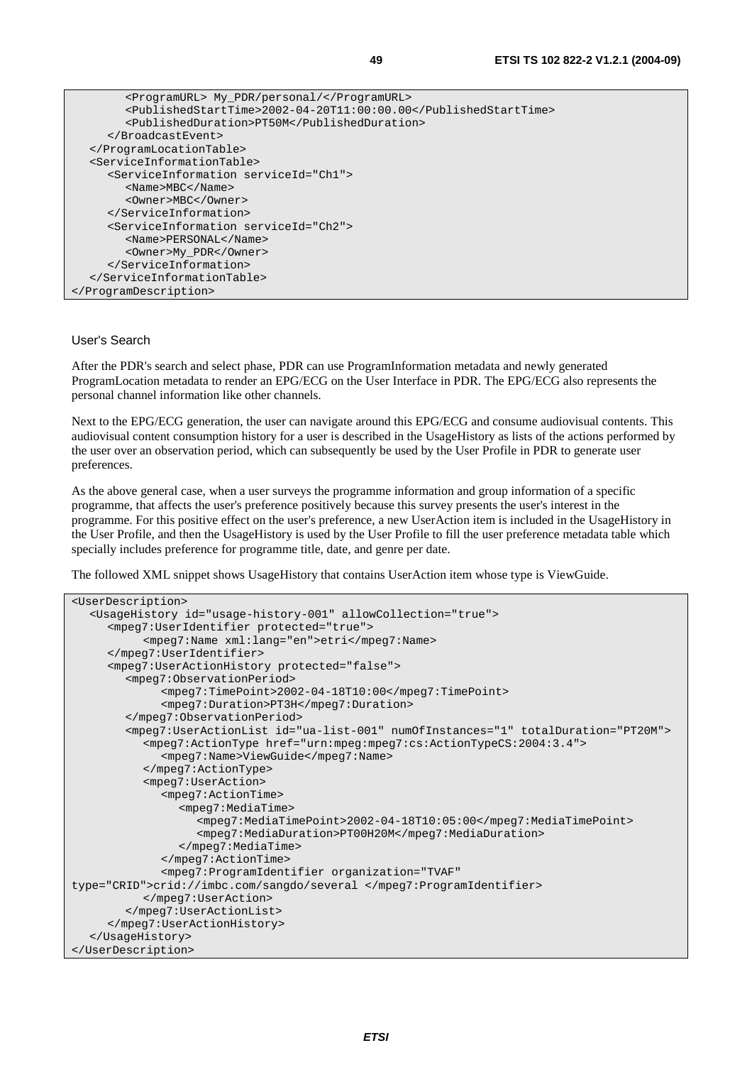```
        <ProgramURL> My_PDR/personal/</ProgramURL>
        <PublishedStartTime>2002-04-20T11:00:00.00</PublishedStartTime>
        <PublishedDuration>PT50M</PublishedDuration>
      </BroadcastEvent>
   </ProgramLocationTable>
   <ServiceInformationTable>
      <ServiceInformation serviceId="Ch1">
        <Name>MBC</Name>
        <Owner>MBC</Owner>
      </ServiceInformation>
      <ServiceInformation serviceId="Ch2">
        <Name>PERSONAL</Name>
        <Owner>My_PDR</Owner>
      </ServiceInformation>
   </ServiceInformationTable>
</ProgramDescription>
```

User's Search

After the PDR's search and select phase, PDR can use ProgramInformation metadata and newly generated ProgramLocation metadata to render an EPG/ECG on the User Interface in PDR. The EPG/ECG also represents the personal channel information like other channels.

Next to the EPG/ECG generation, the user can navigate around this EPG/ECG and consume audiovisual contents. This audiovisual content consumption history for a user is described in the UsageHistory as lists of the actions performed by the user over an observation period, which can subsequently be used by the User Profile in PDR to generate user preferences.

As the above general case, when a user surveys the programme information and group information of a specific programme, that affects the user's preference positively because this survey presents the user's interest in the programme. For this positive effect on the user's preference, a new UserAction item is included in the UsageHistory in the User Profile, and then the UsageHistory is used by the User Profile to fill the user preference metadata table which specially includes preference for programme title, date, and genre per date.

The followed XML snippet shows UsageHistory that contains UserAction item whose type is ViewGuide.

```
<UserDescription>
   <UsageHistory id="usage-history-001" allowCollection="true">
      <mpeg7:UserIdentifier protected="true">
           <mpeg7:Name xml:lang="en">etri</mpeg7:Name>
      </mpeg7:UserIdentifier>
      <mpeg7:UserActionHistory protected="false">
         <mpeg7:ObservationPeriod>
              <mpeg7:TimePoint>2002-04-18T10:00</mpeg7:TimePoint>
              <mpeg7:Duration>PT3H</mpeg7:Duration>
         </mpeg7:ObservationPeriod>
         <mpeg7:UserActionList id="ua-list-001" numOfInstances="1" totalDuration="PT20M">
            <mpeg7:ActionType href="urn:mpeg:mpeg7:cs:ActionTypeCS:2004:3.4">
               <mpeg7:Name>ViewGuide</mpeg7:Name>
            </mpeg7:ActionType>
            <mpeg7:UserAction>
               <mpeg7:ActionTime>
                  <mpeg7:MediaTime>
                     <mpeg7:MediaTimePoint>2002-04-18T10:05:00</mpeg7:MediaTimePoint>
                     <mpeg7:MediaDuration>PT00H20M</mpeg7:MediaDuration>
                  </mpeg7:MediaTime>
               </mpeg7:ActionTime>
               <mpeg7:ProgramIdentifier organization="TVAF"
type="CRID">crid://imbc.com/sangdo/several </mpeg7:ProgramIdentifier>
            </mpeg7:UserAction>
         </mpeg7:UserActionList>
      </mpeg7:UserActionHistory>
   </UsageHistory>
</UserDescription>
```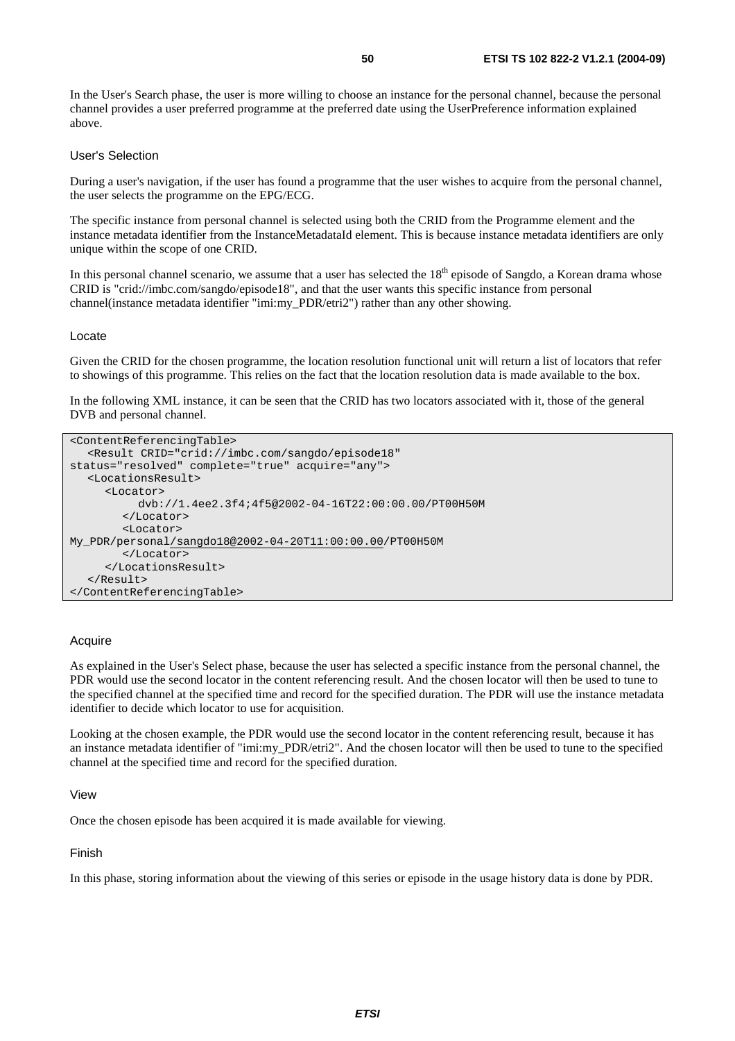In the User's Search phase, the user is more willing to choose an instance for the personal channel, because the personal channel provides a user preferred programme at the preferred date using the UserPreference information explained above.

User's Selection

During a user's navigation, if the user has found a programme that the user wishes to acquire from the personal channel, the user selects the programme on the EPG/ECG.

The specific instance from personal channel is selected using both the CRID from the Programme element and the instance metadata identifier from the InstanceMetadataId element. This is because instance metadata identifiers are only unique within the scope of one CRID.

In this personal channel scenario, we assume that a user has selected the 18th episode of Sangdo, a Korean drama whose CRID is "crid://imbc.com/sangdo/episode18", and that the user wants this specific instance from personal channel(instance metadata identifier "imi:my_PDR/etri2") rather than any other showing.

Locate

Given the CRID for the chosen programme, the location resolution functional unit will return a list of locators that refer to showings of this programme. This relies on the fact that the location resolution data is made available to the box.

In the following XML instance, it can be seen that the CRID has two locators associated with it, those of the general DVB and personal channel.

```
<ContentReferencingTable>
   <Result CRID="crid://imbc.com/sangdo/episode18"
status="resolved" complete="true" acquire="any">
   <LocationsResult>
      <Locator>
           dvb://1.4ee2.3f4;4f5@2002-04-16T22:00:00.00/PT00H50M
        </Locator>
        <Locator>
My_PDR/personal/sangdo18@2002-04-20T11:00:00.00/PT00H50M
        </Locator>
      </LocationsResult>
   </Result>
</ContentReferencingTable>
```

Acquire

As explained in the User's Select phase, because the user has selected a specific instance from the personal channel, the PDR would use the second locator in the content referencing result. And the chosen locator will then be used to tune to the specified channel at the specified time and record for the specified duration. The PDR will use the instance metadata identifier to decide which locator to use for acquisition.

Looking at the chosen example, the PDR would use the second locator in the content referencing result, because it has an instance metadata identifier of "imi:my_PDR/etri2". And the chosen locator will then be used to tune to the specified channel at the specified time and record for the specified duration.

View

Once the chosen episode has been acquired it is made available for viewing.

Finish

In this phase, storing information about the viewing of this series or episode in the usage history data is done by PDR.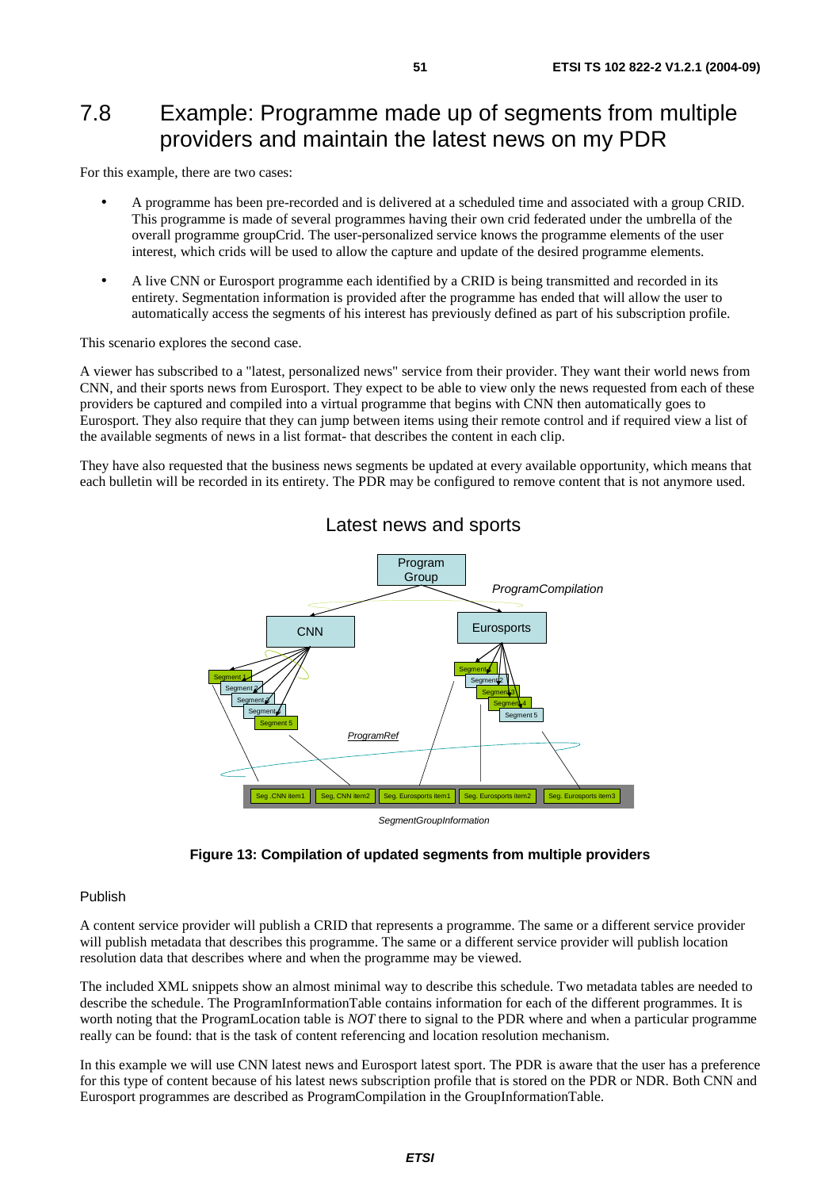## 7.8 Example: Programme made up of segments from multiple providers and maintain the latest news on my PDR

For this example, there are two cases:

- A programme has been pre-recorded and is delivered at a scheduled time and associated with a group CRID. This programme is made of several programmes having their own crid federated under the umbrella of the overall programme groupCrid. The user-personalized service knows the programme elements of the user interest, which crids will be used to allow the capture and update of the desired programme elements.
- A live CNN or Eurosport programme each identified by a CRID is being transmitted and recorded in its entirety. Segmentation information is provided after the programme has ended that will allow the user to automatically access the segments of his interest has previously defined as part of his subscription profile.

This scenario explores the second case.

A viewer has subscribed to a "latest, personalized news" service from their provider. They want their world news from CNN, and their sports news from Eurosport. They expect to be able to view only the news requested from each of these providers be captured and compiled into a virtual programme that begins with CNN then automatically goes to Eurosport. They also require that they can jump between items using their remote control and if required view a list of the available segments of news in a list format- that describes the content in each clip.

They have also requested that the business news segments be updated at every available opportunity, which means that each bulletin will be recorded in its entirety. The PDR may be configured to remove content that is not anymore used.

Latest news and sports

Program Group

ProgramCompilation

CNN

Eurosports

Segment 1
Segment 2
Segment 3
Segment 4
Segment 5

Segment 1
Segment 2
Segment 3
Segment 4
Segment 5

*ProgramRef*

Seg. CNN item1 | Seg. CNN item2 | Seg. Eurosports item1 | Seg. Eurosports item2 | Seg. Eurosports item3

*SegmentGroupInformation*

**Figure 13: Compilation of updated segments from multiple providers**

Publish

A content service provider will publish a CRID that represents a programme. The same or a different service provider will publish metadata that describes this programme. The same or a different service provider will publish location resolution data that describes where and when the programme may be viewed.

The included XML snippets show an almost minimal way to describe this schedule. Two metadata tables are needed to describe the schedule. The ProgramInformationTable contains information for each of the different programmes. It is worth noting that the ProgramLocation table is *NOT* there to signal to the PDR where and when a particular programme really can be found: that is the task of content referencing and location resolution mechanism.

In this example we will use CNN latest news and Eurosport latest sport. The PDR is aware that the user has a preference for this type of content because of his latest news subscription profile that is stored on the PDR or NDR. Both CNN and Eurosport programmes are described as ProgramCompilation in the GroupInformationTable.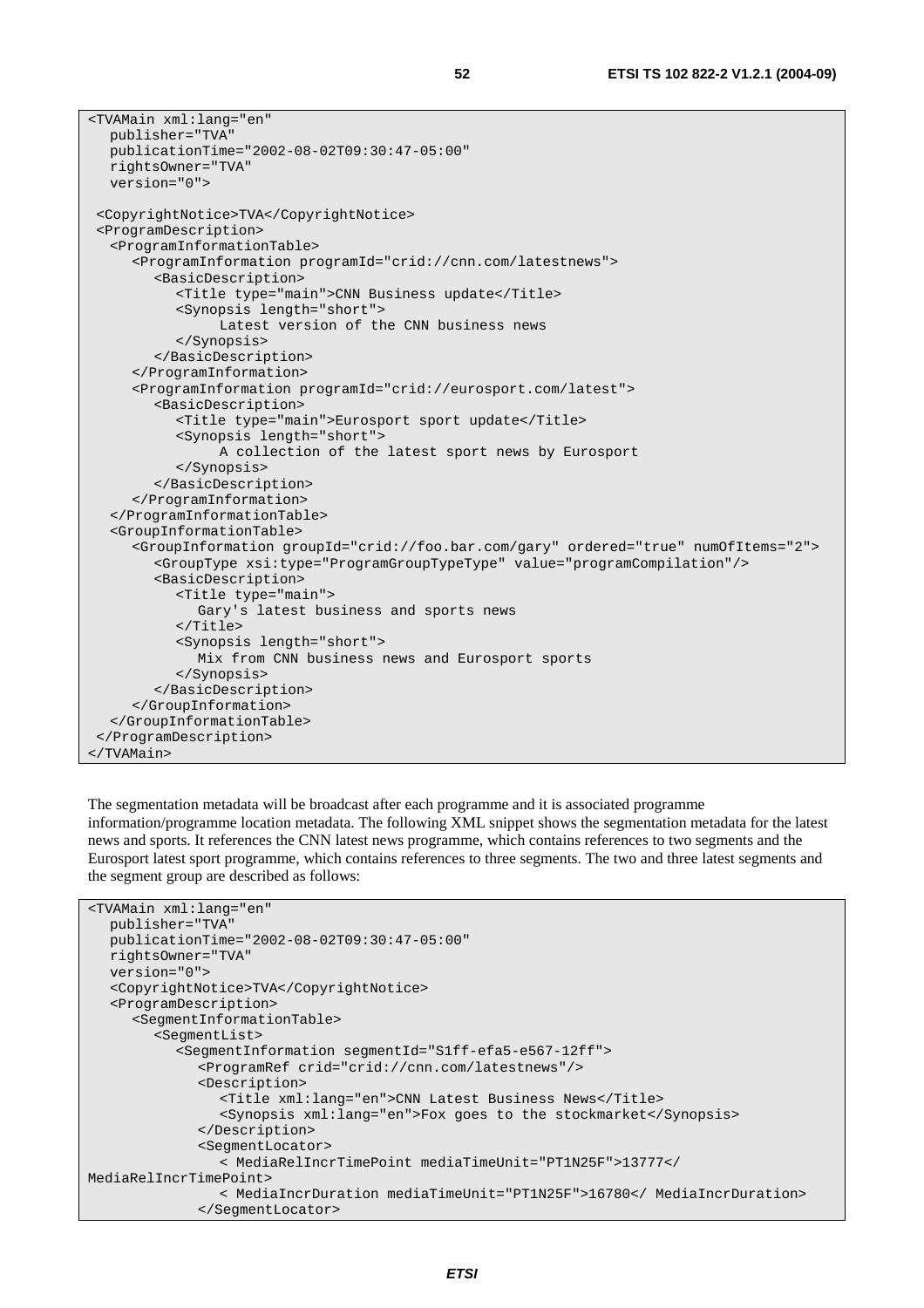```
<TVAMain xml:lang="en"
   publisher="TVA"
   publicationTime="2002-08-02T09:30:47-05:00"
   rightsOwner="TVA"
   version="0">

 <CopyrightNotice>TVA</CopyrightNotice>
 <ProgramDescription>
   <ProgramInformationTable>
      <ProgramInformation programId="crid://cnn.com/latestnews">
         <BasicDescription>
            <Title type="main">CNN Business update</Title>
            <Synopsis length="short">
                 Latest version of the CNN business news
            </Synopsis>
         </BasicDescription>
      </ProgramInformation>
      <ProgramInformation programId="crid://eurosport.com/latest">
         <BasicDescription>
            <Title type="main">Eurosport sport update</Title>
            <Synopsis length="short">
                 A collection of the latest sport news by Eurosport
            </Synopsis>
         </BasicDescription>
      </ProgramInformation>
   </ProgramInformationTable>
   <GroupInformationTable>
      <GroupInformation groupId="crid://foo.bar.com/gary" ordered="true" numOfItems="2">
         <GroupType xsi:type="ProgramGroupTypeType" value="programCompilation"/>
         <BasicDescription>
            <Title type="main">
               Gary's latest business and sports news
            </Title>
            <Synopsis length="short">
               Mix from CNN business news and Eurosport sports
            </Synopsis>
         </BasicDescription>
      </GroupInformation>
   </GroupInformationTable>
 </ProgramDescription>
</TVAMain>
```

The segmentation metadata will be broadcast after each programme and it is associated programme information/programme location metadata. The following XML snippet shows the segmentation metadata for the latest news and sports. It references the CNN latest news programme, which contains references to two segments and the Eurosport latest sport programme, which contains references to three segments. The two and three latest segments and the segment group are described as follows:

```
<TVAMain xml:lang="en"
   publisher="TVA"
   publicationTime="2002-08-02T09:30:47-05:00"
   rightsOwner="TVA"
   version="0">
   <CopyrightNotice>TVA</CopyrightNotice>
   <ProgramDescription>
      <SegmentInformationTable>
         <SegmentList>
            <SegmentInformation segmentId="S1ff-efa5-e567-12ff">
               <ProgramRef crid="crid://cnn.com/latestnews"/>
               <Description>
                  <Title xml:lang="en">CNN Latest Business News</Title>
                  <Synopsis xml:lang="en">Fox goes to the stockmarket</Synopsis>
               </Description>
               <SegmentLocator>
                  < MediaRelIncrTimePoint mediaTimeUnit="PT1N25F">13777</
MediaRelIncrTimePoint>
                  < MediaIncrDuration mediaTimeUnit="PT1N25F">16780</ MediaIncrDuration>
               </SegmentLocator>
```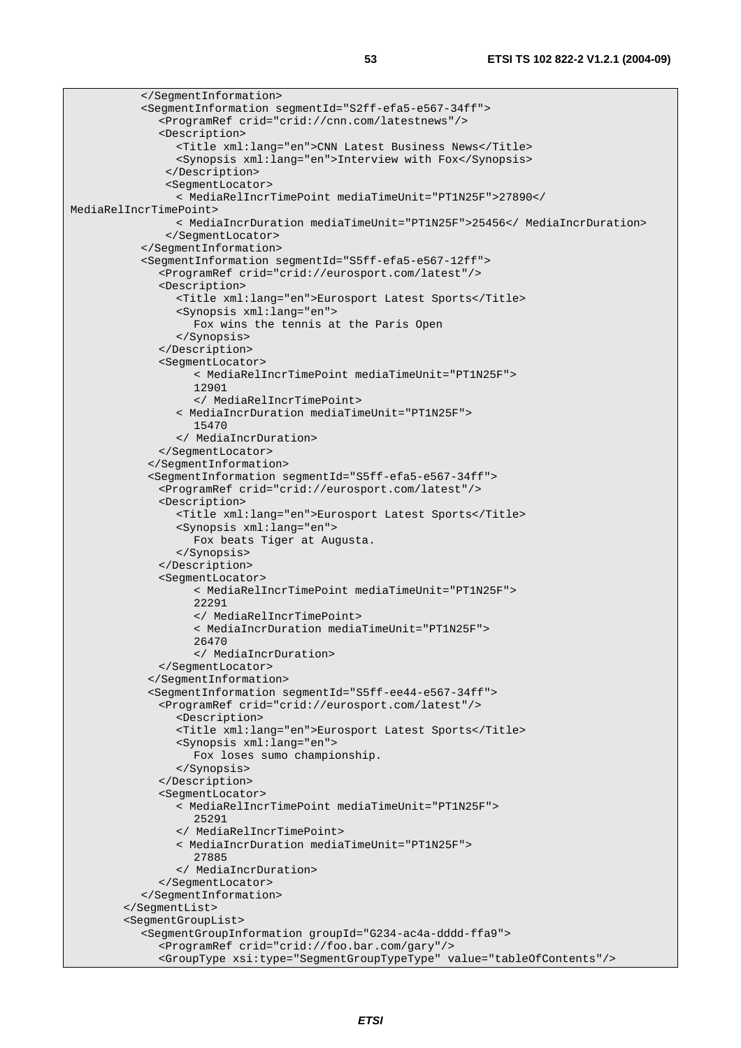```
          </SegmentInformation>
          <SegmentInformation segmentId="S2ff-efa5-e567-34ff">
             <ProgramRef crid="crid://cnn.com/latestnews"/>
             <Description>
                <Title xml:lang="en">CNN Latest Business News</Title>
                <Synopsis xml:lang="en">Interview with Fox</Synopsis>
              </Description>
              <SegmentLocator>
                < MediaRelIncrTimePoint mediaTimeUnit="PT1N25F">27890</
MediaRelIncrTimePoint>
                < MediaIncrDuration mediaTimeUnit="PT1N25F">25456</ MediaIncrDuration>
              </SegmentLocator>
          </SegmentInformation>
          <SegmentInformation segmentId="S5ff-efa5-e567-12ff">
             <ProgramRef crid="crid://eurosport.com/latest"/>
             <Description>
                <Title xml:lang="en">Eurosport Latest Sports</Title>
                <Synopsis xml:lang="en">
                   Fox wins the tennis at the Paris Open
                </Synopsis>
             </Description>
             <SegmentLocator>
                  < MediaRelIncrTimePoint mediaTimeUnit="PT1N25F">
                   12901
                   </ MediaRelIncrTimePoint>
                < MediaIncrDuration mediaTimeUnit="PT1N25F">
                   15470
                </ MediaIncrDuration>
             </SegmentLocator>
           </SegmentInformation>
           <SegmentInformation segmentId="S5ff-efa5-e567-34ff">
             <ProgramRef crid="crid://eurosport.com/latest"/>
             <Description>
                <Title xml:lang="en">Eurosport Latest Sports</Title>
                <Synopsis xml:lang="en">
                   Fox beats Tiger at Augusta.
                </Synopsis>
             </Description>
             <SegmentLocator>
                  < MediaRelIncrTimePoint mediaTimeUnit="PT1N25F">
                   22291
                   </ MediaRelIncrTimePoint>
                   < MediaIncrDuration mediaTimeUnit="PT1N25F">
                   26470
                   </ MediaIncrDuration>
             </SegmentLocator>
           </SegmentInformation>
           <SegmentInformation segmentId="S5ff-ee44-e567-34ff">
             <ProgramRef crid="crid://eurosport.com/latest"/>
                <Description>
                <Title xml:lang="en">Eurosport Latest Sports</Title>
                <Synopsis xml:lang="en">
                   Fox loses sumo championship.
                </Synopsis>
             </Description>
             <SegmentLocator>
                < MediaRelIncrTimePoint mediaTimeUnit="PT1N25F">
                   25291
                </ MediaRelIncrTimePoint>
                < MediaIncrDuration mediaTimeUnit="PT1N25F">
                   27885
                </ MediaIncrDuration>
             </SegmentLocator>
          </SegmentInformation>
       </SegmentList>
       <SegmentGroupList>
          <SegmentGroupInformation groupId="G234-ac4a-dddd-ffa9">
             <ProgramRef crid="crid://foo.bar.com/gary"/>
             <GroupType xsi:type="SegmentGroupTypeType" value="tableOfContents"/>
```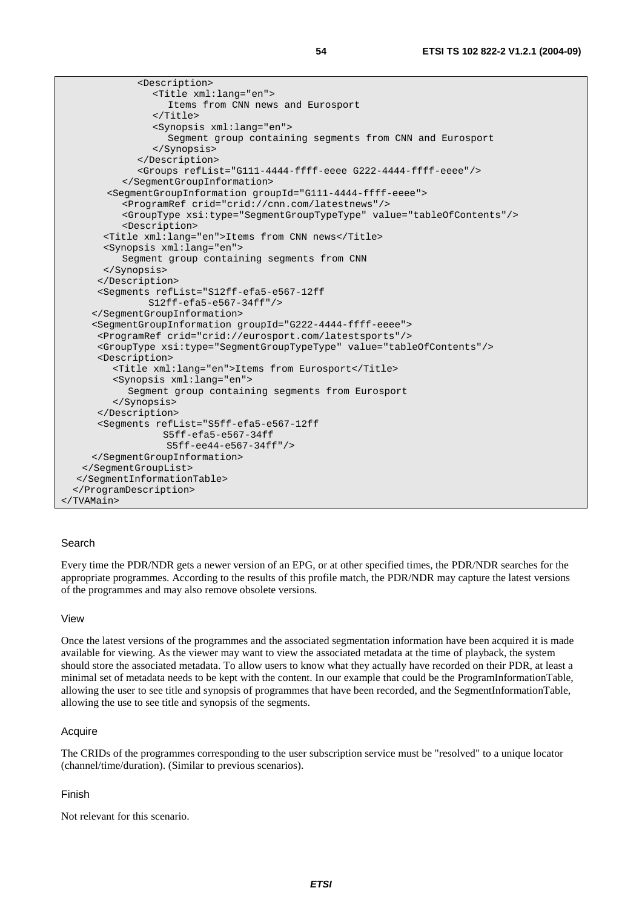```
            <Description>
               <Title xml:lang="en">
                  Items from CNN news and Eurosport
               </Title>
               <Synopsis xml:lang="en">
                  Segment group containing segments from CNN and Eurosport
               </Synopsis>
            </Description>
            <Groups refList="G111-4444-ffff-eeee G222-4444-ffff-eeee"/>
         </SegmentGroupInformation>
       <SegmentGroupInformation groupId="G111-4444-ffff-eeee">
          <ProgramRef crid="crid://cnn.com/latestnews"/>
          <GroupType xsi:type="SegmentGroupTypeType" value="tableOfContents"/>
          <Description>
      <Title xml:lang="en">Items from CNN news</Title>
      <Synopsis xml:lang="en">
         Segment group containing segments from CNN
      </Synopsis>
      </Description>
      <Segments refList="S12ff-efa5-e567-12ff
              S12ff-efa5-e567-34ff"/>
     </SegmentGroupInformation>
     <SegmentGroupInformation groupId="G222-4444-ffff-eeee">
      <ProgramRef crid="crid://eurosport.com/latestsports"/>
      <GroupType xsi:type="SegmentGroupTypeType" value="tableOfContents"/>
      <Description>
         <Title xml:lang="en">Items from Eurosport</Title>
         <Synopsis xml:lang="en">
            Segment group containing segments from Eurosport
         </Synopsis>
      </Description>
      <Segments refList="S5ff-efa5-e567-12ff
                 S5ff-efa5-e567-34ff
                  S5ff-ee44-e567-34ff"/>
     </SegmentGroupInformation>
    </SegmentGroupList>
   </SegmentInformationTable>
  </ProgramDescription>
</TVAMain>
```

Search

Every time the PDR/NDR gets a newer version of an EPG, or at other specified times, the PDR/NDR searches for the appropriate programmes. According to the results of this profile match, the PDR/NDR may capture the latest versions of the programmes and may also remove obsolete versions.

View

Once the latest versions of the programmes and the associated segmentation information have been acquired it is made available for viewing. As the viewer may want to view the associated metadata at the time of playback, the system should store the associated metadata. To allow users to know what they actually have recorded on their PDR, at least a minimal set of metadata needs to be kept with the content. In our example that could be the ProgramInformationTable, allowing the user to see title and synopsis of programmes that have been recorded, and the SegmentInformationTable, allowing the use to see title and synopsis of the segments.

Acquire

The CRIDs of the programmes corresponding to the user subscription service must be "resolved" to a unique locator (channel/time/duration). (Similar to previous scenarios).

Finish

Not relevant for this scenario.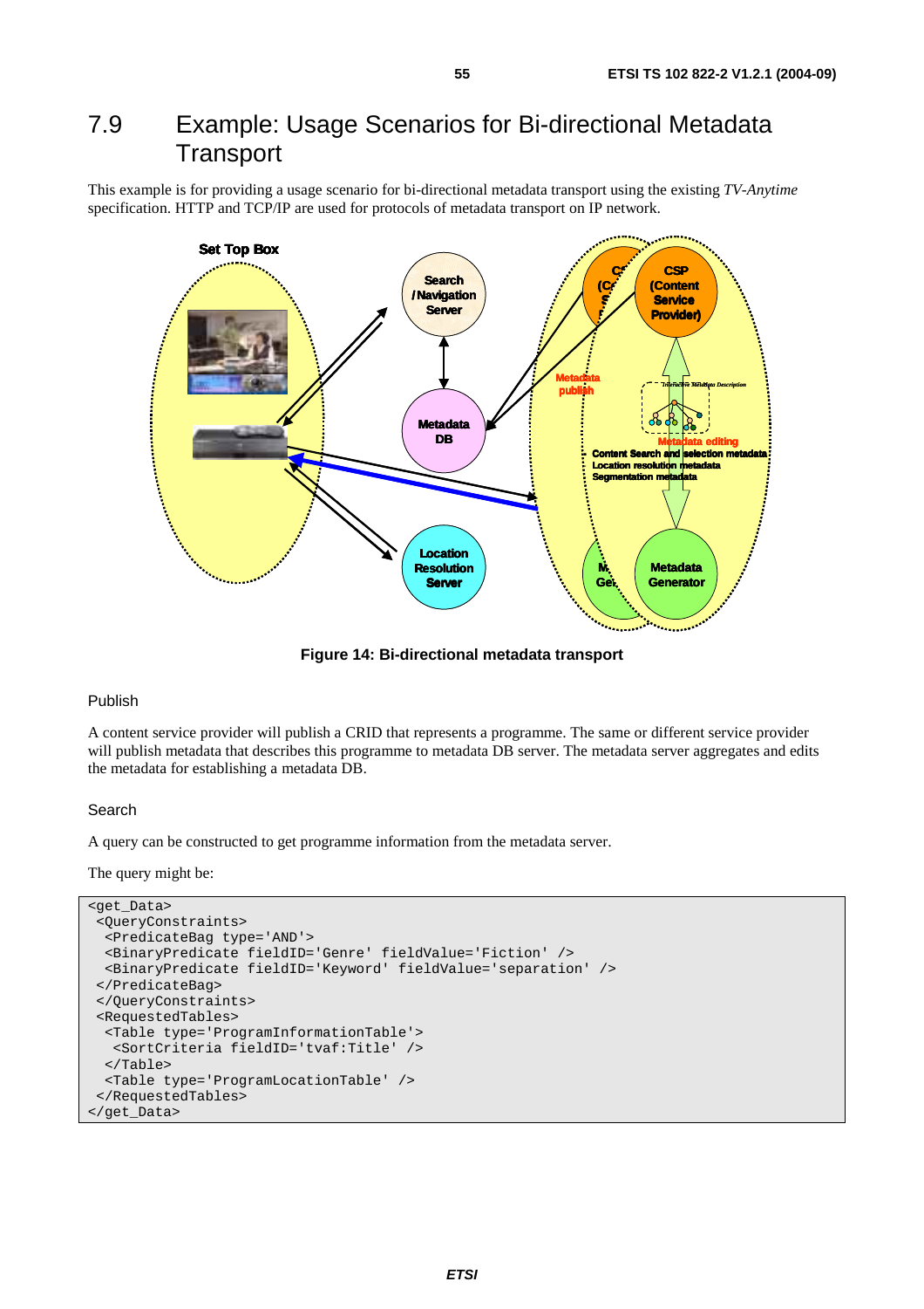## 7.9 Example: Usage Scenarios for Bi-directional Metadata Transport

This example is for providing a usage scenario for bi-directional metadata transport using the existing *TV-Anytime* specification. HTTP and TCP/IP are used for protocols of metadata transport on IP network.

**Figure 14: Bi-directional metadata transport**

Publish

A content service provider will publish a CRID that represents a programme. The same or different service provider will publish metadata that describes this programme to metadata DB server. The metadata server aggregates and edits the metadata for establishing a metadata DB.

Search

A query can be constructed to get programme information from the metadata server.

The query might be:

```
<get_Data>
 <QueryConstraints>
  <PredicateBag type='AND'>
  <BinaryPredicate fieldID='Genre' fieldValue='Fiction' />
  <BinaryPredicate fieldID='Keyword' fieldValue='separation' />
 </PredicateBag>
 </QueryConstraints>
 <RequestedTables>
  <Table type='ProgramInformationTable'>
   <SortCriteria fieldID='tvaf:Title' />
  </Table>
  <Table type='ProgramLocationTable' />
 </RequestedTables>
</get_Data>
```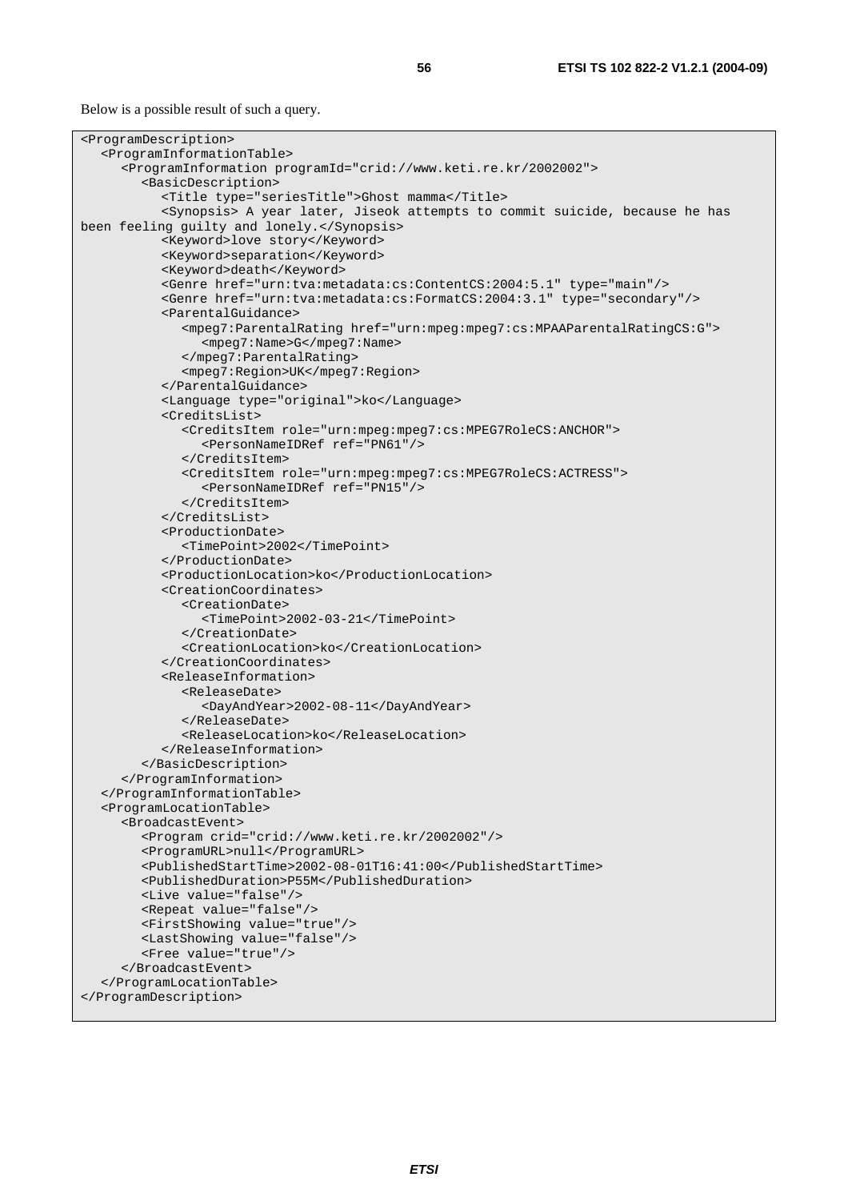Below is a possible result of such a query.

```
<ProgramDescription>
   <ProgramInformationTable>
      <ProgramInformation programId="crid://www.keti.re.kr/2002002">
         <BasicDescription>
            <Title type="seriesTitle">Ghost mamma</Title>
            <Synopsis> A year later, Jiseok attempts to commit suicide, because he has 
been feeling guilty and lonely.</Synopsis>
            <Keyword>love story</Keyword>
            <Keyword>separation</Keyword>
            <Keyword>death</Keyword>
            <Genre href="urn:tva:metadata:cs:ContentCS:2004:5.1" type="main"/>
            <Genre href="urn:tva:metadata:cs:FormatCS:2004:3.1" type="secondary"/>
            <ParentalGuidance>
               <mpeg7:ParentalRating href="urn:mpeg:mpeg7:cs:MPAAParentalRatingCS:G">
                  <mpeg7:Name>G</mpeg7:Name>
               </mpeg7:ParentalRating>
               <mpeg7:Region>UK</mpeg7:Region>
            </ParentalGuidance>
            <Language type="original">ko</Language>
            <CreditsList>
               <CreditsItem role="urn:mpeg:mpeg7:cs:MPEG7RoleCS:ANCHOR">
                  <PersonNameIDRef ref="PN61"/>
               </CreditsItem>
               <CreditsItem role="urn:mpeg:mpeg7:cs:MPEG7RoleCS:ACTRESS">
                  <PersonNameIDRef ref="PN15"/>
               </CreditsItem>
            </CreditsList>
            <ProductionDate>
               <TimePoint>2002</TimePoint>
            </ProductionDate>
            <ProductionLocation>ko</ProductionLocation>
            <CreationCoordinates>
               <CreationDate>
                  <TimePoint>2002-03-21</TimePoint>
               </CreationDate>
               <CreationLocation>ko</CreationLocation>
            </CreationCoordinates>
            <ReleaseInformation>
               <ReleaseDate>
                  <DayAndYear>2002-08-11</DayAndYear>
               </ReleaseDate>
               <ReleaseLocation>ko</ReleaseLocation>
            </ReleaseInformation>
         </BasicDescription>
      </ProgramInformation>
   </ProgramInformationTable>
   <ProgramLocationTable>
      <BroadcastEvent>
         <Program crid="crid://www.keti.re.kr/2002002"/>
         <ProgramURL>null</ProgramURL>
         <PublishedStartTime>2002-08-01T16:41:00</PublishedStartTime>
         <PublishedDuration>P55M</PublishedDuration>
         <Live value="false"/>
         <Repeat value="false"/>
         <FirstShowing value="true"/>
         <LastShowing value="false"/>
         <Free value="true"/>
      </BroadcastEvent>
   </ProgramLocationTable>
</ProgramDescription>
```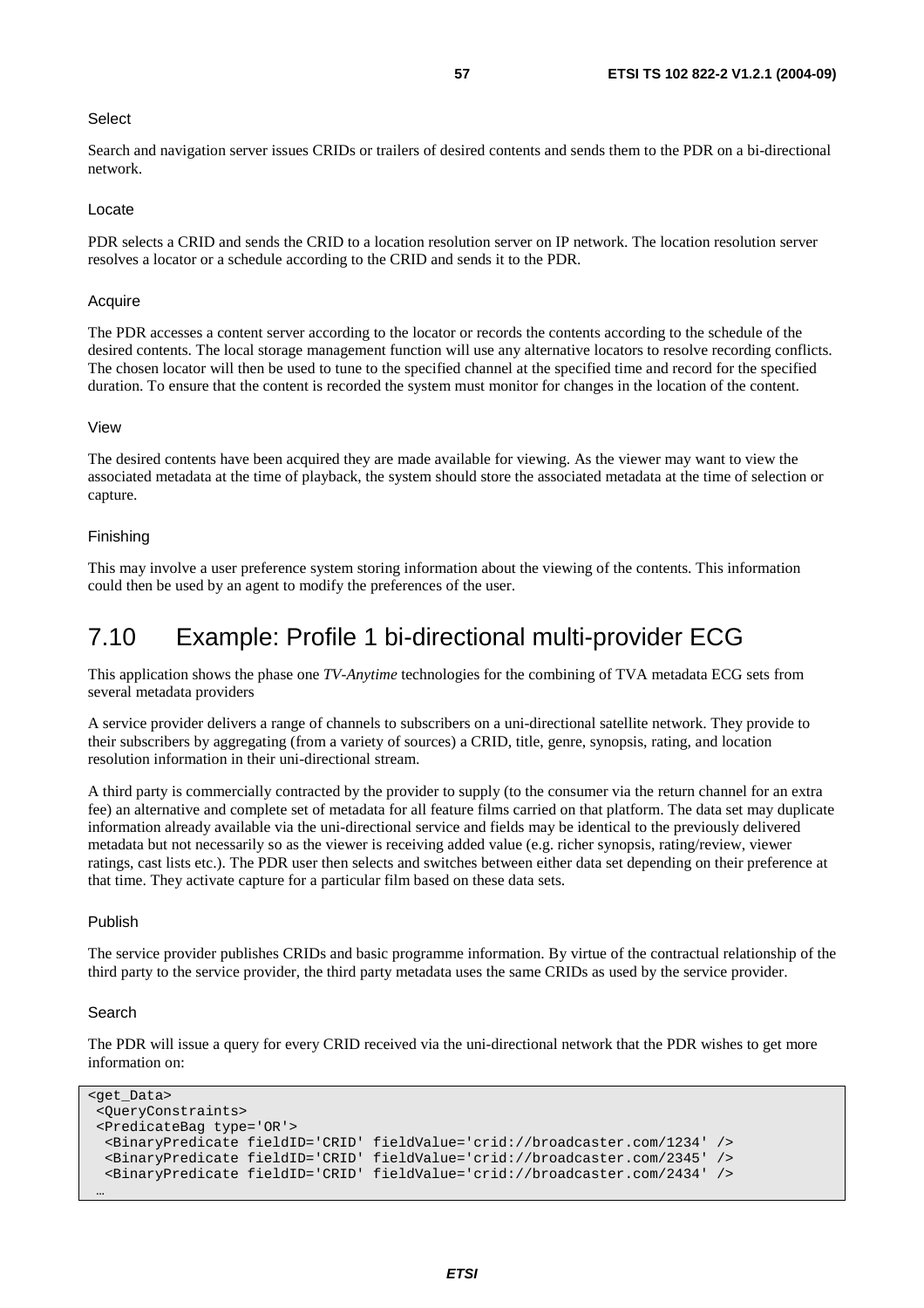Select

Search and navigation server issues CRIDs or trailers of desired contents and sends them to the PDR on a bi-directional network.

Locate

PDR selects a CRID and sends the CRID to a location resolution server on IP network. The location resolution server resolves a locator or a schedule according to the CRID and sends it to the PDR.

Acquire

The PDR accesses a content server according to the locator or records the contents according to the schedule of the desired contents. The local storage management function will use any alternative locators to resolve recording conflicts. The chosen locator will then be used to tune to the specified channel at the specified time and record for the specified duration. To ensure that the content is recorded the system must monitor for changes in the location of the content.

View

The desired contents have been acquired they are made available for viewing. As the viewer may want to view the associated metadata at the time of playback, the system should store the associated metadata at the time of selection or capture.

Finishing

This may involve a user preference system storing information about the viewing of the contents. This information could then be used by an agent to modify the preferences of the user.

## 7.10 Example: Profile 1 bi-directional multi-provider ECG

This application shows the phase one *TV-Anytime* technologies for the combining of TVA metadata ECG sets from several metadata providers

A service provider delivers a range of channels to subscribers on a uni-directional satellite network. They provide to their subscribers by aggregating (from a variety of sources) a CRID, title, genre, synopsis, rating, and location resolution information in their uni-directional stream.

A third party is commercially contracted by the provider to supply (to the consumer via the return channel for an extra fee) an alternative and complete set of metadata for all feature films carried on that platform. The data set may duplicate information already available via the uni-directional service and fields may be identical to the previously delivered metadata but not necessarily so as the viewer is receiving added value (e.g. richer synopsis, rating/review, viewer ratings, cast lists etc.). The PDR user then selects and switches between either data set depending on their preference at that time. They activate capture for a particular film based on these data sets.

Publish

The service provider publishes CRIDs and basic programme information. By virtue of the contractual relationship of the third party to the service provider, the third party metadata uses the same CRIDs as used by the service provider.

Search

The PDR will issue a query for every CRID received via the uni-directional network that the PDR wishes to get more information on:

```
<get_Data>
 <QueryConstraints>
 <PredicateBag type='OR'>
  <BinaryPredicate fieldID='CRID' fieldValue='crid://broadcaster.com/1234' />
  <BinaryPredicate fieldID='CRID' fieldValue='crid://broadcaster.com/2345' />
  <BinaryPredicate fieldID='CRID' fieldValue='crid://broadcaster.com/2434' />
 …
```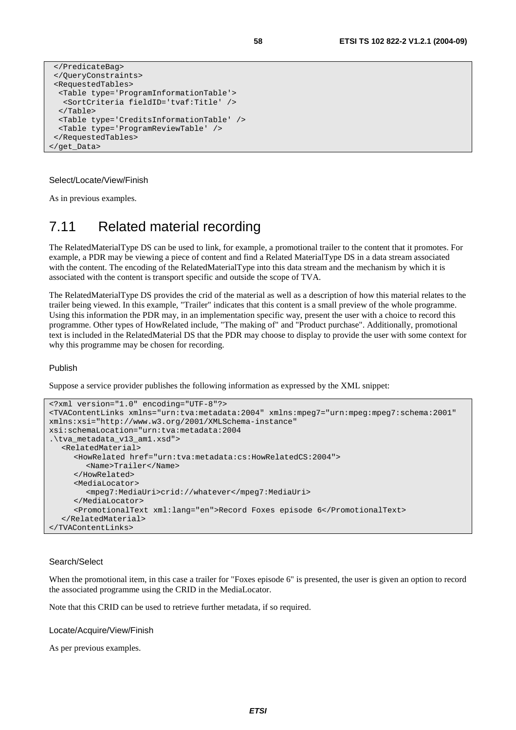```
 </PredicateBag>
 </QueryConstraints>
 <RequestedTables>
  <Table type='ProgramInformationTable'>
   <SortCriteria fieldID='tvaf:Title' />
  </Table>
  <Table type='CreditsInformationTable' />
  <Table type='ProgramReviewTable' />
 </RequestedTables>
</get_Data>
```

Select/Locate/View/Finish

As in previous examples.

## 7.11 Related material recording

The RelatedMaterialType DS can be used to link, for example, a promotional trailer to the content that it promotes. For example, a PDR may be viewing a piece of content and find a Related MaterialType DS in a data stream associated with the content. The encoding of the RelatedMaterialType into this data stream and the mechanism by which it is associated with the content is transport specific and outside the scope of TVA.

The RelatedMaterialType DS provides the crid of the material as well as a description of how this material relates to the trailer being viewed. In this example, "Trailer" indicates that this content is a small preview of the whole programme. Using this information the PDR may, in an implementation specific way, present the user with a choice to record this programme. Other types of HowRelated include, "The making of" and "Product purchase". Additionally, promotional text is included in the RelatedMaterial DS that the PDR may choose to display to provide the user with some context for why this programme may be chosen for recording.

Publish

Suppose a service provider publishes the following information as expressed by the XML snippet:

```
<?xml version="1.0" encoding="UTF-8"?>
<TVAContentLinks xmlns="urn:tva:metadata:2004" xmlns:mpeg7="urn:mpeg:mpeg7:schema:2001"
xmlns:xsi="http://www.w3.org/2001/XMLSchema-instance"
xsi:schemaLocation="urn:tva:metadata:2004
.\tva_metadata_v13_am1.xsd">
   <RelatedMaterial>
      <HowRelated href="urn:tva:metadata:cs:HowRelatedCS:2004">
         <Name>Trailer</Name>
      </HowRelated>
      <MediaLocator>
         <mpeg7:MediaUri>crid://whatever</mpeg7:MediaUri>
      </MediaLocator>
      <PromotionalText xml:lang="en">Record Foxes episode 6</PromotionalText>
   </RelatedMaterial>
</TVAContentLinks>
```

Search/Select

When the promotional item, in this case a trailer for "Foxes episode 6" is presented, the user is given an option to record the associated programme using the CRID in the MediaLocator.

Note that this CRID can be used to retrieve further metadata, if so required.

Locate/Acquire/View/Finish

As per previous examples.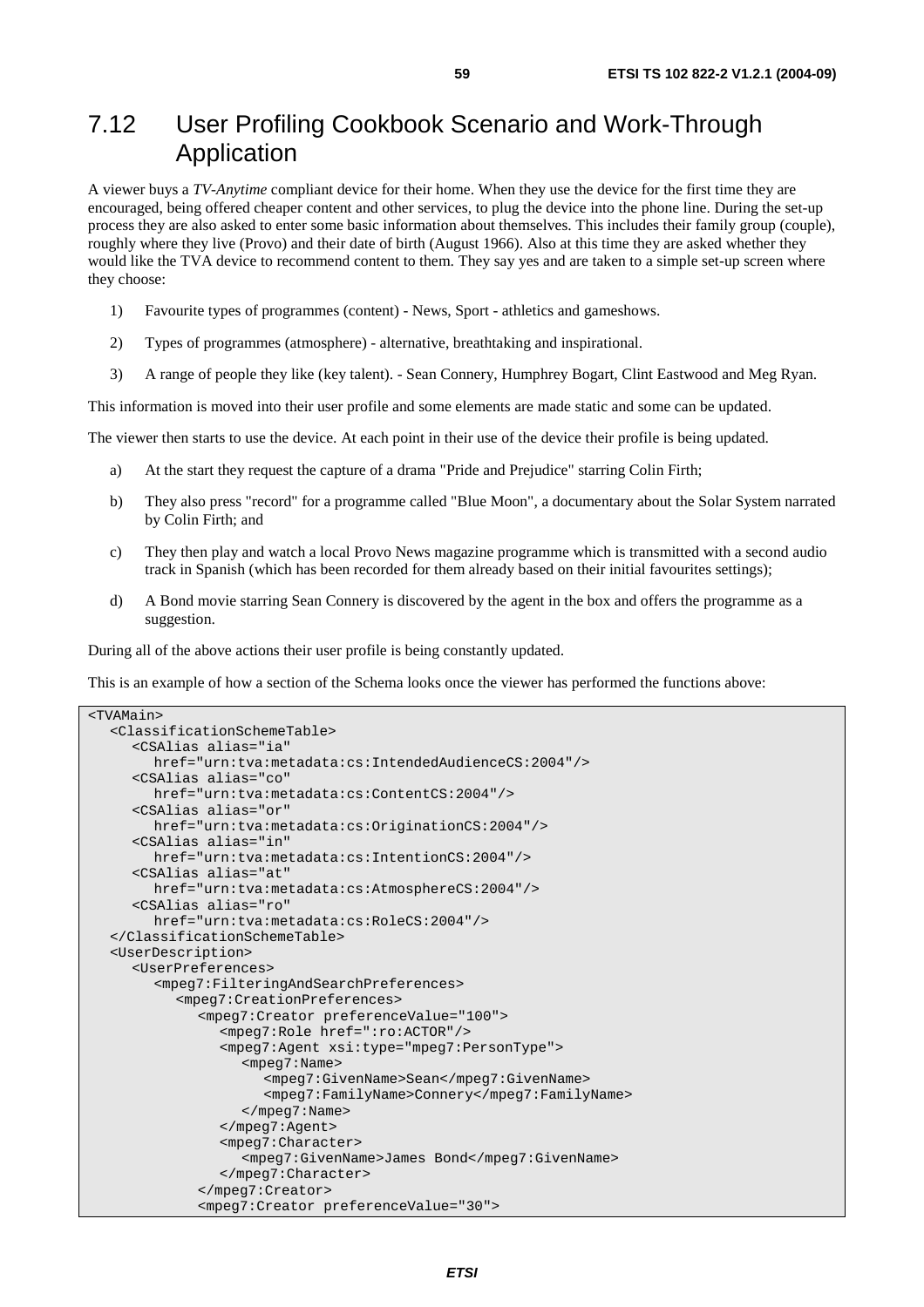## 7.12 User Profiling Cookbook Scenario and Work-Through Application

A viewer buys a *TV-Anytime* compliant device for their home. When they use the device for the first time they are encouraged, being offered cheaper content and other services, to plug the device into the phone line. During the set-up process they are also asked to enter some basic information about themselves. This includes their family group (couple), roughly where they live (Provo) and their date of birth (August 1966). Also at this time they are asked whether they would like the TVA device to recommend content to them. They say yes and are taken to a simple set-up screen where they choose:

1) Favourite types of programmes (content) - News, Sport - athletics and gameshows.

2) Types of programmes (atmosphere) - alternative, breathtaking and inspirational.

3) A range of people they like (key talent). - Sean Connery, Humphrey Bogart, Clint Eastwood and Meg Ryan.

This information is moved into their user profile and some elements are made static and some can be updated.

The viewer then starts to use the device. At each point in their use of the device their profile is being updated.

a) At the start they request the capture of a drama "Pride and Prejudice" starring Colin Firth;

b) They also press "record" for a programme called "Blue Moon", a documentary about the Solar System narrated by Colin Firth; and

c) They then play and watch a local Provo News magazine programme which is transmitted with a second audio track in Spanish (which has been recorded for them already based on their initial favourites settings);

d) A Bond movie starring Sean Connery is discovered by the agent in the box and offers the programme as a suggestion.

During all of the above actions their user profile is being constantly updated.

This is an example of how a section of the Schema looks once the viewer has performed the functions above:

```
<TVAMain>
   <ClassificationSchemeTable>
      <CSAlias alias="ia"
         href="urn:tva:metadata:cs:IntendedAudienceCS:2004"/>
      <CSAlias alias="co"
         href="urn:tva:metadata:cs:ContentCS:2004"/>
      <CSAlias alias="or"
         href="urn:tva:metadata:cs:OriginationCS:2004"/>
      <CSAlias alias="in"
         href="urn:tva:metadata:cs:IntentionCS:2004"/>
      <CSAlias alias="at"
         href="urn:tva:metadata:cs:AtmosphereCS:2004"/>
      <CSAlias alias="ro"
         href="urn:tva:metadata:cs:RoleCS:2004"/>
   </ClassificationSchemeTable>
   <UserDescription>
      <UserPreferences>
         <mpeg7:FilteringAndSearchPreferences>
            <mpeg7:CreationPreferences>
               <mpeg7:Creator preferenceValue="100">
                  <mpeg7:Role href=":ro:ACTOR"/>
                  <mpeg7:Agent xsi:type="mpeg7:PersonType">
                     <mpeg7:Name>
                        <mpeg7:GivenName>Sean</mpeg7:GivenName>
                        <mpeg7:FamilyName>Connery</mpeg7:FamilyName>
                     </mpeg7:Name>
                  </mpeg7:Agent>
                  <mpeg7:Character>
                     <mpeg7:GivenName>James Bond</mpeg7:GivenName>
                  </mpeg7:Character>
               </mpeg7:Creator>
               <mpeg7:Creator preferenceValue="30">
```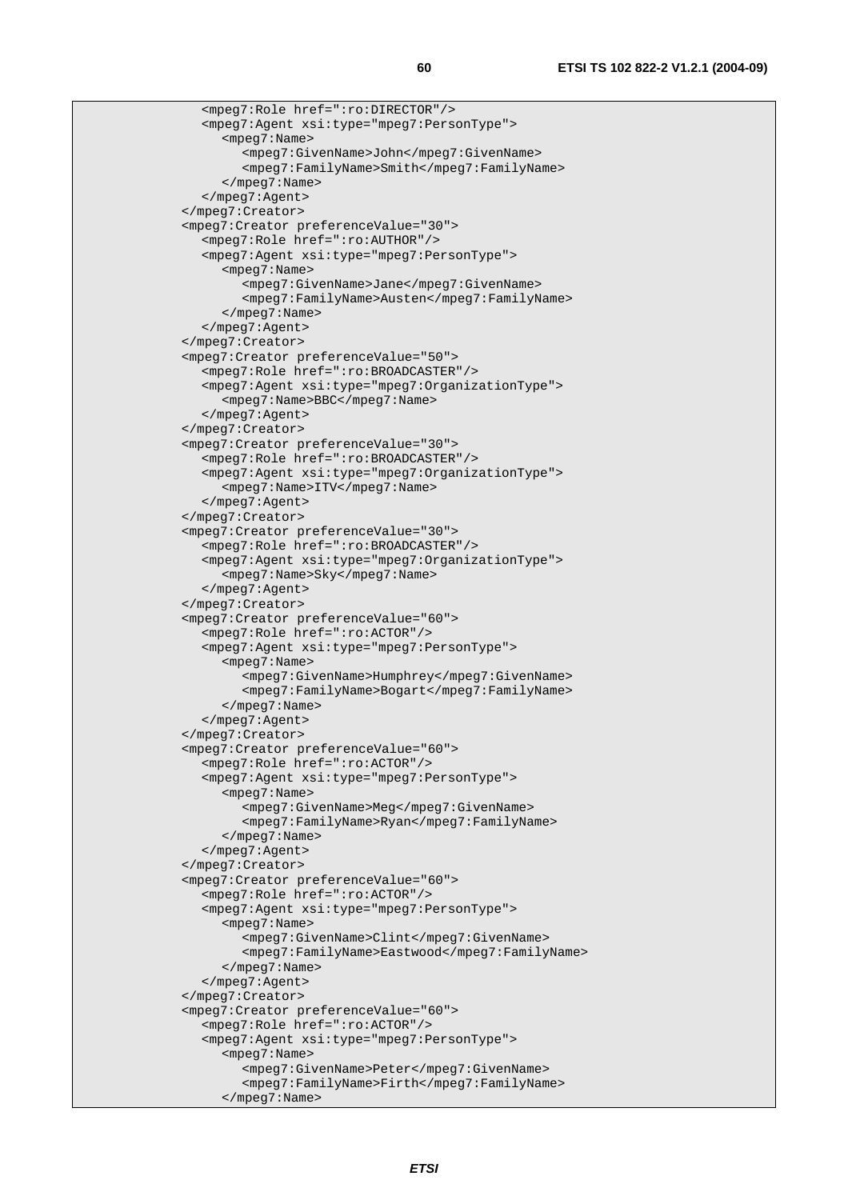```
                <mpeg7:Role href=":ro:DIRECTOR"/>
                <mpeg7:Agent xsi:type="mpeg7:PersonType">
                    <mpeg7:Name>
                        <mpeg7:GivenName>John</mpeg7:GivenName>
                        <mpeg7:FamilyName>Smith</mpeg7:FamilyName>
                    </mpeg7:Name>
                </mpeg7:Agent>
            </mpeg7:Creator>
            <mpeg7:Creator preferenceValue="30">
                <mpeg7:Role href=":ro:AUTHOR"/>
                <mpeg7:Agent xsi:type="mpeg7:PersonType">
                    <mpeg7:Name>
                        <mpeg7:GivenName>Jane</mpeg7:GivenName>
                        <mpeg7:FamilyName>Austen</mpeg7:FamilyName>
                    </mpeg7:Name>
                </mpeg7:Agent>
            </mpeg7:Creator>
            <mpeg7:Creator preferenceValue="50">
                <mpeg7:Role href=":ro:BROADCASTER"/>
                <mpeg7:Agent xsi:type="mpeg7:OrganizationType">
                    <mpeg7:Name>BBC</mpeg7:Name>
                </mpeg7:Agent>
            </mpeg7:Creator>
            <mpeg7:Creator preferenceValue="30">
                <mpeg7:Role href=":ro:BROADCASTER"/>
                <mpeg7:Agent xsi:type="mpeg7:OrganizationType">
                    <mpeg7:Name>ITV</mpeg7:Name>
                </mpeg7:Agent>
            </mpeg7:Creator>
            <mpeg7:Creator preferenceValue="30">
                <mpeg7:Role href=":ro:BROADCASTER"/>
                <mpeg7:Agent xsi:type="mpeg7:OrganizationType">
                    <mpeg7:Name>Sky</mpeg7:Name>
                </mpeg7:Agent>
            </mpeg7:Creator>
            <mpeg7:Creator preferenceValue="60">
                <mpeg7:Role href=":ro:ACTOR"/>
                <mpeg7:Agent xsi:type="mpeg7:PersonType">
                    <mpeg7:Name>
                        <mpeg7:GivenName>Humphrey</mpeg7:GivenName>
                        <mpeg7:FamilyName>Bogart</mpeg7:FamilyName>
                    </mpeg7:Name>
                </mpeg7:Agent>
            </mpeg7:Creator>
            <mpeg7:Creator preferenceValue="60">
                <mpeg7:Role href=":ro:ACTOR"/>
                <mpeg7:Agent xsi:type="mpeg7:PersonType">
                    <mpeg7:Name>
                        <mpeg7:GivenName>Meg</mpeg7:GivenName>
                        <mpeg7:FamilyName>Ryan</mpeg7:FamilyName>
                    </mpeg7:Name>
                </mpeg7:Agent>
            </mpeg7:Creator>
            <mpeg7:Creator preferenceValue="60">
                <mpeg7:Role href=":ro:ACTOR"/>
                <mpeg7:Agent xsi:type="mpeg7:PersonType">
                    <mpeg7:Name>
                        <mpeg7:GivenName>Clint</mpeg7:GivenName>
                        <mpeg7:FamilyName>Eastwood</mpeg7:FamilyName>
                    </mpeg7:Name>
                </mpeg7:Agent>
            </mpeg7:Creator>
            <mpeg7:Creator preferenceValue="60">
                <mpeg7:Role href=":ro:ACTOR"/>
                <mpeg7:Agent xsi:type="mpeg7:PersonType">
                    <mpeg7:Name>
                        <mpeg7:GivenName>Peter</mpeg7:GivenName>
                        <mpeg7:FamilyName>Firth</mpeg7:FamilyName>
                    </mpeg7:Name>
```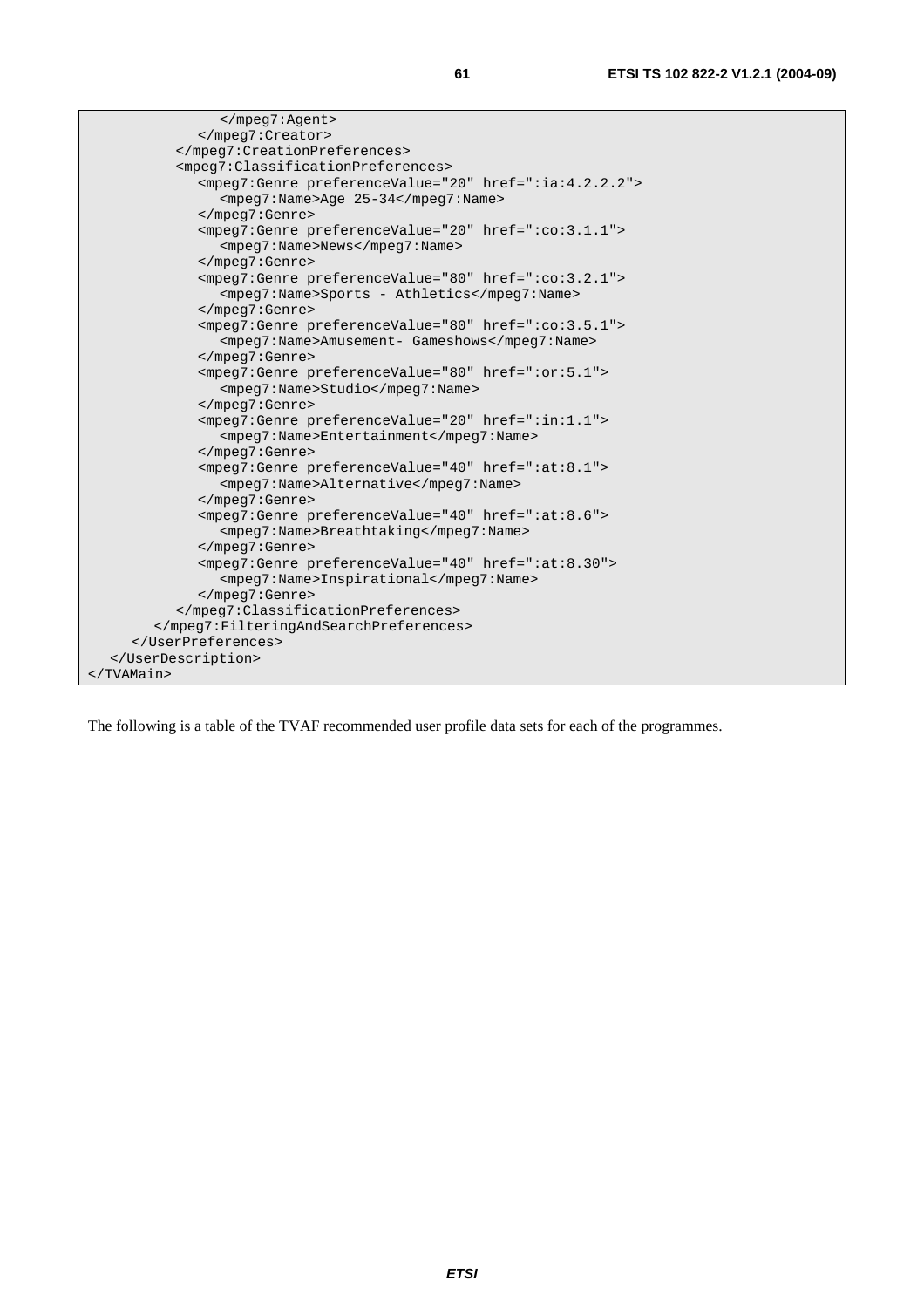```
            </mpeg7:Agent>
          </mpeg7:Creator>
        </mpeg7:CreationPreferences>
        <mpeg7:ClassificationPreferences>
          <mpeg7:Genre preferenceValue="20" href=":ia:4.2.2.2">
            <mpeg7:Name>Age 25-34</mpeg7:Name>
          </mpeg7:Genre>
          <mpeg7:Genre preferenceValue="20" href=":co:3.1.1">
            <mpeg7:Name>News</mpeg7:Name>
          </mpeg7:Genre>
          <mpeg7:Genre preferenceValue="80" href=":co:3.2.1">
            <mpeg7:Name>Sports - Athletics</mpeg7:Name>
          </mpeg7:Genre>
          <mpeg7:Genre preferenceValue="80" href=":co:3.5.1">
            <mpeg7:Name>Amusement- Gameshows</mpeg7:Name>
          </mpeg7:Genre>
          <mpeg7:Genre preferenceValue="80" href=":or:5.1">
            <mpeg7:Name>Studio</mpeg7:Name>
          </mpeg7:Genre>
          <mpeg7:Genre preferenceValue="20" href=":in:1.1">
            <mpeg7:Name>Entertainment</mpeg7:Name>
          </mpeg7:Genre>
          <mpeg7:Genre preferenceValue="40" href=":at:8.1">
            <mpeg7:Name>Alternative</mpeg7:Name>
          </mpeg7:Genre>
          <mpeg7:Genre preferenceValue="40" href=":at:8.6">
            <mpeg7:Name>Breathtaking</mpeg7:Name>
          </mpeg7:Genre>
          <mpeg7:Genre preferenceValue="40" href=":at:8.30">
            <mpeg7:Name>Inspirational</mpeg7:Name>
          </mpeg7:Genre>
        </mpeg7:ClassificationPreferences>
      </mpeg7:FilteringAndSearchPreferences>
    </UserPreferences>
  </UserDescription>
</TVAMain>
```

The following is a table of the TVAF recommended user profile data sets for each of the programmes.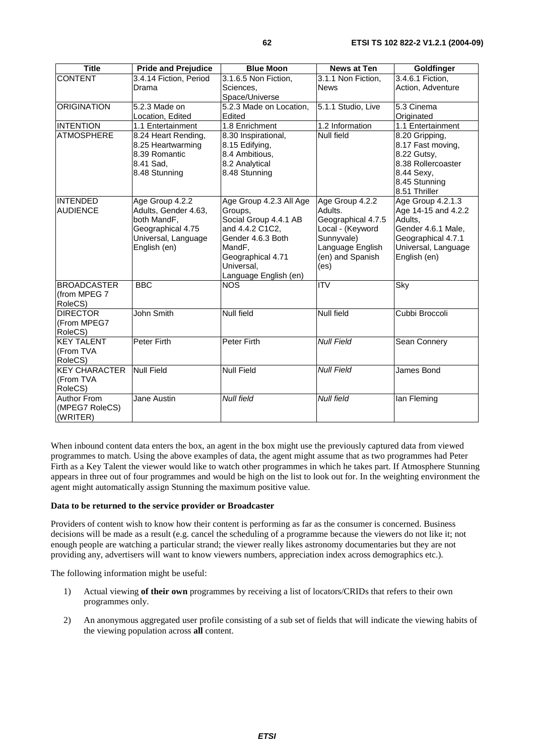| Title | Pride and Prejudice | Blue Moon | News at Ten | Goldfinger |
| --- | --- | --- | --- | --- |
| CONTENT | 3.4.14 Fiction, Period Drama | 3.1.6.5 Non Fiction, Sciences, Space/Universe | 3.1.1 Non Fiction, News | 3.4.6.1 Fiction, Action, Adventure |
| ORIGINATION | 5.2.3 Made on Location, Edited | 5.2.3 Made on Location, Edited | 5.1.1 Studio, Live | 5.3 Cinema Originated |
| INTENTION | 1.1 Entertainment | 1.8 Enrichment | 1.2 Information | 1.1 Entertainment |
| ATMOSPHERE | 8.24 Heart Rending, 8.25 Heartwarming 8.39 Romantic 8.41 Sad, 8.48 Stunning | 8.30 Inspirational, 8.15 Edifying, 8.4 Ambitious, 8.2 Analytical 8.48 Stunning | Null field | 8.20 Gripping, 8.17 Fast moving, 8.22 Gutsy, 8.38 Rollercoaster 8.44 Sexy, 8.45 Stunning 8.51 Thriller |
| INTENDED AUDIENCE | Age Group 4.2.2 Adults, Gender 4.63, both MandF, Geographical 4.75 Universal, Language English (en) | Age Group 4.2.3 All Age Groups, Social Group 4.4.1 AB and 4.4.2 C1C2, Gender 4.6.3 Both MandF, Geographical 4.71 Universal, Language English (en) | Age Group 4.2.2 Adults. Geographical 4.7.5 Local - (Keyword Sunnyvale) Language English (en) and Spanish (es) | Age Group 4.2.1.3 Age 14-15 and 4.2.2 Adults, Gender 4.6.1 Male, Geographical 4.7.1 Universal, Language English (en) |
| BROADCASTER (from MPEG 7 RoleCS) | BBC | NOS | ITV | Sky |
| DIRECTOR (From MPEG7 RoleCS) | John Smith | Null field | Null field | Cubbi Broccoli |
| KEY TALENT (From TVA RoleCS) | Peter Firth | Peter Firth | *Null Field* | Sean Connery |
| KEY CHARACTER (From TVA RoleCS) | Null Field | Null Field | *Null Field* | James Bond |
| Author From (MPEG7 RoleCS) (WRITER) | Jane Austin | *Null field* | *Null field* | Ian Fleming |

When inbound content data enters the box, an agent in the box might use the previously captured data from viewed programmes to match. Using the above examples of data, the agent might assume that as two programmes had Peter Firth as a Key Talent the viewer would like to watch other programmes in which he takes part. If Atmosphere Stunning appears in three out of four programmes and would be high on the list to look out for. In the weighting environment the agent might automatically assign Stunning the maximum positive value.

**Data to be returned to the service provider or Broadcaster**

Providers of content wish to know how their content is performing as far as the consumer is concerned. Business decisions will be made as a result (e.g. cancel the scheduling of a programme because the viewers do not like it; not enough people are watching a particular strand; the viewer really likes astronomy documentaries but they are not providing any, advertisers will want to know viewers numbers, appreciation index across demographics etc.).

The following information might be useful:

1) Actual viewing **of their own** programmes by receiving a list of locators/CRIDs that refers to their own programmes only.

2) An anonymous aggregated user profile consisting of a sub set of fields that will indicate the viewing habits of the viewing population across **all** content.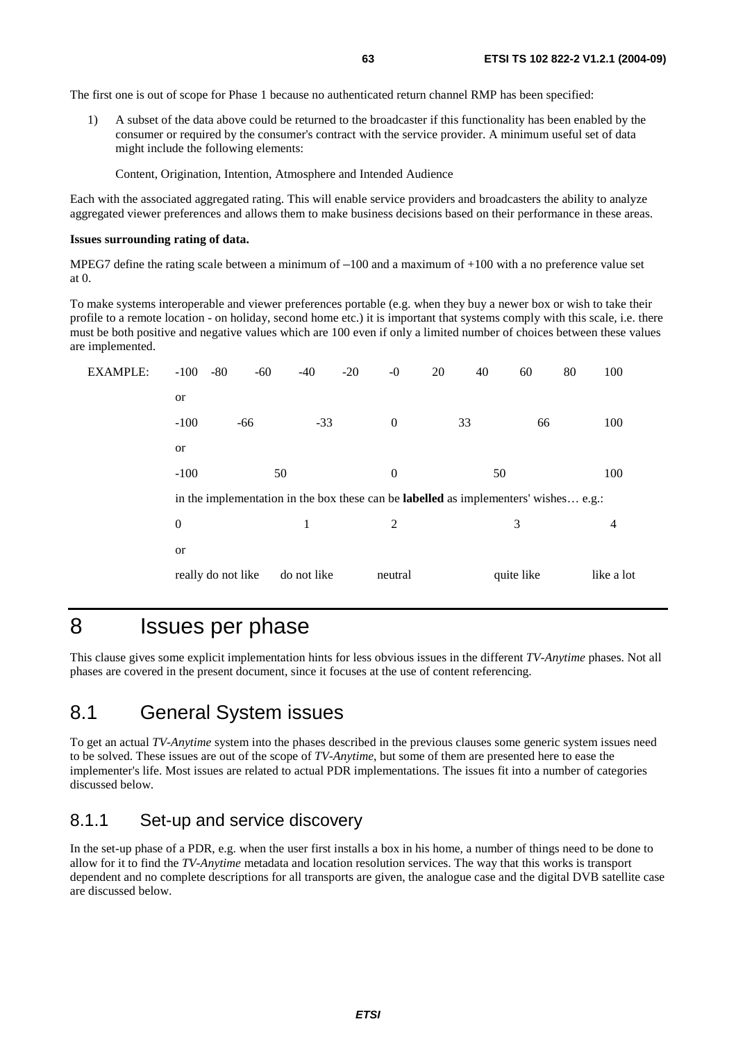The first one is out of scope for Phase 1 because no authenticated return channel RMP has been specified:

1) A subset of the data above could be returned to the broadcaster if this functionality has been enabled by the consumer or required by the consumer's contract with the service provider. A minimum useful set of data might include the following elements:

   Content, Origination, Intention, Atmosphere and Intended Audience

Each with the associated aggregated rating. This will enable service providers and broadcasters the ability to analyze aggregated viewer preferences and allows them to make business decisions based on their performance in these areas.

**Issues surrounding rating of data.**

MPEG7 define the rating scale between a minimum of –100 and a maximum of +100 with a no preference value set at 0.

To make systems interoperable and viewer preferences portable (e.g. when they buy a newer box or wish to take their profile to a remote location - on holiday, second home etc.) it is important that systems comply with this scale, i.e. there must be both positive and negative values which are 100 even if only a limited number of choices between these values are implemented.

EXAMPLE:

| | | | | | | | | | | |
|---|---|---|---|---|---|---|---|---|---|---|
| -100 | -80 | -60 | -40 | -20 | -0 | 20 | 40 | 60 | 80 | 100 |

or

| | | | | | | |
|---|---|---|---|---|---|---|
| -100 | -66 | -33 | 0 | 33 | 66 | 100 |

or

| | | | | |
|---|---|---|---|---|
| -100 | 50 | 0 | 50 | 100 |

in the implementation in the box these can be **labelled** as implementers' wishes… e.g.:

| | | | | |
|---|---|---|---|---|
| 0 | 1 | 2 | 3 | 4 |

or

| | | | | |
|---|---|---|---|---|
| really do not like | do not like | neutral | quite like | like a lot |

# 8 Issues per phase

This clause gives some explicit implementation hints for less obvious issues in the different *TV-Anytime* phases. Not all phases are covered in the present document, since it focuses at the use of content referencing.

## 8.1 General System issues

To get an actual *TV-Anytime* system into the phases described in the previous clauses some generic system issues need to be solved. These issues are out of the scope of *TV-Anytime*, but some of them are presented here to ease the implementer's life. Most issues are related to actual PDR implementations. The issues fit into a number of categories discussed below.

### 8.1.1 Set-up and service discovery

In the set-up phase of a PDR, e.g. when the user first installs a box in his home, a number of things need to be done to allow for it to find the *TV-Anytime* metadata and location resolution services. The way that this works is transport dependent and no complete descriptions for all transports are given, the analogue case and the digital DVB satellite case are discussed below.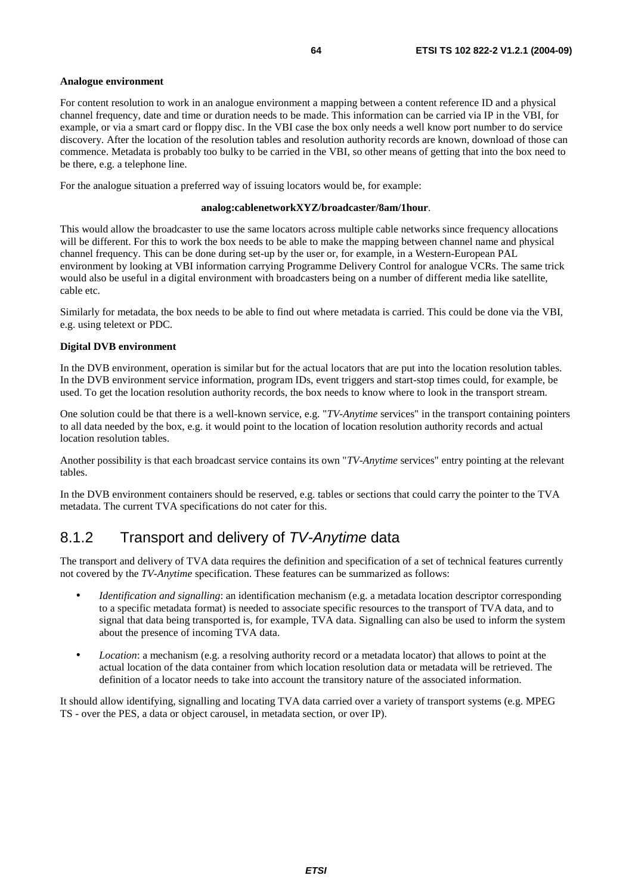**Analogue environment**

For content resolution to work in an analogue environment a mapping between a content reference ID and a physical channel frequency, date and time or duration needs to be made. This information can be carried via IP in the VBI, for example, or via a smart card or floppy disc. In the VBI case the box only needs a well know port number to do service discovery. After the location of the resolution tables and resolution authority records are known, download of those can commence. Metadata is probably too bulky to be carried in the VBI, so other means of getting that into the box need to be there, e.g. a telephone line.

For the analogue situation a preferred way of issuing locators would be, for example:

**analog:cablenetworkXYZ/broadcaster/8am/1hour**.

This would allow the broadcaster to use the same locators across multiple cable networks since frequency allocations will be different. For this to work the box needs to be able to make the mapping between channel name and physical channel frequency. This can be done during set-up by the user or, for example, in a Western-European PAL environment by looking at VBI information carrying Programme Delivery Control for analogue VCRs. The same trick would also be useful in a digital environment with broadcasters being on a number of different media like satellite, cable etc.

Similarly for metadata, the box needs to be able to find out where metadata is carried. This could be done via the VBI, e.g. using teletext or PDC.

**Digital DVB environment**

In the DVB environment, operation is similar but for the actual locators that are put into the location resolution tables. In the DVB environment service information, program IDs, event triggers and start-stop times could, for example, be used. To get the location resolution authority records, the box needs to know where to look in the transport stream.

One solution could be that there is a well-known service, e.g. "*TV-Anytime* services" in the transport containing pointers to all data needed by the box, e.g. it would point to the location of location resolution authority records and actual location resolution tables.

Another possibility is that each broadcast service contains its own "*TV-Anytime* services" entry pointing at the relevant tables.

In the DVB environment containers should be reserved, e.g. tables or sections that could carry the pointer to the TVA metadata. The current TVA specifications do not cater for this.

### 8.1.2 Transport and delivery of *TV-Anytime* data

The transport and delivery of TVA data requires the definition and specification of a set of technical features currently not covered by the *TV-Anytime* specification. These features can be summarized as follows:

- *Identification and signalling*: an identification mechanism (e.g. a metadata location descriptor corresponding to a specific metadata format) is needed to associate specific resources to the transport of TVA data, and to signal that data being transported is, for example, TVA data. Signalling can also be used to inform the system about the presence of incoming TVA data.
- *Location*: a mechanism (e.g. a resolving authority record or a metadata locator) that allows to point at the actual location of the data container from which location resolution data or metadata will be retrieved. The definition of a locator needs to take into account the transitory nature of the associated information.

It should allow identifying, signalling and locating TVA data carried over a variety of transport systems (e.g. MPEG TS - over the PES, a data or object carousel, in metadata section, or over IP).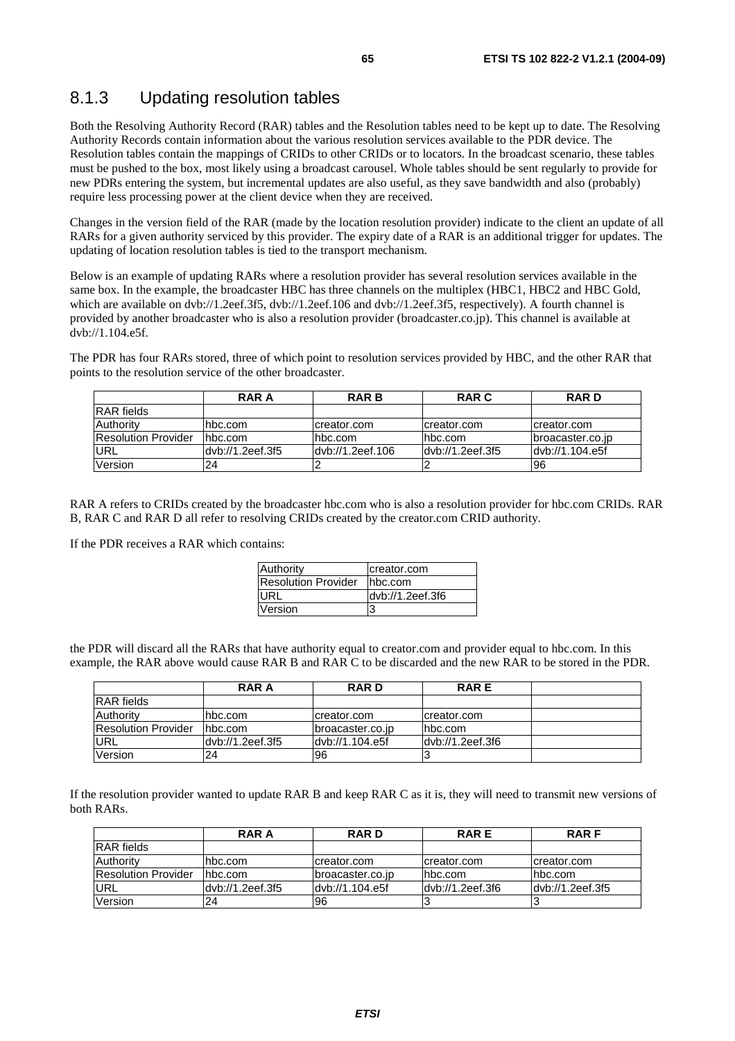### 8.1.3 Updating resolution tables

Both the Resolving Authority Record (RAR) tables and the Resolution tables need to be kept up to date. The Resolving Authority Records contain information about the various resolution services available to the PDR device. The Resolution tables contain the mappings of CRIDs to other CRIDs or to locators. In the broadcast scenario, these tables must be pushed to the box, most likely using a broadcast carousel. Whole tables should be sent regularly to provide for new PDRs entering the system, but incremental updates are also useful, as they save bandwidth and also (probably) require less processing power at the client device when they are received.

Changes in the version field of the RAR (made by the location resolution provider) indicate to the client an update of all RARs for a given authority serviced by this provider. The expiry date of a RAR is an additional trigger for updates. The updating of location resolution tables is tied to the transport mechanism.

Below is an example of updating RARs where a resolution provider has several resolution services available in the same box. In the example, the broadcaster HBC has three channels on the multiplex (HBC1, HBC2 and HBC Gold, which are available on dvb://1.2eef.3f5, dvb://1.2eef.106 and dvb://1.2eef.3f5, respectively). A fourth channel is provided by another broadcaster who is also a resolution provider (broadcaster.co.jp). This channel is available at dvb://1.104.e5f.

The PDR has four RARs stored, three of which point to resolution services provided by HBC, and the other RAR that points to the resolution service of the other broadcaster.

| | RAR A | RAR B | RAR C | RAR D |
|---|---|---|---|---|
| RAR fields | | | | |
| Authority | hbc.com | creator.com | creator.com | creator.com |
| Resolution Provider | hbc.com | hbc.com | hbc.com | broacaster.co.jp |
| URL | dvb://1.2eef.3f5 | dvb://1.2eef.106 | dvb://1.2eef.3f5 | dvb://1.104.e5f |
| Version | 24 | 2 | 2 | 96 |

RAR A refers to CRIDs created by the broadcaster hbc.com who is also a resolution provider for hbc.com CRIDs. RAR B, RAR C and RAR D all refer to resolving CRIDs created by the creator.com CRID authority.

If the PDR receives a RAR which contains:

| | |
|---|---|
| Authority | creator.com |
| Resolution Provider | hbc.com |
| URL | dvb://1.2eef.3f6 |
| Version | 3 |

the PDR will discard all the RARs that have authority equal to creator.com and provider equal to hbc.com. In this example, the RAR above would cause RAR B and RAR C to be discarded and the new RAR to be stored in the PDR.

| | RAR A | RAR D | RAR E | |
|---|---|---|---|---|
| RAR fields | | | | |
| Authority | hbc.com | creator.com | creator.com | |
| Resolution Provider | hbc.com | broacaster.co.jp | hbc.com | |
| URL | dvb://1.2eef.3f5 | dvb://1.104.e5f | dvb://1.2eef.3f6 | |
| Version | 24 | 96 | 3 | |

If the resolution provider wanted to update RAR B and keep RAR C as it is, they will need to transmit new versions of both RARs.

| | RAR A | RAR D | RAR E | RAR F |
|---|---|---|---|---|
| RAR fields | | | | |
| Authority | hbc.com | creator.com | creator.com | creator.com |
| Resolution Provider | hbc.com | broacaster.co.jp | hbc.com | hbc.com |
| URL | dvb://1.2eef.3f5 | dvb://1.104.e5f | dvb://1.2eef.3f6 | dvb://1.2eef.3f5 |
| Version | 24 | 96 | 3 | 3 |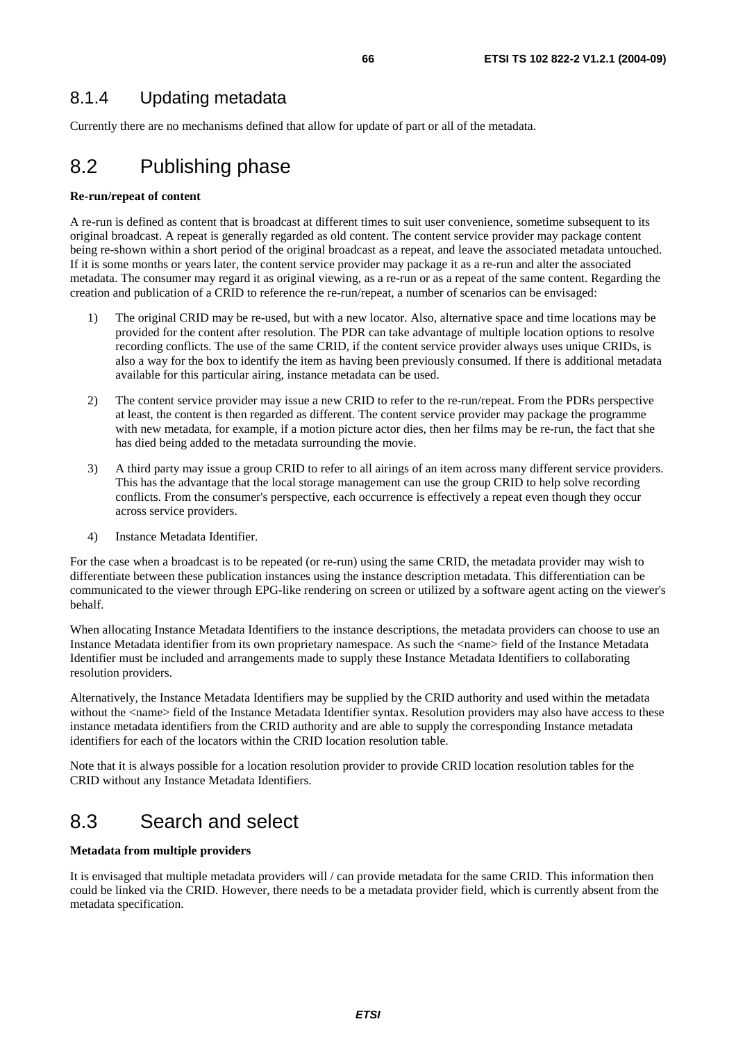### 8.1.4 Updating metadata

Currently there are no mechanisms defined that allow for update of part or all of the metadata.

## 8.2 Publishing phase

**Re-run/repeat of content**

A re-run is defined as content that is broadcast at different times to suit user convenience, sometime subsequent to its original broadcast. A repeat is generally regarded as old content. The content service provider may package content being re-shown within a short period of the original broadcast as a repeat, and leave the associated metadata untouched. If it is some months or years later, the content service provider may package it as a re-run and alter the associated metadata. The consumer may regard it as original viewing, as a re-run or as a repeat of the same content. Regarding the creation and publication of a CRID to reference the re-run/repeat, a number of scenarios can be envisaged:

1) The original CRID may be re-used, but with a new locator. Also, alternative space and time locations may be provided for the content after resolution. The PDR can take advantage of multiple location options to resolve recording conflicts. The use of the same CRID, if the content service provider always uses unique CRIDs, is also a way for the box to identify the item as having been previously consumed. If there is additional metadata available for this particular airing, instance metadata can be used.

2) The content service provider may issue a new CRID to refer to the re-run/repeat. From the PDRs perspective at least, the content is then regarded as different. The content service provider may package the programme with new metadata, for example, if a motion picture actor dies, then her films may be re-run, the fact that she has died being added to the metadata surrounding the movie.

3) A third party may issue a group CRID to refer to all airings of an item across many different service providers. This has the advantage that the local storage management can use the group CRID to help solve recording conflicts. From the consumer's perspective, each occurrence is effectively a repeat even though they occur across service providers.

4) Instance Metadata Identifier.

For the case when a broadcast is to be repeated (or re-run) using the same CRID, the metadata provider may wish to differentiate between these publication instances using the instance description metadata. This differentiation can be communicated to the viewer through EPG-like rendering on screen or utilized by a software agent acting on the viewer's behalf.

When allocating Instance Metadata Identifiers to the instance descriptions, the metadata providers can choose to use an Instance Metadata identifier from its own proprietary namespace. As such the <name> field of the Instance Metadata Identifier must be included and arrangements made to supply these Instance Metadata Identifiers to collaborating resolution providers.

Alternatively, the Instance Metadata Identifiers may be supplied by the CRID authority and used within the metadata without the <name> field of the Instance Metadata Identifier syntax. Resolution providers may also have access to these instance metadata identifiers from the CRID authority and are able to supply the corresponding Instance metadata identifiers for each of the locators within the CRID location resolution table.

Note that it is always possible for a location resolution provider to provide CRID location resolution tables for the CRID without any Instance Metadata Identifiers.

## 8.3 Search and select

**Metadata from multiple providers**

It is envisaged that multiple metadata providers will / can provide metadata for the same CRID. This information then could be linked via the CRID. However, there needs to be a metadata provider field, which is currently absent from the metadata specification.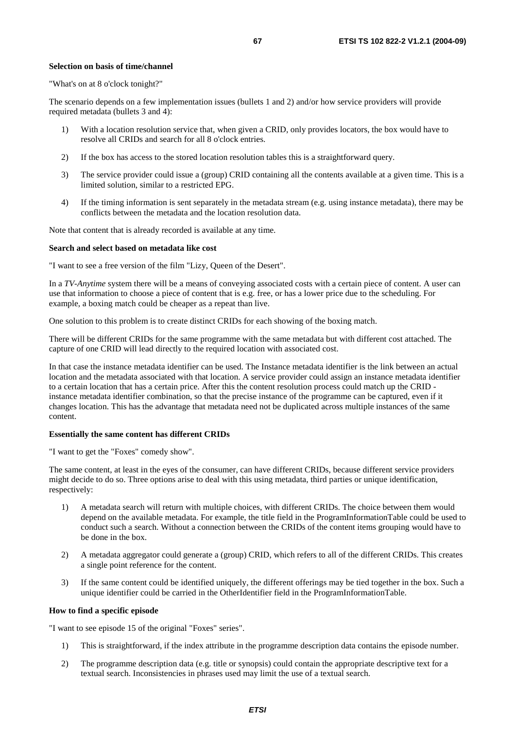**Selection on basis of time/channel**

"What's on at 8 o'clock tonight?"

The scenario depends on a few implementation issues (bullets 1 and 2) and/or how service providers will provide required metadata (bullets 3 and 4):

1) With a location resolution service that, when given a CRID, only provides locators, the box would have to resolve all CRIDs and search for all 8 o'clock entries.

2) If the box has access to the stored location resolution tables this is a straightforward query.

3) The service provider could issue a (group) CRID containing all the contents available at a given time. This is a limited solution, similar to a restricted EPG.

4) If the timing information is sent separately in the metadata stream (e.g. using instance metadata), there may be conflicts between the metadata and the location resolution data.

Note that content that is already recorded is available at any time.

**Search and select based on metadata like cost**

"I want to see a free version of the film "Lizy, Queen of the Desert".

In a *TV-Anytime* system there will be a means of conveying associated costs with a certain piece of content. A user can use that information to choose a piece of content that is e.g. free, or has a lower price due to the scheduling. For example, a boxing match could be cheaper as a repeat than live.

One solution to this problem is to create distinct CRIDs for each showing of the boxing match.

There will be different CRIDs for the same programme with the same metadata but with different cost attached. The capture of one CRID will lead directly to the required location with associated cost.

In that case the instance metadata identifier can be used. The Instance metadata identifier is the link between an actual location and the metadata associated with that location. A service provider could assign an instance metadata identifier to a certain location that has a certain price. After this the content resolution process could match up the CRID - instance metadata identifier combination, so that the precise instance of the programme can be captured, even if it changes location. This has the advantage that metadata need not be duplicated across multiple instances of the same content.

**Essentially the same content has different CRIDs**

"I want to get the "Foxes" comedy show".

The same content, at least in the eyes of the consumer, can have different CRIDs, because different service providers might decide to do so. Three options arise to deal with this using metadata, third parties or unique identification, respectively:

1) A metadata search will return with multiple choices, with different CRIDs. The choice between them would depend on the available metadata. For example, the title field in the ProgramInformationTable could be used to conduct such a search. Without a connection between the CRIDs of the content items grouping would have to be done in the box.

2) A metadata aggregator could generate a (group) CRID, which refers to all of the different CRIDs. This creates a single point reference for the content.

3) If the same content could be identified uniquely, the different offerings may be tied together in the box. Such a unique identifier could be carried in the OtherIdentifier field in the ProgramInformationTable.

**How to find a specific episode**

"I want to see episode 15 of the original "Foxes" series".

1) This is straightforward, if the index attribute in the programme description data contains the episode number.

2) The programme description data (e.g. title or synopsis) could contain the appropriate descriptive text for a textual search. Inconsistencies in phrases used may limit the use of a textual search.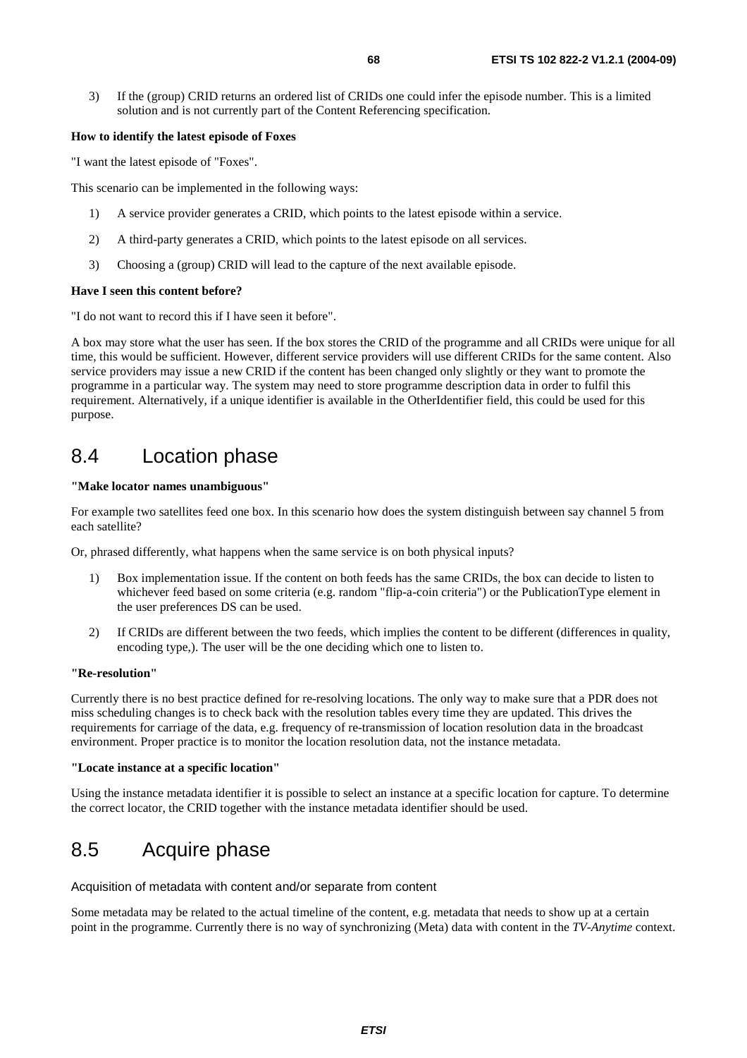3) If the (group) CRID returns an ordered list of CRIDs one could infer the episode number. This is a limited solution and is not currently part of the Content Referencing specification.

**How to identify the latest episode of Foxes**

"I want the latest episode of "Foxes".

This scenario can be implemented in the following ways:

1) A service provider generates a CRID, which points to the latest episode within a service.
2) A third-party generates a CRID, which points to the latest episode on all services.
3) Choosing a (group) CRID will lead to the capture of the next available episode.

**Have I seen this content before?**

"I do not want to record this if I have seen it before".

A box may store what the user has seen. If the box stores the CRID of the programme and all CRIDs were unique for all time, this would be sufficient. However, different service providers will use different CRIDs for the same content. Also service providers may issue a new CRID if the content has been changed only slightly or they want to promote the programme in a particular way. The system may need to store programme description data in order to fulfil this requirement. Alternatively, if a unique identifier is available in the OtherIdentifier field, this could be used for this purpose.

## 8.4 Location phase

**"Make locator names unambiguous"**

For example two satellites feed one box. In this scenario how does the system distinguish between say channel 5 from each satellite?

Or, phrased differently, what happens when the same service is on both physical inputs?

1) Box implementation issue. If the content on both feeds has the same CRIDs, the box can decide to listen to whichever feed based on some criteria (e.g. random "flip-a-coin criteria") or the PublicationType element in the user preferences DS can be used.
2) If CRIDs are different between the two feeds, which implies the content to be different (differences in quality, encoding type,). The user will be the one deciding which one to listen to.

**"Re-resolution"**

Currently there is no best practice defined for re-resolving locations. The only way to make sure that a PDR does not miss scheduling changes is to check back with the resolution tables every time they are updated. This drives the requirements for carriage of the data, e.g. frequency of re-transmission of location resolution data in the broadcast environment. Proper practice is to monitor the location resolution data, not the instance metadata.

**"Locate instance at a specific location"**

Using the instance metadata identifier it is possible to select an instance at a specific location for capture. To determine the correct locator, the CRID together with the instance metadata identifier should be used.

## 8.5 Acquire phase

Acquisition of metadata with content and/or separate from content

Some metadata may be related to the actual timeline of the content, e.g. metadata that needs to show up at a certain point in the programme. Currently there is no way of synchronizing (Meta) data with content in the *TV-Anytime* context.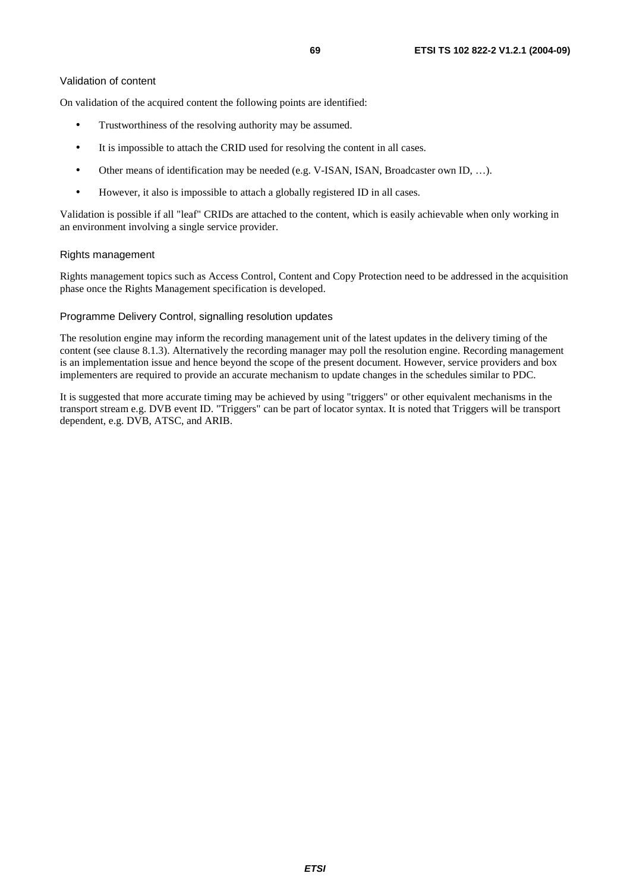#### Validation of content

On validation of the acquired content the following points are identified:

- Trustworthiness of the resolving authority may be assumed.
- It is impossible to attach the CRID used for resolving the content in all cases.
- Other means of identification may be needed (e.g. V-ISAN, ISAN, Broadcaster own ID, …).
- However, it also is impossible to attach a globally registered ID in all cases.

Validation is possible if all "leaf" CRIDs are attached to the content, which is easily achievable when only working in an environment involving a single service provider.

#### Rights management

Rights management topics such as Access Control, Content and Copy Protection need to be addressed in the acquisition phase once the Rights Management specification is developed.

#### Programme Delivery Control, signalling resolution updates

The resolution engine may inform the recording management unit of the latest updates in the delivery timing of the content (see clause 8.1.3). Alternatively the recording manager may poll the resolution engine. Recording management is an implementation issue and hence beyond the scope of the present document. However, service providers and box implementers are required to provide an accurate mechanism to update changes in the schedules similar to PDC.

It is suggested that more accurate timing may be achieved by using "triggers" or other equivalent mechanisms in the transport stream e.g. DVB event ID. "Triggers" can be part of locator syntax. It is noted that Triggers will be transport dependent, e.g. DVB, ATSC, and ARIB.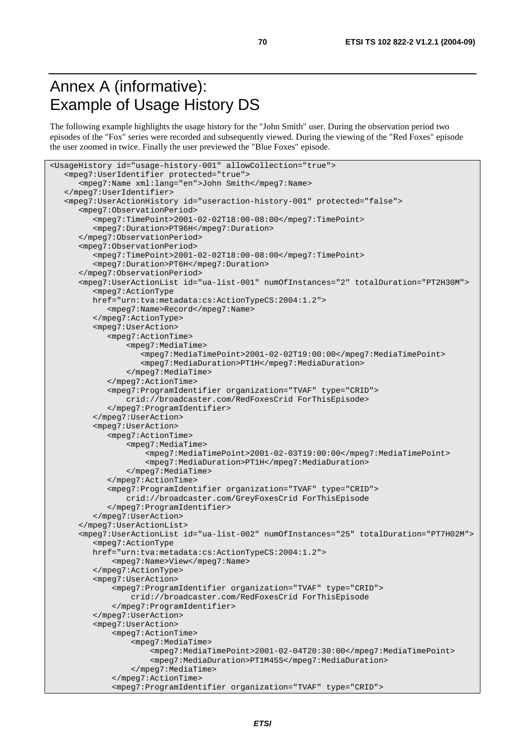# Annex A (informative): Example of Usage History DS

The following example highlights the usage history for the "John Smith" user. During the observation period two episodes of the "Fox" series were recorded and subsequently viewed. During the viewing of the "Red Foxes" episode the user zoomed in twice. Finally the user previewed the "Blue Foxes" episode.

```
<UsageHistory id="usage-history-001" allowCollection="true">
   <mpeg7:UserIdentifier protected="true">
      <mpeg7:Name xml:lang="en">John Smith</mpeg7:Name>
   </mpeg7:UserIdentifier>
   <mpeg7:UserActionHistory id="useraction-history-001" protected="false">
      <mpeg7:ObservationPeriod>
         <mpeg7:TimePoint>2001-02-02T18:00-08:00</mpeg7:TimePoint>
         <mpeg7:Duration>PT96H</mpeg7:Duration>
      </mpeg7:ObservationPeriod>
      <mpeg7:ObservationPeriod>
         <mpeg7:TimePoint>2001-02-02T18:00-08:00</mpeg7:TimePoint>
         <mpeg7:Duration>PT6H</mpeg7:Duration>
      </mpeg7:ObservationPeriod>
      <mpeg7:UserActionList id="ua-list-001" numOfInstances="2" totalDuration="PT2H30M">
         <mpeg7:ActionType
         href="urn:tva:metadata:cs:ActionTypeCS:2004:1.2">
            <mpeg7:Name>Record</mpeg7:Name>
         </mpeg7:ActionType>
         <mpeg7:UserAction>
            <mpeg7:ActionTime>
                <mpeg7:MediaTime>
                   <mpeg7:MediaTimePoint>2001-02-02T19:00:00</mpeg7:MediaTimePoint>
                   <mpeg7:MediaDuration>PT1H</mpeg7:MediaDuration>
                </mpeg7:MediaTime>
            </mpeg7:ActionTime>
            <mpeg7:ProgramIdentifier organization="TVAF" type="CRID">
                crid://broadcaster.com/RedFoxesCrid ForThisEpisode>
            </mpeg7:ProgramIdentifier>
         </mpeg7:UserAction>
         <mpeg7:UserAction>
            <mpeg7:ActionTime>
                <mpeg7:MediaTime>
                    <mpeg7:MediaTimePoint>2001-02-03T19:00:00</mpeg7:MediaTimePoint>
                    <mpeg7:MediaDuration>PT1H</mpeg7:MediaDuration>
                </mpeg7:MediaTime>
            </mpeg7:ActionTime>
            <mpeg7:ProgramIdentifier organization="TVAF" type="CRID">
                crid://broadcaster.com/GreyFoxesCrid ForThisEpisode
            </mpeg7:ProgramIdentifier>
         </mpeg7:UserAction>
      </mpeg7:UserActionList>
      <mpeg7:UserActionList id="ua-list-002" numOfInstances="25" totalDuration="PT7H02M">
         <mpeg7:ActionType
         href="urn:tva:metadata:cs:ActionTypeCS:2004:1.2">
             <mpeg7:Name>View</mpeg7:Name>
         </mpeg7:ActionType>
         <mpeg7:UserAction>
             <mpeg7:ProgramIdentifier organization="TVAF" type="CRID">
                 crid://broadcaster.com/RedFoxesCrid ForThisEpisode
             </mpeg7:ProgramIdentifier>
         </mpeg7:UserAction>
         <mpeg7:UserAction>
             <mpeg7:ActionTime>
                 <mpeg7:MediaTime>
                     <mpeg7:MediaTimePoint>2001-02-04T20:30:00</mpeg7:MediaTimePoint>
                     <mpeg7:MediaDuration>PT1M45S</mpeg7:MediaDuration>
                 </mpeg7:MediaTime>
             </mpeg7:ActionTime>
             <mpeg7:ProgramIdentifier organization="TVAF" type="CRID">
```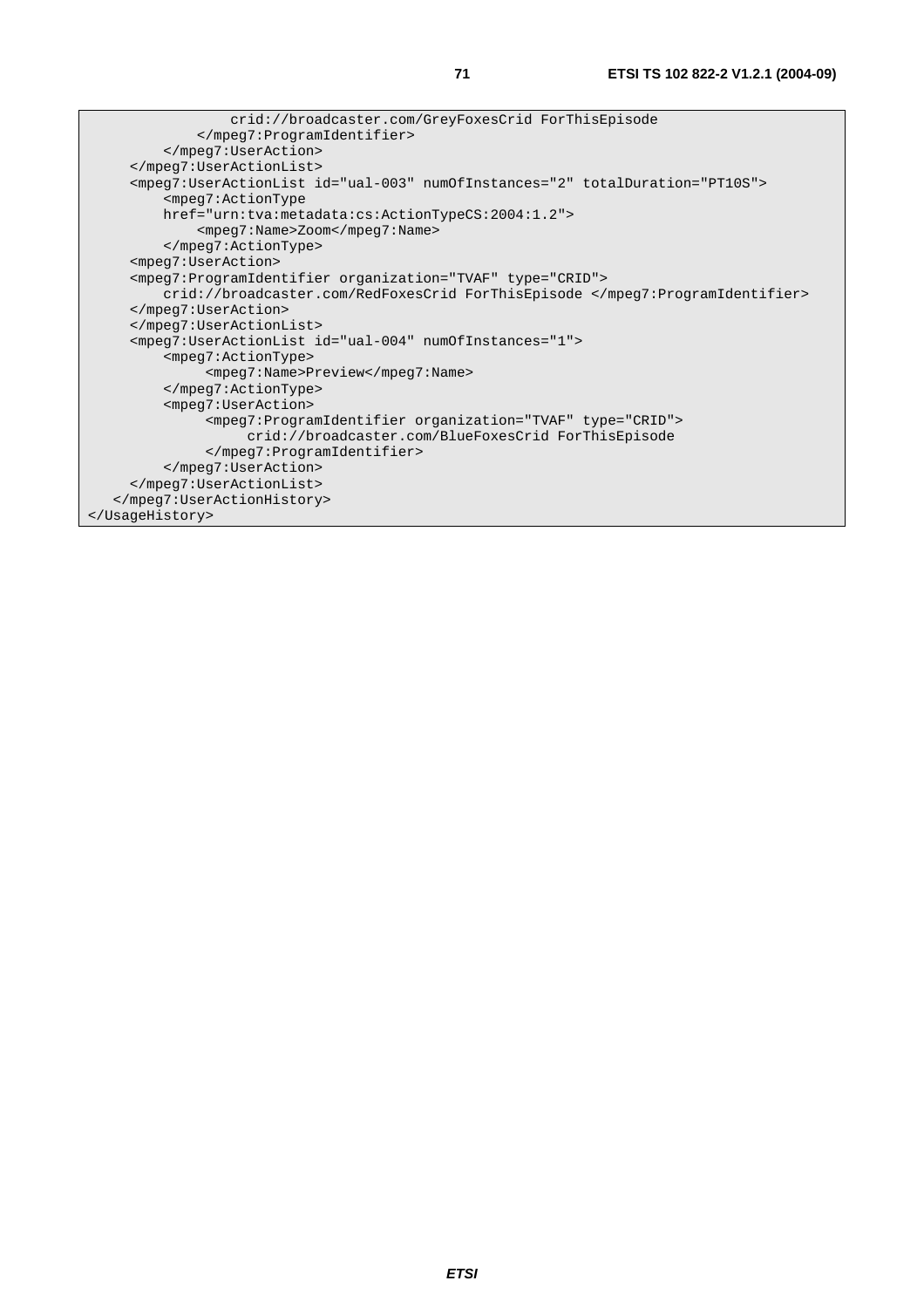```
                crid://broadcaster.com/GreyFoxesCrid ForThisEpisode
            </mpeg7:ProgramIdentifier>
        </mpeg7:UserAction>
    </mpeg7:UserActionList>
    <mpeg7:UserActionList id="ual-003" numOfInstances="2" totalDuration="PT10S">
        <mpeg7:ActionType
        href="urn:tva:metadata:cs:ActionTypeCS:2004:1.2">
            <mpeg7:Name>Zoom</mpeg7:Name>
        </mpeg7:ActionType>
    <mpeg7:UserAction>
    <mpeg7:ProgramIdentifier organization="TVAF" type="CRID">
        crid://broadcaster.com/RedFoxesCrid ForThisEpisode </mpeg7:ProgramIdentifier>
    </mpeg7:UserAction>
    </mpeg7:UserActionList>
    <mpeg7:UserActionList id="ual-004" numOfInstances="1">
        <mpeg7:ActionType>
            <mpeg7:Name>Preview</mpeg7:Name>
        </mpeg7:ActionType>
        <mpeg7:UserAction>
            <mpeg7:ProgramIdentifier organization="TVAF" type="CRID">
                crid://broadcaster.com/BlueFoxesCrid ForThisEpisode
            </mpeg7:ProgramIdentifier>
        </mpeg7:UserAction>
    </mpeg7:UserActionList>
  </mpeg7:UserActionHistory>
</UsageHistory>
```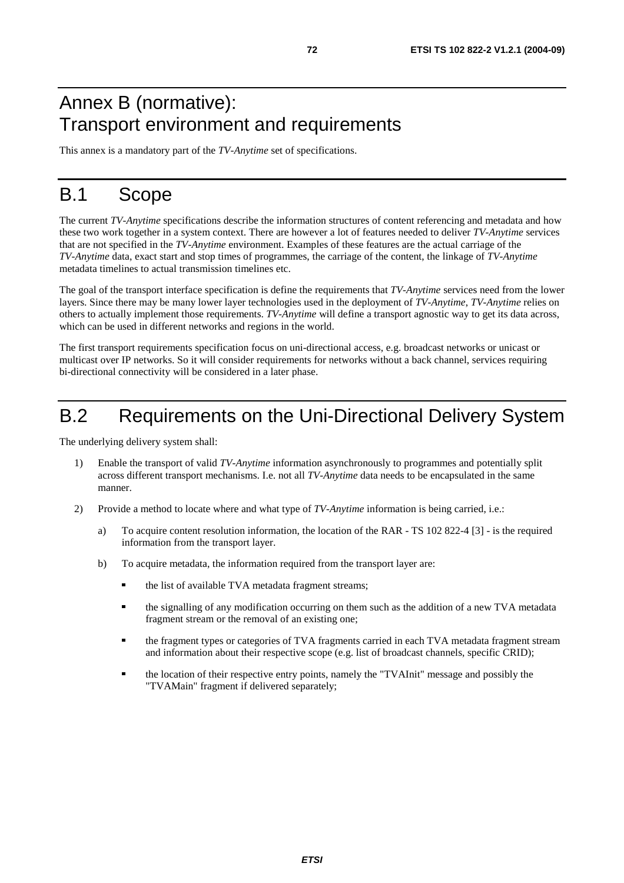# Annex B (normative): Transport environment and requirements

This annex is a mandatory part of the *TV-Anytime* set of specifications.

# B.1 Scope

The current *TV-Anytime* specifications describe the information structures of content referencing and metadata and how these two work together in a system context. There are however a lot of features needed to deliver *TV-Anytime* services that are not specified in the *TV-Anytime* environment. Examples of these features are the actual carriage of the *TV-Anytime* data, exact start and stop times of programmes, the carriage of the content, the linkage of *TV-Anytime* metadata timelines to actual transmission timelines etc.

The goal of the transport interface specification is define the requirements that *TV-Anytime* services need from the lower layers. Since there may be many lower layer technologies used in the deployment of *TV-Anytime*, *TV-Anytime* relies on others to actually implement those requirements. *TV-Anytime* will define a transport agnostic way to get its data across, which can be used in different networks and regions in the world.

The first transport requirements specification focus on uni-directional access, e.g. broadcast networks or unicast or multicast over IP networks. So it will consider requirements for networks without a back channel, services requiring bi-directional connectivity will be considered in a later phase.

# B.2 Requirements on the Uni-Directional Delivery System

The underlying delivery system shall:

1) Enable the transport of valid *TV-Anytime* information asynchronously to programmes and potentially split across different transport mechanisms. I.e. not all *TV-Anytime* data needs to be encapsulated in the same manner.

2) Provide a method to locate where and what type of *TV-Anytime* information is being carried, i.e.:

   a) To acquire content resolution information, the location of the RAR - TS 102 822-4 [3] - is the required information from the transport layer.

   b) To acquire metadata, the information required from the transport layer are:

      - the list of available TVA metadata fragment streams;
      - the signalling of any modification occurring on them such as the addition of a new TVA metadata fragment stream or the removal of an existing one;
      - the fragment types or categories of TVA fragments carried in each TVA metadata fragment stream and information about their respective scope (e.g. list of broadcast channels, specific CRID);
      - the location of their respective entry points, namely the "TVAInit" message and possibly the "TVAMain" fragment if delivered separately;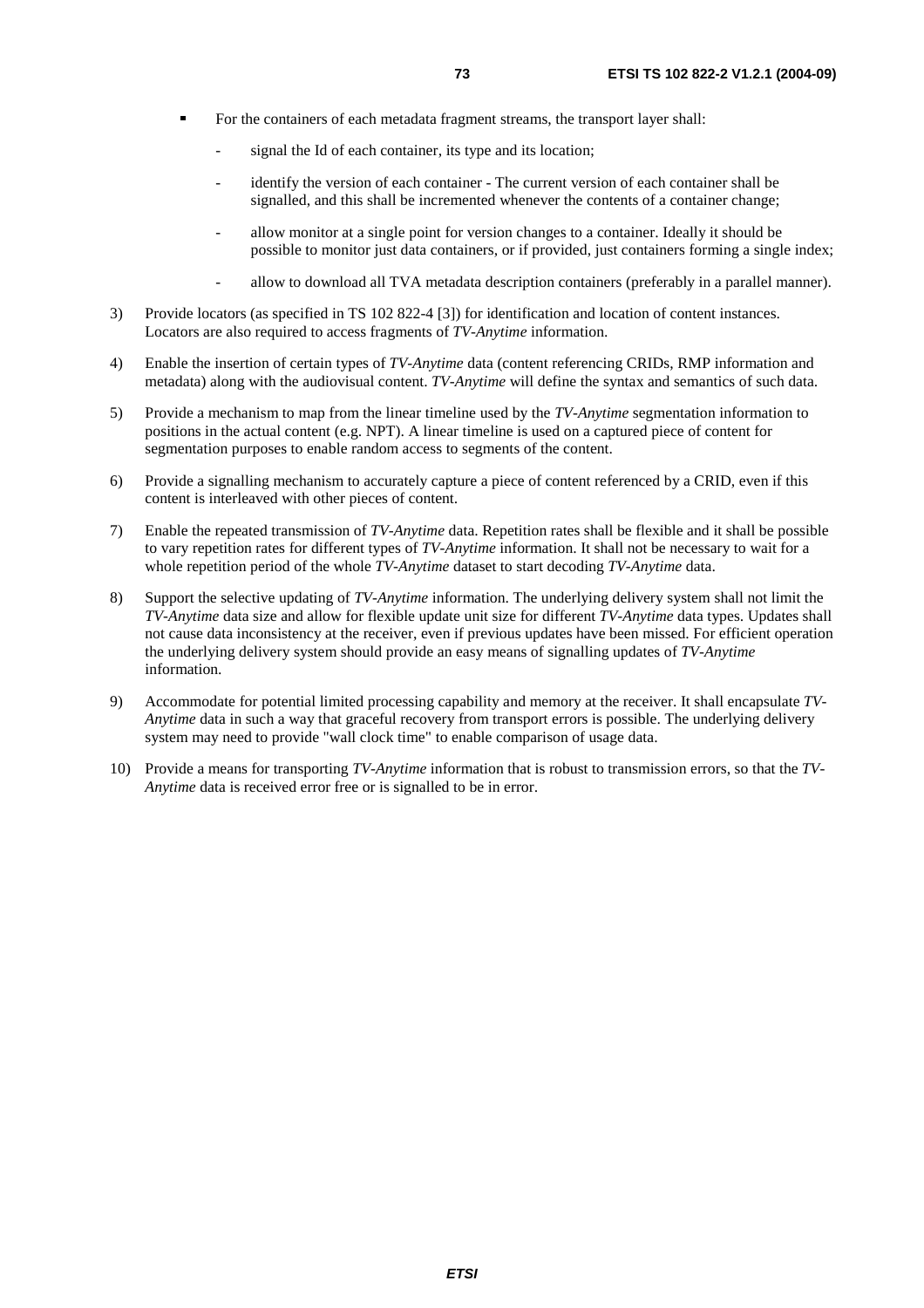- For the containers of each metadata fragment streams, the transport layer shall:
  - signal the Id of each container, its type and its location;
  - identify the version of each container - The current version of each container shall be signalled, and this shall be incremented whenever the contents of a container change;
  - allow monitor at a single point for version changes to a container. Ideally it should be possible to monitor just data containers, or if provided, just containers forming a single index;
  - allow to download all TVA metadata description containers (preferably in a parallel manner).

3) Provide locators (as specified in TS 102 822-4 [3]) for identification and location of content instances. Locators are also required to access fragments of *TV-Anytime* information.

4) Enable the insertion of certain types of *TV-Anytime* data (content referencing CRIDs, RMP information and metadata) along with the audiovisual content. *TV-Anytime* will define the syntax and semantics of such data.

5) Provide a mechanism to map from the linear timeline used by the *TV-Anytime* segmentation information to positions in the actual content (e.g. NPT). A linear timeline is used on a captured piece of content for segmentation purposes to enable random access to segments of the content.

6) Provide a signalling mechanism to accurately capture a piece of content referenced by a CRID, even if this content is interleaved with other pieces of content.

7) Enable the repeated transmission of *TV-Anytime* data. Repetition rates shall be flexible and it shall be possible to vary repetition rates for different types of *TV-Anytime* information. It shall not be necessary to wait for a whole repetition period of the whole *TV-Anytime* dataset to start decoding *TV-Anytime* data.

8) Support the selective updating of *TV-Anytime* information. The underlying delivery system shall not limit the *TV-Anytime* data size and allow for flexible update unit size for different *TV-Anytime* data types. Updates shall not cause data inconsistency at the receiver, even if previous updates have been missed. For efficient operation the underlying delivery system should provide an easy means of signalling updates of *TV-Anytime* information.

9) Accommodate for potential limited processing capability and memory at the receiver. It shall encapsulate *TV-Anytime* data in such a way that graceful recovery from transport errors is possible. The underlying delivery system may need to provide "wall clock time" to enable comparison of usage data.

10) Provide a means for transporting *TV-Anytime* information that is robust to transmission errors, so that the *TV-Anytime* data is received error free or is signalled to be in error.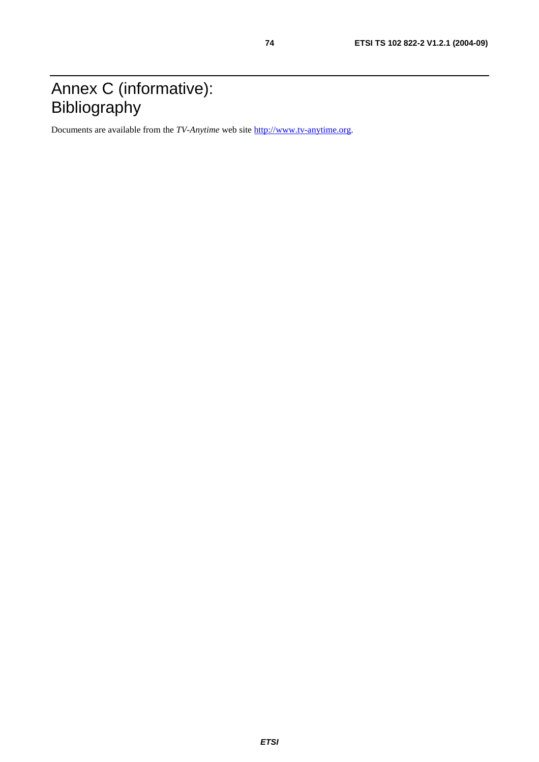# Annex C (informative): Bibliography

Documents are available from the *TV-Anytime* web site http://www.tv-anytime.org.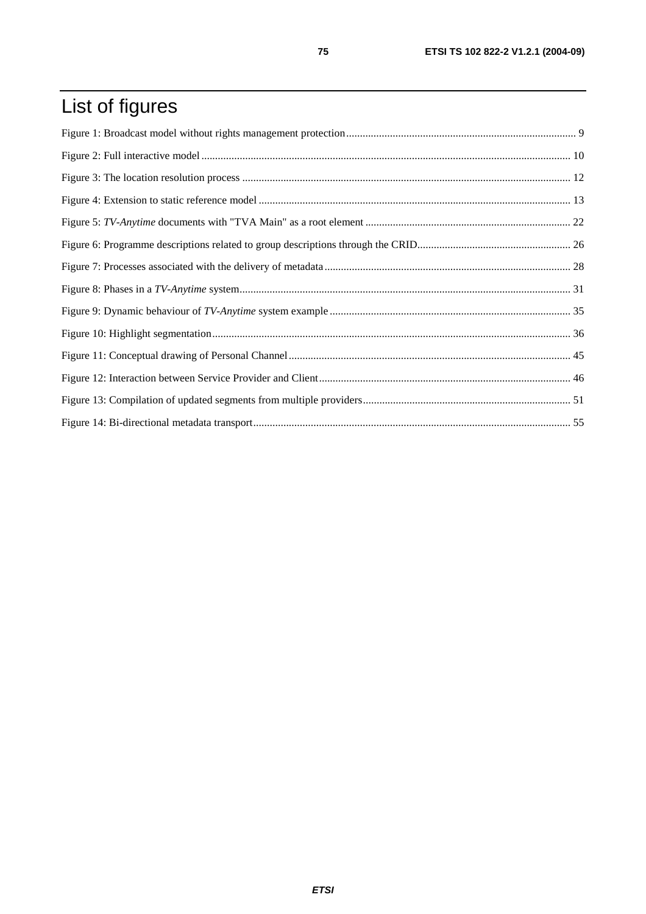# List of figures

Figure 1: Broadcast model without rights management protection .... 9

Figure 2: Full interactive model .... 10

Figure 3: The location resolution process .... 12

Figure 4: Extension to static reference model .... 13

Figure 5: *TV-Anytime* documents with "TVA Main" as a root element .... 22

Figure 6: Programme descriptions related to group descriptions through the CRID .... 26

Figure 7: Processes associated with the delivery of metadata .... 28

Figure 8: Phases in a *TV-Anytime* system .... 31

Figure 9: Dynamic behaviour of *TV-Anytime* system example .... 35

Figure 10: Highlight segmentation .... 36

Figure 11: Conceptual drawing of Personal Channel .... 45

Figure 12: Interaction between Service Provider and Client .... 46

Figure 13: Compilation of updated segments from multiple providers .... 51

Figure 14: Bi-directional metadata transport .... 55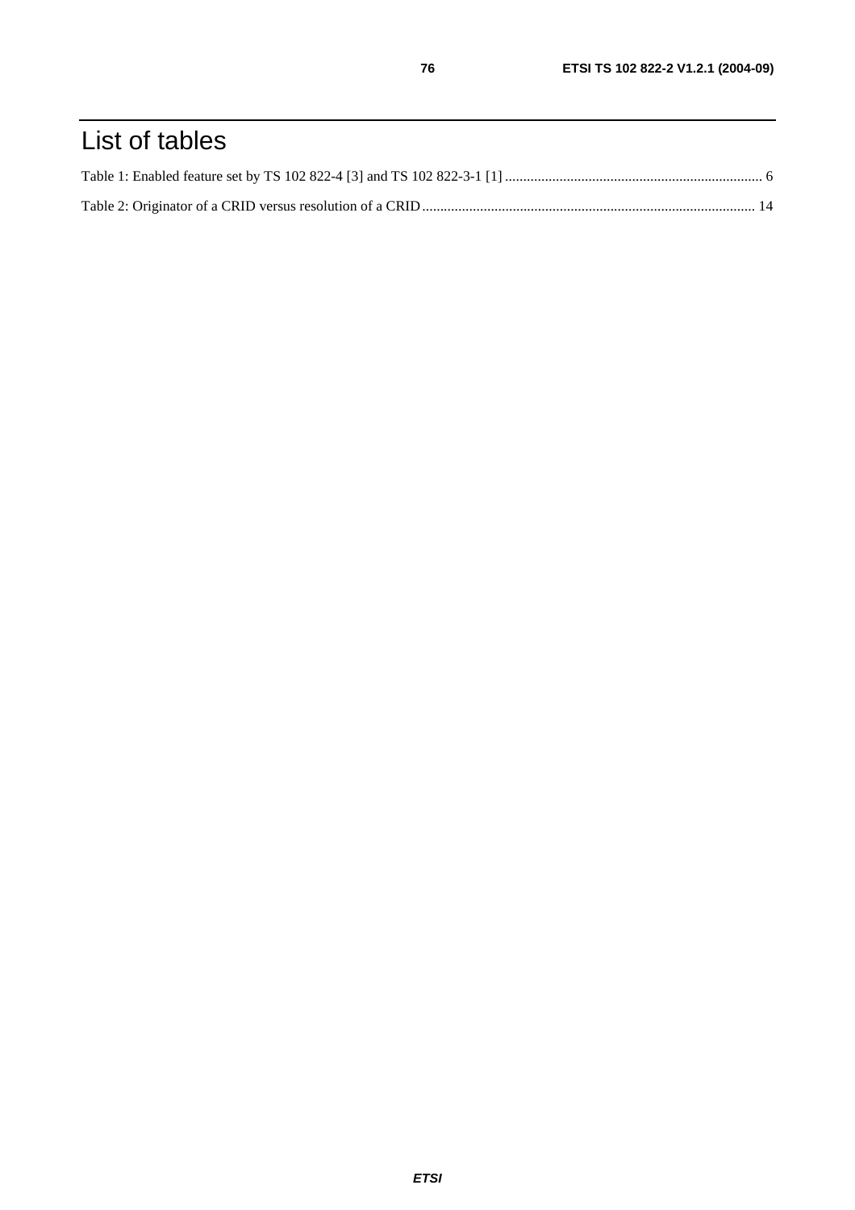# List of tables

Table 1: Enabled feature set by TS 102 822-4 [3] and TS 102 822-3-1 [1] ....................................................................... 6

Table 2: Originator of a CRID versus resolution of a CRID........................................................................................... 14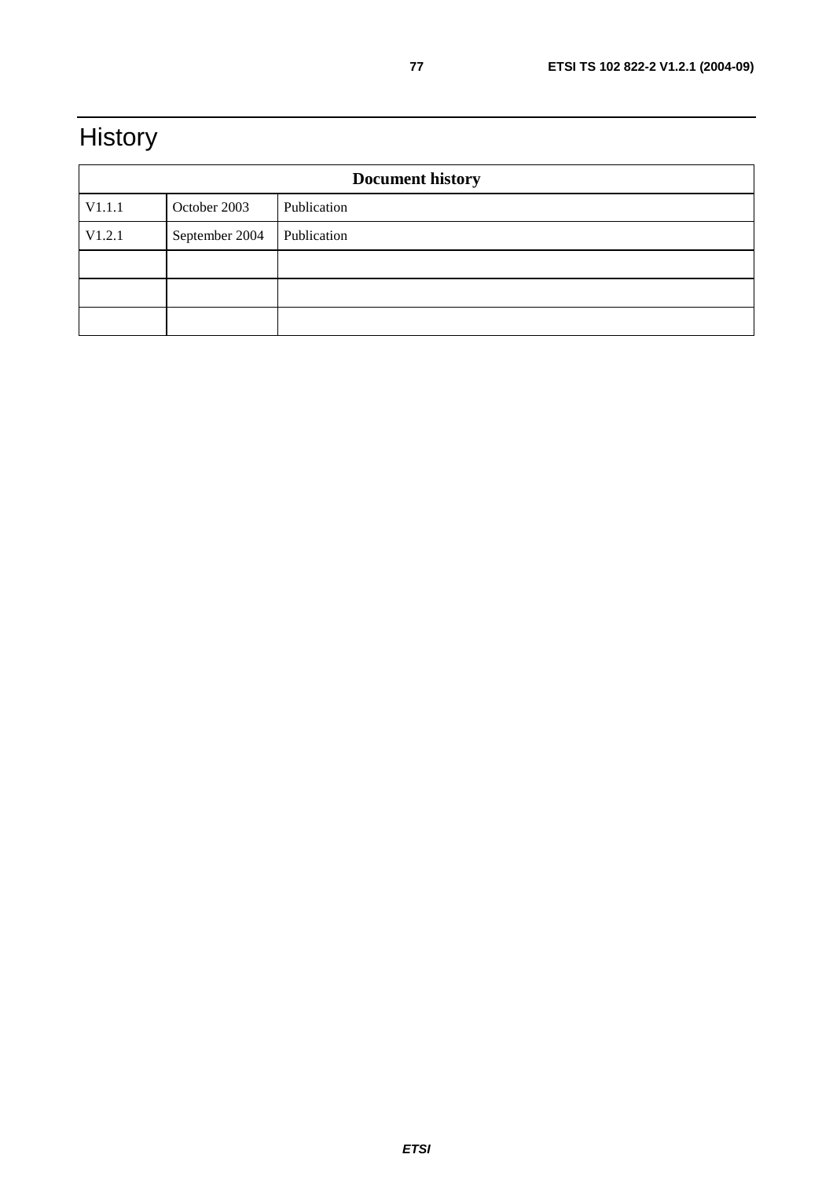# History

| Document history | | |
|---|---|---|
| V1.1.1 | October 2003 | Publication |
| V1.2.1 | September 2004 | Publication |
| | | |
| | | |
| | | |